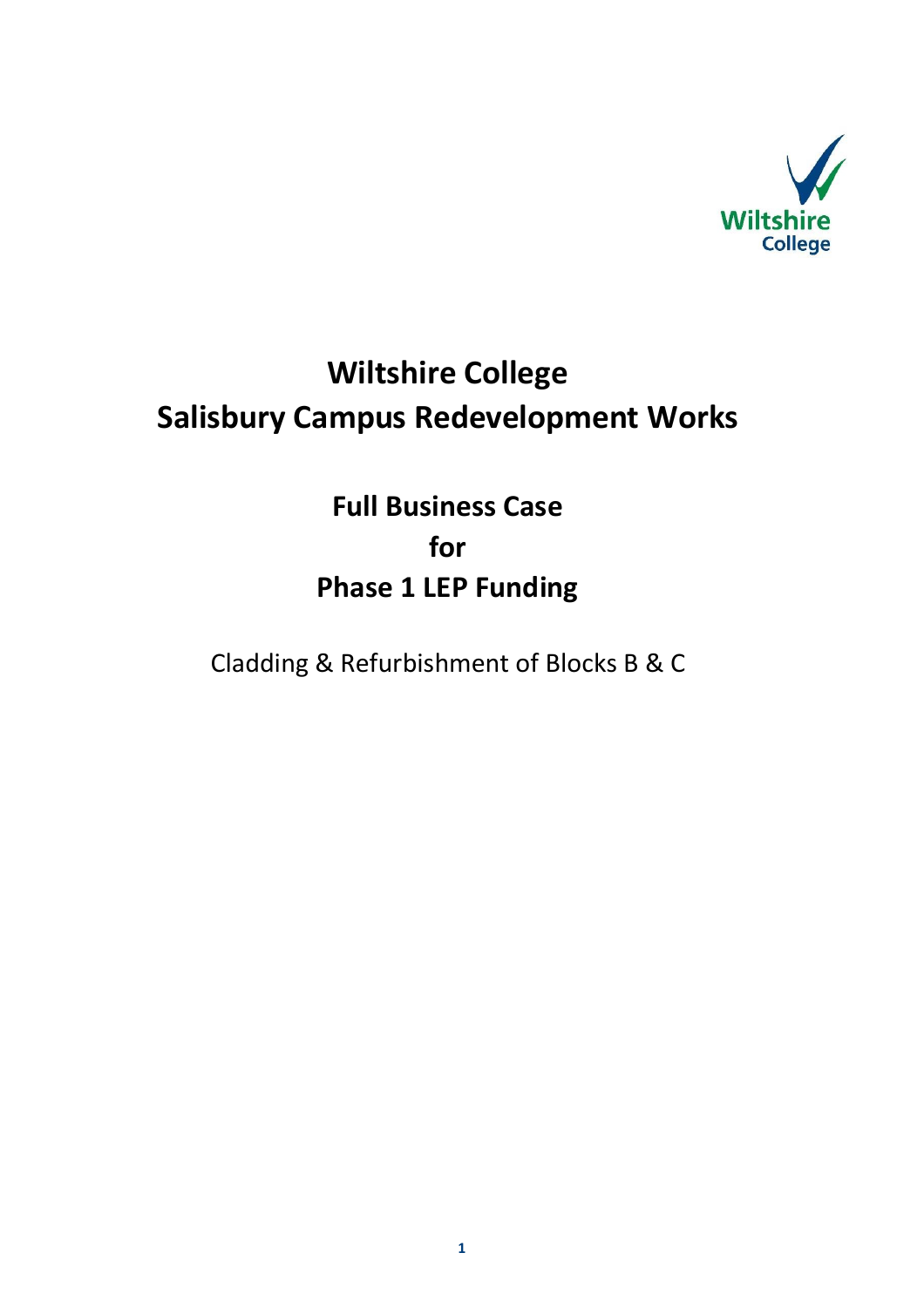Wiltshire College

# Wiltshire College
# Salisbury Campus Redevelopment Works

## Full Business Case
## for
## Phase 1 LEP Funding

Cladding & Refurbishment of Blocks B & C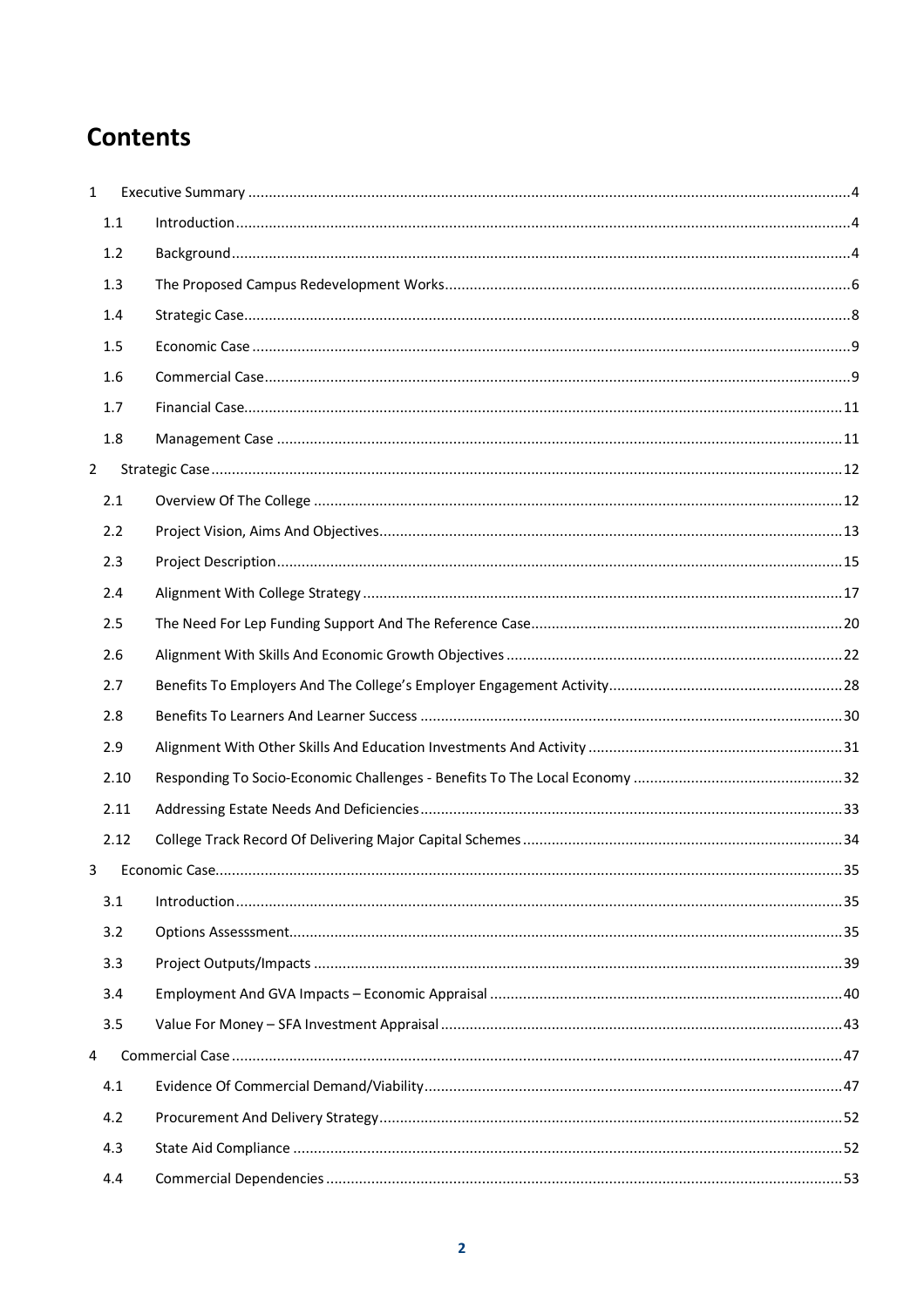# Contents

1 Executive Summary ....................................................................................................................................4

- 1.1 Introduction ....................................................................................................................................4
- 1.2 Background ....................................................................................................................................4
- 1.3 The Proposed Campus Redevelopment Works ..................................................................................6
- 1.4 Strategic Case ..................................................................................................................................8
- 1.5 Economic Case ................................................................................................................................9
- 1.6 Commercial Case ............................................................................................................................9
- 1.7 Financial Case ................................................................................................................................11
- 1.8 Management Case ........................................................................................................................11

2 Strategic Case .........................................................................................................................................12

- 2.1 Overview Of The College ...............................................................................................................12
- 2.2 Project Vision, Aims And Objectives ................................................................................................13
- 2.3 Project Description ........................................................................................................................15
- 2.4 Alignment With College Strategy ....................................................................................................17
- 2.5 The Need For Lep Funding Support And The Reference Case ...........................................................20
- 2.6 Alignment With Skills And Economic Growth Objectives .................................................................22
- 2.7 Benefits To Employers And The College's Employer Engagement Activity .........................................28
- 2.8 Benefits To Learners And Learner Success ......................................................................................30
- 2.9 Alignment With Other Skills And Education Investments And Activity .............................................31
- 2.10 Responding To Socio-Economic Challenges - Benefits To The Local Economy ...................................32
- 2.11 Addressing Estate Needs And Deficiencies ......................................................................................33
- 2.12 College Track Record Of Delivering Major Capital Schemes .............................................................34

3 Economic Case .......................................................................................................................................35

- 3.1 Introduction ..................................................................................................................................35
- 3.2 Options Assesssment .....................................................................................................................35
- 3.3 Project Outputs/Impacts ...............................................................................................................39
- 3.4 Employment And GVA Impacts – Economic Appraisal .....................................................................40
- 3.5 Value For Money – SFA Investment Appraisal .................................................................................43

4 Commercial Case ...................................................................................................................................47

- 4.1 Evidence Of Commercial Demand/Viability .....................................................................................47
- 4.2 Procurement And Delivery Strategy ................................................................................................52
- 4.3 State Aid Compliance ....................................................................................................................52
- 4.4 Commercial Dependencies ............................................................................................................53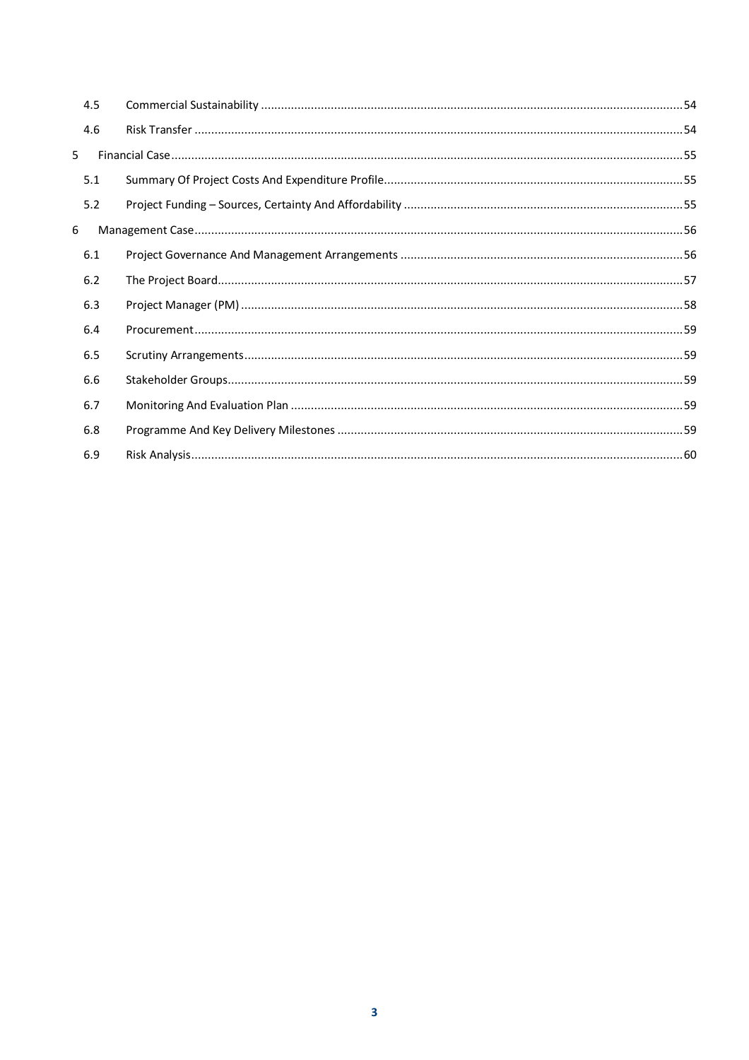| | | |
|---|---|---|
| 4.5 | Commercial Sustainability | 54 |
| 4.6 | Risk Transfer | 54 |
| 5 | Financial Case | 55 |
| 5.1 | Summary Of Project Costs And Expenditure Profile | 55 |
| 5.2 | Project Funding – Sources, Certainty And Affordability | 55 |
| 6 | Management Case | 56 |
| 6.1 | Project Governance And Management Arrangements | 56 |
| 6.2 | The Project Board | 57 |
| 6.3 | Project Manager (PM) | 58 |
| 6.4 | Procurement | 59 |
| 6.5 | Scrutiny Arrangements | 59 |
| 6.6 | Stakeholder Groups | 59 |
| 6.7 | Monitoring And Evaluation Plan | 59 |
| 6.8 | Programme And Key Delivery Milestones | 59 |
| 6.9 | Risk Analysis | 60 |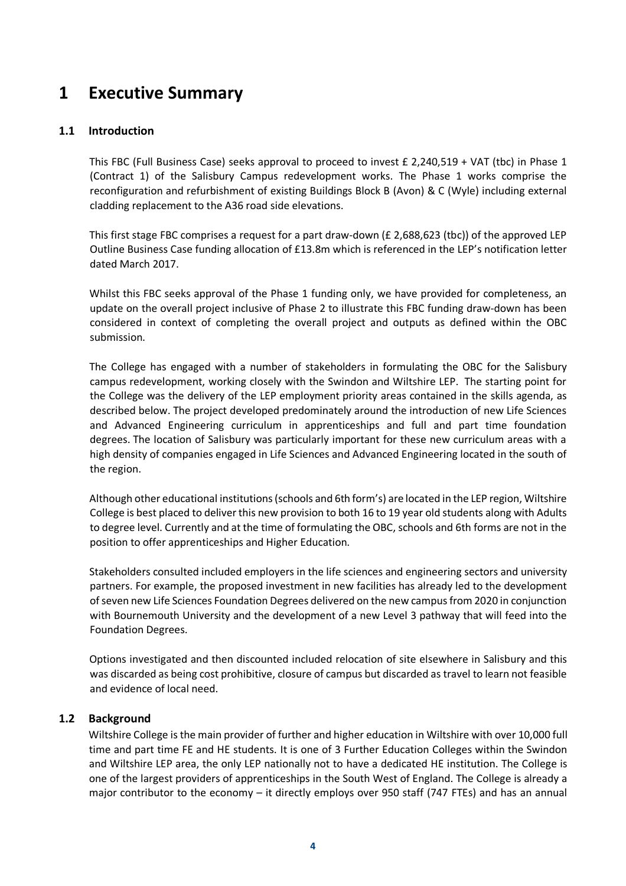# 1 Executive Summary

## 1.1 Introduction

This FBC (Full Business Case) seeks approval to proceed to invest £ 2,240,519 + VAT (tbc) in Phase 1 (Contract 1) of the Salisbury Campus redevelopment works. The Phase 1 works comprise the reconfiguration and refurbishment of existing Buildings Block B (Avon) & C (Wyle) including external cladding replacement to the A36 road side elevations.

This first stage FBC comprises a request for a part draw-down (£ 2,688,623 (tbc)) of the approved LEP Outline Business Case funding allocation of £13.8m which is referenced in the LEP's notification letter dated March 2017.

Whilst this FBC seeks approval of the Phase 1 funding only, we have provided for completeness, an update on the overall project inclusive of Phase 2 to illustrate this FBC funding draw-down has been considered in context of completing the overall project and outputs as defined within the OBC submission.

The College has engaged with a number of stakeholders in formulating the OBC for the Salisbury campus redevelopment, working closely with the Swindon and Wiltshire LEP. The starting point for the College was the delivery of the LEP employment priority areas contained in the skills agenda, as described below. The project developed predominately around the introduction of new Life Sciences and Advanced Engineering curriculum in apprenticeships and full and part time foundation degrees. The location of Salisbury was particularly important for these new curriculum areas with a high density of companies engaged in Life Sciences and Advanced Engineering located in the south of the region.

Although other educational institutions (schools and 6th form's) are located in the LEP region, Wiltshire College is best placed to deliver this new provision to both 16 to 19 year old students along with Adults to degree level. Currently and at the time of formulating the OBC, schools and 6th forms are not in the position to offer apprenticeships and Higher Education.

Stakeholders consulted included employers in the life sciences and engineering sectors and university partners. For example, the proposed investment in new facilities has already led to the development of seven new Life Sciences Foundation Degrees delivered on the new campus from 2020 in conjunction with Bournemouth University and the development of a new Level 3 pathway that will feed into the Foundation Degrees.

Options investigated and then discounted included relocation of site elsewhere in Salisbury and this was discarded as being cost prohibitive, closure of campus but discarded as travel to learn not feasible and evidence of local need.

## 1.2 Background

Wiltshire College is the main provider of further and higher education in Wiltshire with over 10,000 full time and part time FE and HE students. It is one of 3 Further Education Colleges within the Swindon and Wiltshire LEP area, the only LEP nationally not to have a dedicated HE institution. The College is one of the largest providers of apprenticeships in the South West of England. The College is already a major contributor to the economy – it directly employs over 950 staff (747 FTEs) and has an annual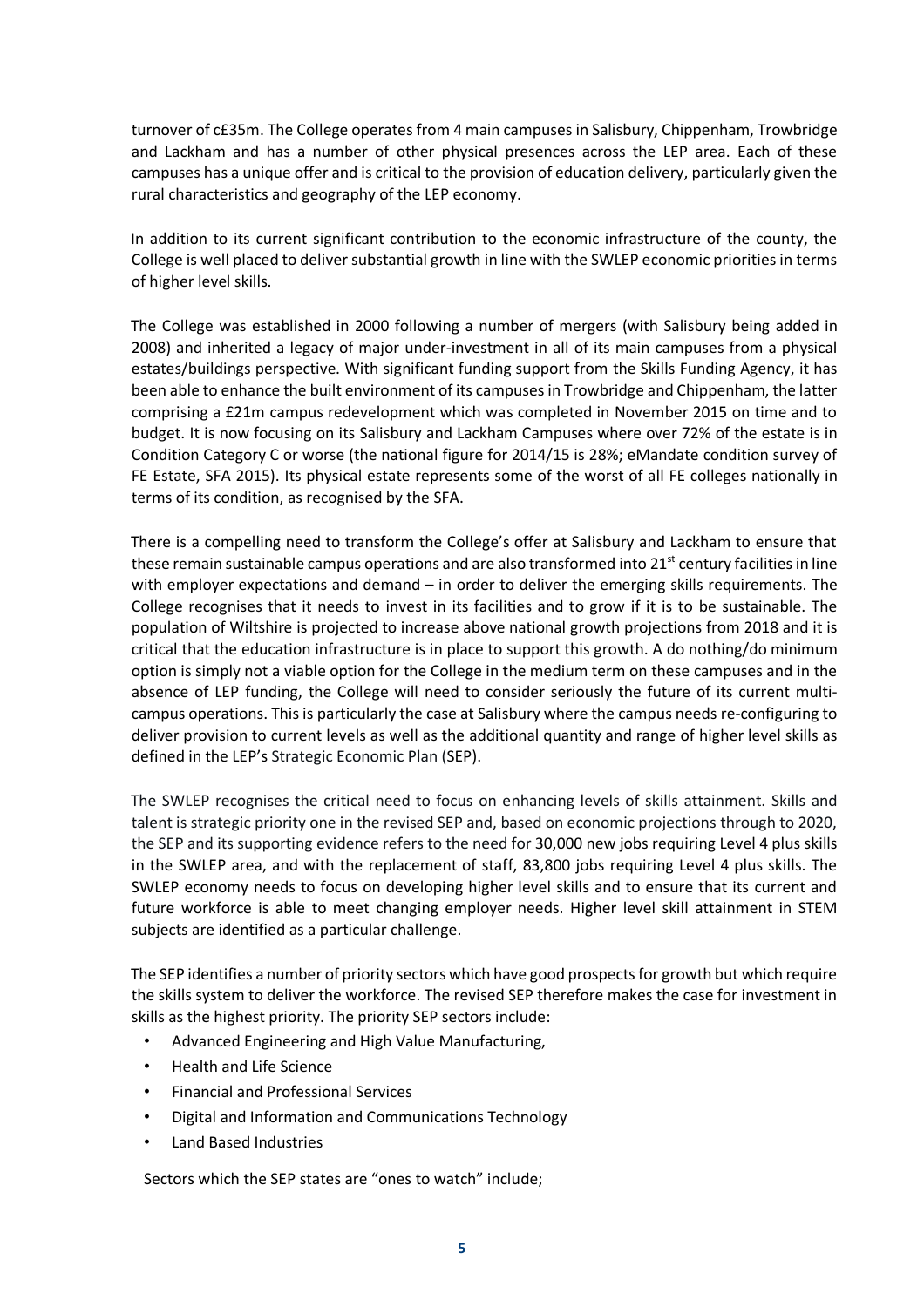turnover of c£35m. The College operates from 4 main campuses in Salisbury, Chippenham, Trowbridge and Lackham and has a number of other physical presences across the LEP area. Each of these campuses has a unique offer and is critical to the provision of education delivery, particularly given the rural characteristics and geography of the LEP economy.

In addition to its current significant contribution to the economic infrastructure of the county, the College is well placed to deliver substantial growth in line with the SWLEP economic priorities in terms of higher level skills.

The College was established in 2000 following a number of mergers (with Salisbury being added in 2008) and inherited a legacy of major under-investment in all of its main campuses from a physical estates/buildings perspective. With significant funding support from the Skills Funding Agency, it has been able to enhance the built environment of its campuses in Trowbridge and Chippenham, the latter comprising a £21m campus redevelopment which was completed in November 2015 on time and to budget. It is now focusing on its Salisbury and Lackham Campuses where over 72% of the estate is in Condition Category C or worse (the national figure for 2014/15 is 28%; eMandate condition survey of FE Estate, SFA 2015). Its physical estate represents some of the worst of all FE colleges nationally in terms of its condition, as recognised by the SFA.

There is a compelling need to transform the College's offer at Salisbury and Lackham to ensure that these remain sustainable campus operations and are also transformed into 21st century facilities in line with employer expectations and demand – in order to deliver the emerging skills requirements. The College recognises that it needs to invest in its facilities and to grow if it is to be sustainable. The population of Wiltshire is projected to increase above national growth projections from 2018 and it is critical that the education infrastructure is in place to support this growth. A do nothing/do minimum option is simply not a viable option for the College in the medium term on these campuses and in the absence of LEP funding, the College will need to consider seriously the future of its current multi-campus operations. This is particularly the case at Salisbury where the campus needs re-configuring to deliver provision to current levels as well as the additional quantity and range of higher level skills as defined in the LEP's Strategic Economic Plan (SEP).

The SWLEP recognises the critical need to focus on enhancing levels of skills attainment. Skills and talent is strategic priority one in the revised SEP and, based on economic projections through to 2020, the SEP and its supporting evidence refers to the need for 30,000 new jobs requiring Level 4 plus skills in the SWLEP area, and with the replacement of staff, 83,800 jobs requiring Level 4 plus skills. The SWLEP economy needs to focus on developing higher level skills and to ensure that its current and future workforce is able to meet changing employer needs. Higher level skill attainment in STEM subjects are identified as a particular challenge.

The SEP identifies a number of priority sectors which have good prospects for growth but which require the skills system to deliver the workforce. The revised SEP therefore makes the case for investment in skills as the highest priority. The priority SEP sectors include:

- Advanced Engineering and High Value Manufacturing,
- Health and Life Science
- Financial and Professional Services
- Digital and Information and Communications Technology
- Land Based Industries

Sectors which the SEP states are "ones to watch" include;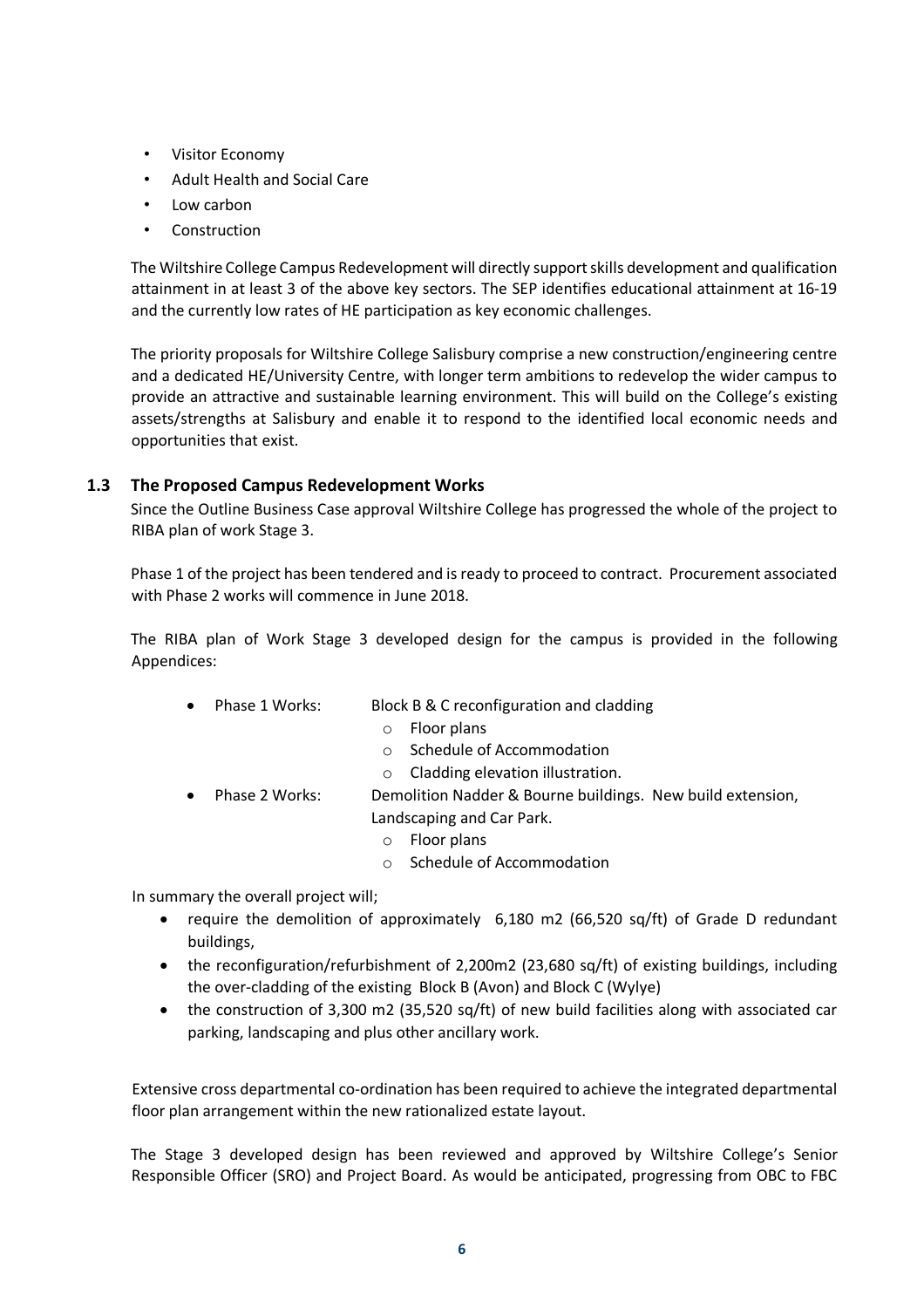- Visitor Economy
- Adult Health and Social Care
- Low carbon
- Construction

The Wiltshire College Campus Redevelopment will directly support skills development and qualification attainment in at least 3 of the above key sectors. The SEP identifies educational attainment at 16-19 and the currently low rates of HE participation as key economic challenges.

The priority proposals for Wiltshire College Salisbury comprise a new construction/engineering centre and a dedicated HE/University Centre, with longer term ambitions to redevelop the wider campus to provide an attractive and sustainable learning environment. This will build on the College's existing assets/strengths at Salisbury and enable it to respond to the identified local economic needs and opportunities that exist.

### 1.3 The Proposed Campus Redevelopment Works

Since the Outline Business Case approval Wiltshire College has progressed the whole of the project to RIBA plan of work Stage 3.

Phase 1 of the project has been tendered and is ready to proceed to contract. Procurement associated with Phase 2 works will commence in June 2018.

The RIBA plan of Work Stage 3 developed design for the campus is provided in the following Appendices:

- Phase 1 Works: Block B & C reconfiguration and cladding
  - Floor plans
  - Schedule of Accommodation
  - Cladding elevation illustration.
- Phase 2 Works: Demolition Nadder & Bourne buildings. New build extension, Landscaping and Car Park.
  - Floor plans
  - Schedule of Accommodation

In summary the overall project will;

- require the demolition of approximately 6,180 m2 (66,520 sq/ft) of Grade D redundant buildings,
- the reconfiguration/refurbishment of 2,200m2 (23,680 sq/ft) of existing buildings, including the over-cladding of the existing Block B (Avon) and Block C (Wylye)
- the construction of 3,300 m2 (35,520 sq/ft) of new build facilities along with associated car parking, landscaping and plus other ancillary work.

Extensive cross departmental co-ordination has been required to achieve the integrated departmental floor plan arrangement within the new rationalized estate layout.

The Stage 3 developed design has been reviewed and approved by Wiltshire College's Senior Responsible Officer (SRO) and Project Board. As would be anticipated, progressing from OBC to FBC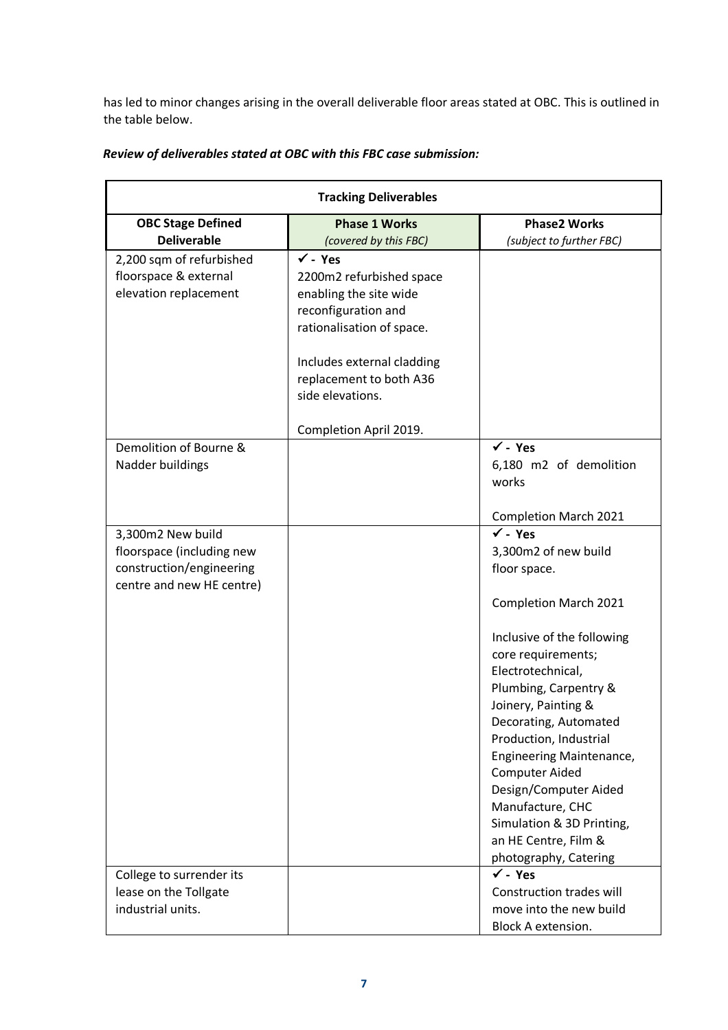has led to minor changes arising in the overall deliverable floor areas stated at OBC. This is outlined in the table below.

***Review of deliverables stated at OBC with this FBC case submission:***

| Tracking Deliverables | | |
|---|---|---|
| **OBC Stage Defined Deliverable** | **Phase 1 Works** *(covered by this FBC)* | **Phase2 Works** *(subject to further FBC)* |
| 2,200 sqm of refurbished floorspace & external elevation replacement | ✓ **- Yes** 2200m2 refurbished space enabling the site wide reconfiguration and rationalisation of space. Includes external cladding replacement to both A36 side elevations. Completion April 2019. | |
| Demolition of Bourne & Nadder buildings | | ✓ **- Yes** 6,180 m2 of demolition works Completion March 2021 |
| 3,300m2 New build floorspace (including new construction/engineering centre and new HE centre) | | ✓ **- Yes** 3,300m2 of new build floor space. Completion March 2021 Inclusive of the following core requirements; Electrotechnical, Plumbing, Carpentry & Joinery, Painting & Decorating, Automated Production, Industrial Engineering Maintenance, Computer Aided Design/Computer Aided Manufacture, CHC Simulation & 3D Printing, an HE Centre, Film & photography, Catering |
| College to surrender its lease on the Tollgate industrial units. | | ✓ **- Yes** Construction trades will move into the new build Block A extension. |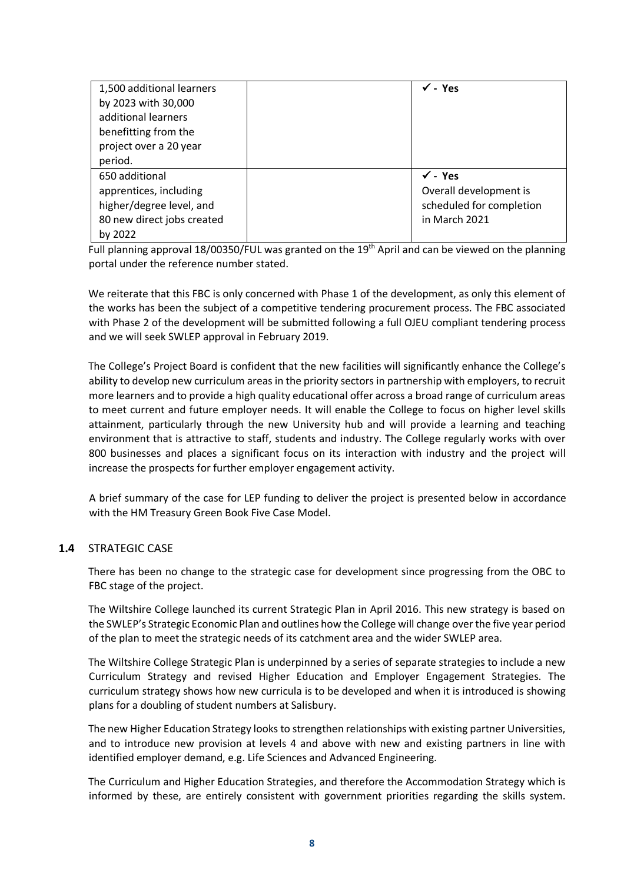| | | |
|---|---|---|
| 1,500 additional learners by 2023 with 30,000 additional learners benefitting from the project over a 20 year period. | | ✓ - **Yes** |
| 650 additional apprentices, including higher/degree level, and 80 new direct jobs created by 2022 | | ✓ - **Yes** Overall development is scheduled for completion in March 2021 |

Full planning approval 18/00350/FUL was granted on the 19th April and can be viewed on the planning portal under the reference number stated.

We reiterate that this FBC is only concerned with Phase 1 of the development, as only this element of the works has been the subject of a competitive tendering procurement process. The FBC associated with Phase 2 of the development will be submitted following a full OJEU compliant tendering process and we will seek SWLEP approval in February 2019.

The College's Project Board is confident that the new facilities will significantly enhance the College's ability to develop new curriculum areas in the priority sectors in partnership with employers, to recruit more learners and to provide a high quality educational offer across a broad range of curriculum areas to meet current and future employer needs. It will enable the College to focus on higher level skills attainment, particularly through the new University hub and will provide a learning and teaching environment that is attractive to staff, students and industry. The College regularly works with over 800 businesses and places a significant focus on its interaction with industry and the project will increase the prospects for further employer engagement activity.

A brief summary of the case for LEP funding to deliver the project is presented below in accordance with the HM Treasury Green Book Five Case Model.

### 1.4 STRATEGIC CASE

There has been no change to the strategic case for development since progressing from the OBC to FBC stage of the project.

The Wiltshire College launched its current Strategic Plan in April 2016. This new strategy is based on the SWLEP's Strategic Economic Plan and outlines how the College will change over the five year period of the plan to meet the strategic needs of its catchment area and the wider SWLEP area.

The Wiltshire College Strategic Plan is underpinned by a series of separate strategies to include a new Curriculum Strategy and revised Higher Education and Employer Engagement Strategies. The curriculum strategy shows how new curricula is to be developed and when it is introduced is showing plans for a doubling of student numbers at Salisbury.

The new Higher Education Strategy looks to strengthen relationships with existing partner Universities, and to introduce new provision at levels 4 and above with new and existing partners in line with identified employer demand, e.g. Life Sciences and Advanced Engineering.

The Curriculum and Higher Education Strategies, and therefore the Accommodation Strategy which is informed by these, are entirely consistent with government priorities regarding the skills system.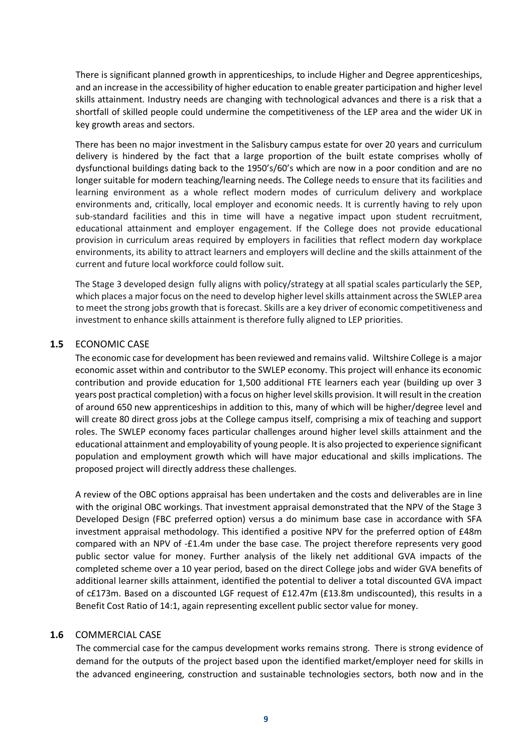There is significant planned growth in apprenticeships, to include Higher and Degree apprenticeships, and an increase in the accessibility of higher education to enable greater participation and higher level skills attainment. Industry needs are changing with technological advances and there is a risk that a shortfall of skilled people could undermine the competitiveness of the LEP area and the wider UK in key growth areas and sectors.

There has been no major investment in the Salisbury campus estate for over 20 years and curriculum delivery is hindered by the fact that a large proportion of the built estate comprises wholly of dysfunctional buildings dating back to the 1950's/60's which are now in a poor condition and are no longer suitable for modern teaching/learning needs. The College needs to ensure that its facilities and learning environment as a whole reflect modern modes of curriculum delivery and workplace environments and, critically, local employer and economic needs. It is currently having to rely upon sub-standard facilities and this in time will have a negative impact upon student recruitment, educational attainment and employer engagement. If the College does not provide educational provision in curriculum areas required by employers in facilities that reflect modern day workplace environments, its ability to attract learners and employers will decline and the skills attainment of the current and future local workforce could follow suit.

The Stage 3 developed design fully aligns with policy/strategy at all spatial scales particularly the SEP, which places a major focus on the need to develop higher level skills attainment across the SWLEP area to meet the strong jobs growth that is forecast. Skills are a key driver of economic competitiveness and investment to enhance skills attainment is therefore fully aligned to LEP priorities.

## 1.5 ECONOMIC CASE

The economic case for development has been reviewed and remains valid. Wiltshire College is a major economic asset within and contributor to the SWLEP economy. This project will enhance its economic contribution and provide education for 1,500 additional FTE learners each year (building up over 3 years post practical completion) with a focus on higher level skills provision. It will result in the creation of around 650 new apprenticeships in addition to this, many of which will be higher/degree level and will create 80 direct gross jobs at the College campus itself, comprising a mix of teaching and support roles. The SWLEP economy faces particular challenges around higher level skills attainment and the educational attainment and employability of young people. It is also projected to experience significant population and employment growth which will have major educational and skills implications. The proposed project will directly address these challenges.

A review of the OBC options appraisal has been undertaken and the costs and deliverables are in line with the original OBC workings. That investment appraisal demonstrated that the NPV of the Stage 3 Developed Design (FBC preferred option) versus a do minimum base case in accordance with SFA investment appraisal methodology. This identified a positive NPV for the preferred option of £48m compared with an NPV of -£1.4m under the base case. The project therefore represents very good public sector value for money. Further analysis of the likely net additional GVA impacts of the completed scheme over a 10 year period, based on the direct College jobs and wider GVA benefits of additional learner skills attainment, identified the potential to deliver a total discounted GVA impact of c£173m. Based on a discounted LGF request of £12.47m (£13.8m undiscounted), this results in a Benefit Cost Ratio of 14:1, again representing excellent public sector value for money.

## 1.6 COMMERCIAL CASE

The commercial case for the campus development works remains strong. There is strong evidence of demand for the outputs of the project based upon the identified market/employer need for skills in the advanced engineering, construction and sustainable technologies sectors, both now and in the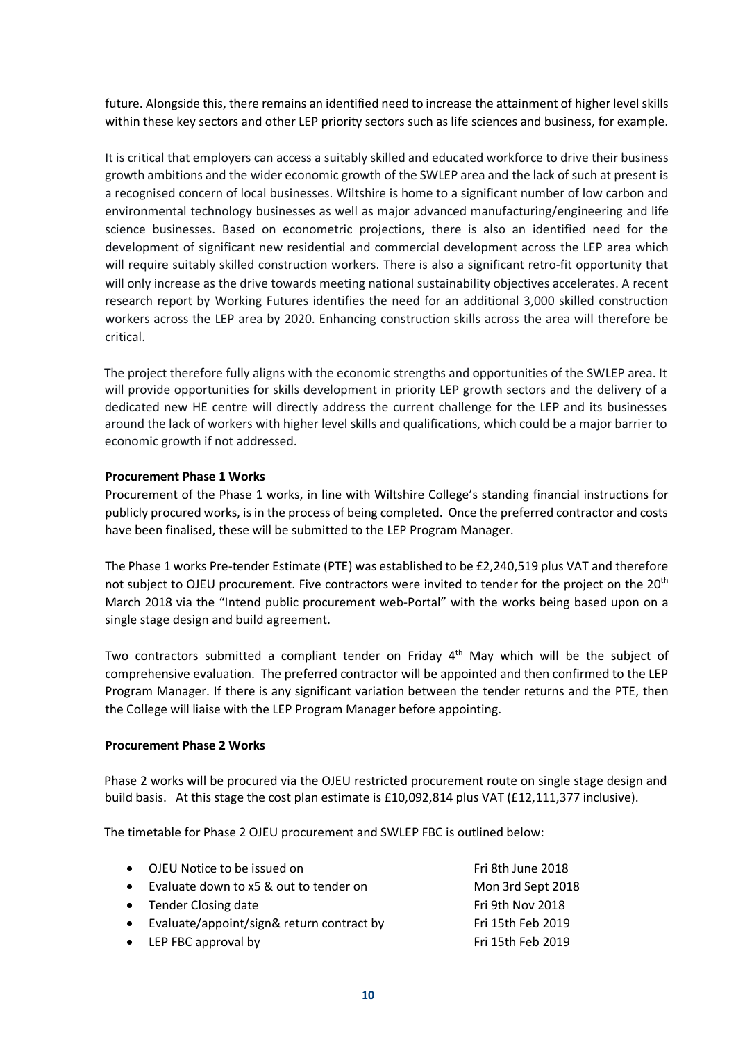future. Alongside this, there remains an identified need to increase the attainment of higher level skills within these key sectors and other LEP priority sectors such as life sciences and business, for example.

It is critical that employers can access a suitably skilled and educated workforce to drive their business growth ambitions and the wider economic growth of the SWLEP area and the lack of such at present is a recognised concern of local businesses. Wiltshire is home to a significant number of low carbon and environmental technology businesses as well as major advanced manufacturing/engineering and life science businesses. Based on econometric projections, there is also an identified need for the development of significant new residential and commercial development across the LEP area which will require suitably skilled construction workers. There is also a significant retro-fit opportunity that will only increase as the drive towards meeting national sustainability objectives accelerates. A recent research report by Working Futures identifies the need for an additional 3,000 skilled construction workers across the LEP area by 2020. Enhancing construction skills across the area will therefore be critical.

The project therefore fully aligns with the economic strengths and opportunities of the SWLEP area. It will provide opportunities for skills development in priority LEP growth sectors and the delivery of a dedicated new HE centre will directly address the current challenge for the LEP and its businesses around the lack of workers with higher level skills and qualifications, which could be a major barrier to economic growth if not addressed.

**Procurement Phase 1 Works**

Procurement of the Phase 1 works, in line with Wiltshire College's standing financial instructions for publicly procured works, is in the process of being completed. Once the preferred contractor and costs have been finalised, these will be submitted to the LEP Program Manager.

The Phase 1 works Pre-tender Estimate (PTE) was established to be £2,240,519 plus VAT and therefore not subject to OJEU procurement. Five contractors were invited to tender for the project on the 20th March 2018 via the "Intend public procurement web-Portal" with the works being based upon on a single stage design and build agreement.

Two contractors submitted a compliant tender on Friday 4th May which will be the subject of comprehensive evaluation. The preferred contractor will be appointed and then confirmed to the LEP Program Manager. If there is any significant variation between the tender returns and the PTE, then the College will liaise with the LEP Program Manager before appointing.

**Procurement Phase 2 Works**

Phase 2 works will be procured via the OJEU restricted procurement route on single stage design and build basis. At this stage the cost plan estimate is £10,092,814 plus VAT (£12,111,377 inclusive).

The timetable for Phase 2 OJEU procurement and SWLEP FBC is outlined below:

- OJEU Notice to be issued on — Fri 8th June 2018
- Evaluate down to x5 & out to tender on — Mon 3rd Sept 2018
- Tender Closing date — Fri 9th Nov 2018
- Evaluate/appoint/sign& return contract by — Fri 15th Feb 2019
- LEP FBC approval by — Fri 15th Feb 2019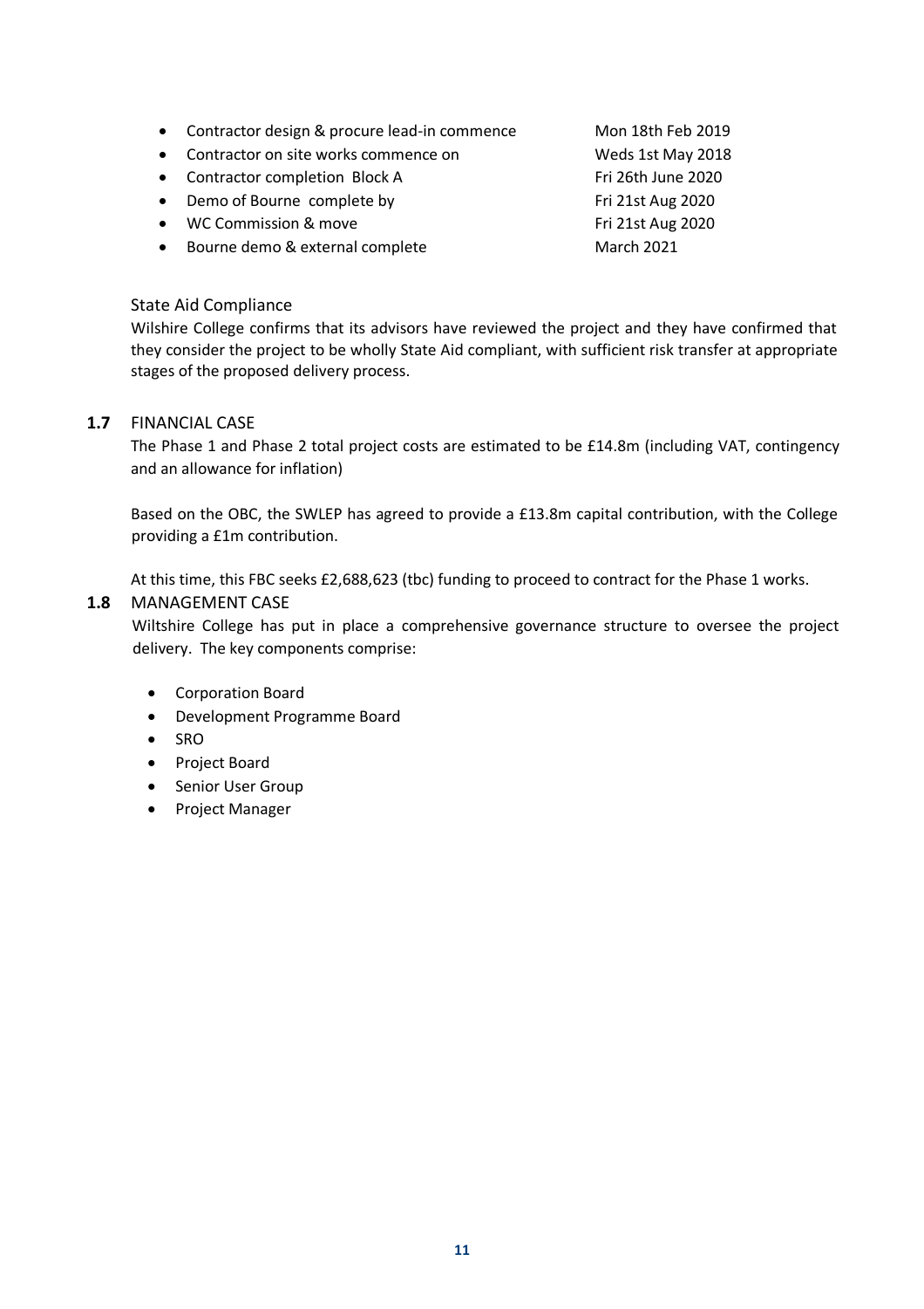- Contractor design & procure lead-in commence — Mon 18th Feb 2019
- Contractor on site works commence on — Weds 1st May 2018
- Contractor completion Block A — Fri 26th June 2020
- Demo of Bourne complete by — Fri 21st Aug 2020
- WC Commission & move — Fri 21st Aug 2020
- Bourne demo & external complete — March 2021

State Aid Compliance

Wilshire College confirms that its advisors have reviewed the project and they have confirmed that they consider the project to be wholly State Aid compliant, with sufficient risk transfer at appropriate stages of the proposed delivery process.

## 1.7 FINANCIAL CASE

The Phase 1 and Phase 2 total project costs are estimated to be £14.8m (including VAT, contingency and an allowance for inflation)

Based on the OBC, the SWLEP has agreed to provide a £13.8m capital contribution, with the College providing a £1m contribution.

At this time, this FBC seeks £2,688,623 (tbc) funding to proceed to contract for the Phase 1 works.

## 1.8 MANAGEMENT CASE

Wiltshire College has put in place a comprehensive governance structure to oversee the project delivery. The key components comprise:

- Corporation Board
- Development Programme Board
- SRO
- Project Board
- Senior User Group
- Project Manager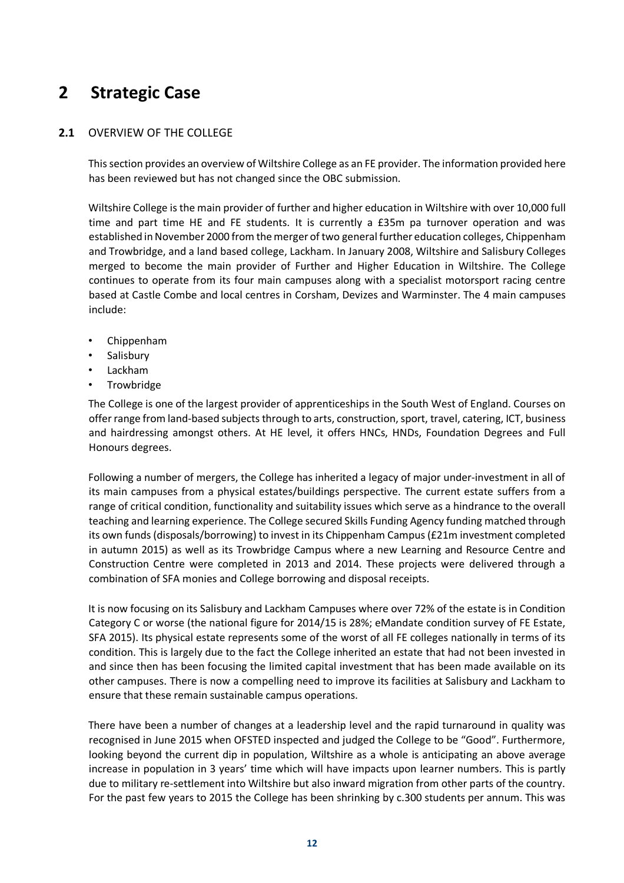# 2 Strategic Case

## 2.1 OVERVIEW OF THE COLLEGE

This section provides an overview of Wiltshire College as an FE provider. The information provided here has been reviewed but has not changed since the OBC submission.

Wiltshire College is the main provider of further and higher education in Wiltshire with over 10,000 full time and part time HE and FE students. It is currently a £35m pa turnover operation and was established in November 2000 from the merger of two general further education colleges, Chippenham and Trowbridge, and a land based college, Lackham. In January 2008, Wiltshire and Salisbury Colleges merged to become the main provider of Further and Higher Education in Wiltshire. The College continues to operate from its four main campuses along with a specialist motorsport racing centre based at Castle Combe and local centres in Corsham, Devizes and Warminster. The 4 main campuses include:

- Chippenham
- Salisbury
- Lackham
- Trowbridge

The College is one of the largest provider of apprenticeships in the South West of England. Courses on offer range from land-based subjects through to arts, construction, sport, travel, catering, ICT, business and hairdressing amongst others. At HE level, it offers HNCs, HNDs, Foundation Degrees and Full Honours degrees.

Following a number of mergers, the College has inherited a legacy of major under-investment in all of its main campuses from a physical estates/buildings perspective. The current estate suffers from a range of critical condition, functionality and suitability issues which serve as a hindrance to the overall teaching and learning experience. The College secured Skills Funding Agency funding matched through its own funds (disposals/borrowing) to invest in its Chippenham Campus (£21m investment completed in autumn 2015) as well as its Trowbridge Campus where a new Learning and Resource Centre and Construction Centre were completed in 2013 and 2014. These projects were delivered through a combination of SFA monies and College borrowing and disposal receipts.

It is now focusing on its Salisbury and Lackham Campuses where over 72% of the estate is in Condition Category C or worse (the national figure for 2014/15 is 28%; eMandate condition survey of FE Estate, SFA 2015). Its physical estate represents some of the worst of all FE colleges nationally in terms of its condition. This is largely due to the fact the College inherited an estate that had not been invested in and since then has been focusing the limited capital investment that has been made available on its other campuses. There is now a compelling need to improve its facilities at Salisbury and Lackham to ensure that these remain sustainable campus operations.

There have been a number of changes at a leadership level and the rapid turnaround in quality was recognised in June 2015 when OFSTED inspected and judged the College to be "Good". Furthermore, looking beyond the current dip in population, Wiltshire as a whole is anticipating an above average increase in population in 3 years' time which will have impacts upon learner numbers. This is partly due to military re-settlement into Wiltshire but also inward migration from other parts of the country. For the past few years to 2015 the College has been shrinking by c.300 students per annum. This was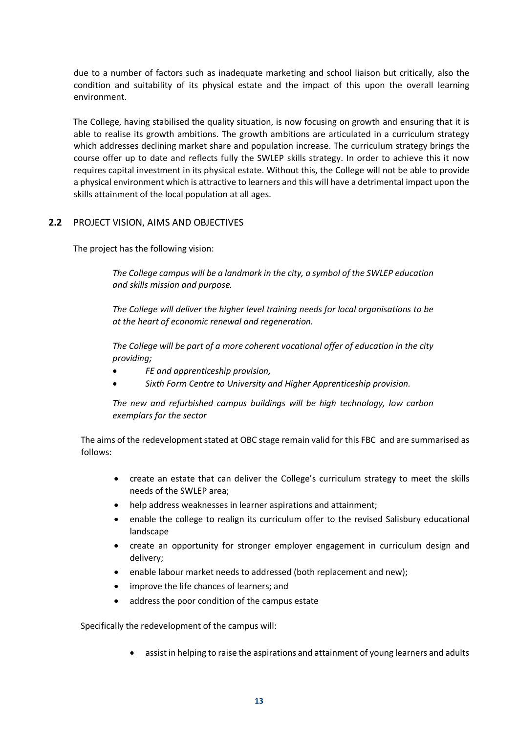due to a number of factors such as inadequate marketing and school liaison but critically, also the condition and suitability of its physical estate and the impact of this upon the overall learning environment.

The College, having stabilised the quality situation, is now focusing on growth and ensuring that it is able to realise its growth ambitions. The growth ambitions are articulated in a curriculum strategy which addresses declining market share and population increase. The curriculum strategy brings the course offer up to date and reflects fully the SWLEP skills strategy. In order to achieve this it now requires capital investment in its physical estate. Without this, the College will not be able to provide a physical environment which is attractive to learners and this will have a detrimental impact upon the skills attainment of the local population at all ages.

## 2.2 PROJECT VISION, AIMS AND OBJECTIVES

The project has the following vision:

> *The College campus will be a landmark in the city, a symbol of the SWLEP education and skills mission and purpose.*
>
> *The College will deliver the higher level training needs for local organisations to be at the heart of economic renewal and regeneration.*
>
> *The College will be part of a more coherent vocational offer of education in the city providing;*
>
> - *FE and apprenticeship provision,*
> - *Sixth Form Centre to University and Higher Apprenticeship provision.*
>
> *The new and refurbished campus buildings will be high technology, low carbon exemplars for the sector*

The aims of the redevelopment stated at OBC stage remain valid for this FBC and are summarised as follows:

- create an estate that can deliver the College's curriculum strategy to meet the skills needs of the SWLEP area;
- help address weaknesses in learner aspirations and attainment;
- enable the college to realign its curriculum offer to the revised Salisbury educational landscape
- create an opportunity for stronger employer engagement in curriculum design and delivery;
- enable labour market needs to addressed (both replacement and new);
- improve the life chances of learners; and
- address the poor condition of the campus estate

Specifically the redevelopment of the campus will:

- assist in helping to raise the aspirations and attainment of young learners and adults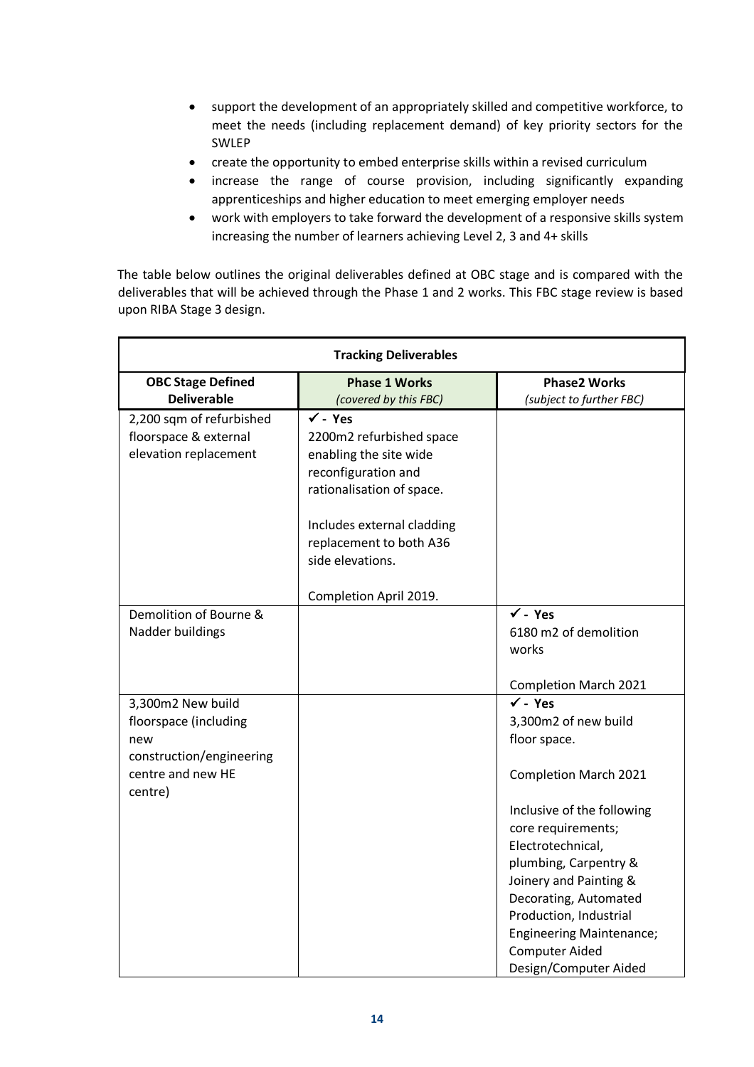- support the development of an appropriately skilled and competitive workforce, to meet the needs (including replacement demand) of key priority sectors for the SWLEP
- create the opportunity to embed enterprise skills within a revised curriculum
- increase the range of course provision, including significantly expanding apprenticeships and higher education to meet emerging employer needs
- work with employers to take forward the development of a responsive skills system increasing the number of learners achieving Level 2, 3 and 4+ skills

The table below outlines the original deliverables defined at OBC stage and is compared with the deliverables that will be achieved through the Phase 1 and 2 works. This FBC stage review is based upon RIBA Stage 3 design.

| **Tracking Deliverables** | | |
|---|---|---|
| **OBC Stage Defined Deliverable** | **Phase 1 Works** *(covered by this FBC)* | **Phase2 Works** *(subject to further FBC)* |
| 2,200 sqm of refurbished floorspace & external elevation replacement | ✓ **- Yes**<br>2200m2 refurbished space enabling the site wide reconfiguration and rationalisation of space.<br><br>Includes external cladding replacement to both A36 side elevations.<br><br>Completion April 2019. | |
| Demolition of Bourne & Nadder buildings | | ✓ **- Yes**<br>6180 m2 of demolition works<br><br>Completion March 2021 |
| 3,300m2 New build floorspace (including new construction/engineering centre and new HE centre) | | ✓ **- Yes**<br>3,300m2 of new build floor space.<br><br>Completion March 2021<br><br>Inclusive of the following core requirements; Electrotechnical, plumbing, Carpentry & Joinery and Painting & Decorating, Automated Production, Industrial Engineering Maintenance; Computer Aided Design/Computer Aided |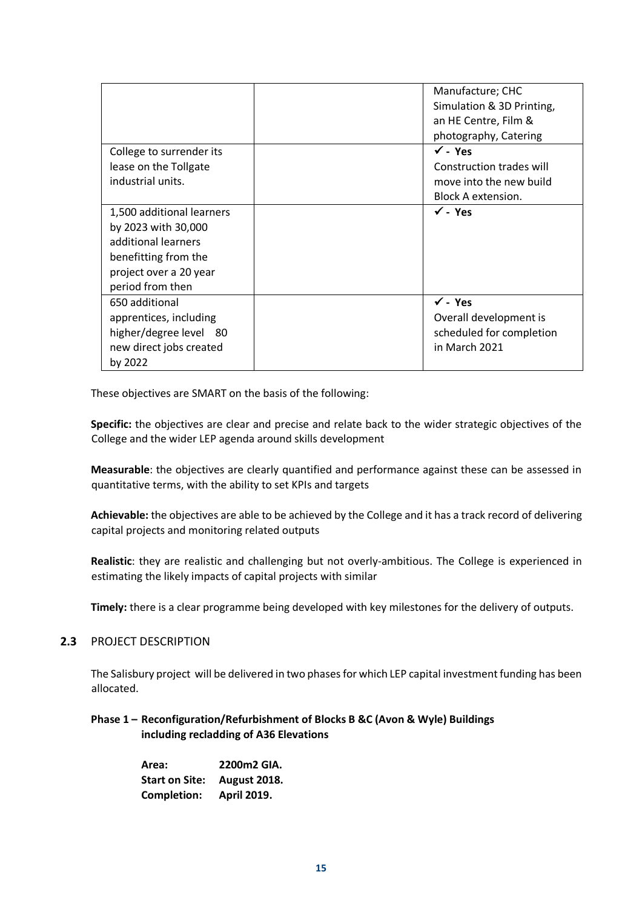| | | |
|---|---|---|
| | | Manufacture; CHC Simulation & 3D Printing, an HE Centre, Film & photography, Catering |
| College to surrender its lease on the Tollgate industrial units. | | ✓ - **Yes** Construction trades will move into the new build Block A extension. |
| 1,500 additional learners by 2023 with 30,000 additional learners benefitting from the project over a 20 year period from then | | ✓ - **Yes** |
| 650 additional apprentices, including higher/degree level 80 new direct jobs created by 2022 | | ✓ - **Yes** Overall development is scheduled for completion in March 2021 |

These objectives are SMART on the basis of the following:

**Specific:** the objectives are clear and precise and relate back to the wider strategic objectives of the College and the wider LEP agenda around skills development

**Measurable**: the objectives are clearly quantified and performance against these can be assessed in quantitative terms, with the ability to set KPIs and targets

**Achievable:** the objectives are able to be achieved by the College and it has a track record of delivering capital projects and monitoring related outputs

**Realistic**: they are realistic and challenging but not overly-ambitious. The College is experienced in estimating the likely impacts of capital projects with similar

**Timely:** there is a clear programme being developed with key milestones for the delivery of outputs.

## 2.3 PROJECT DESCRIPTION

The Salisbury project will be delivered in two phases for which LEP capital investment funding has been allocated.

**Phase 1 – Reconfiguration/Refurbishment of Blocks B &C (Avon & Wyle) Buildings including recladding of A36 Elevations**

**Area:** **2200m2 GIA.**
**Start on Site:** **August 2018.**
**Completion:** **April 2019.**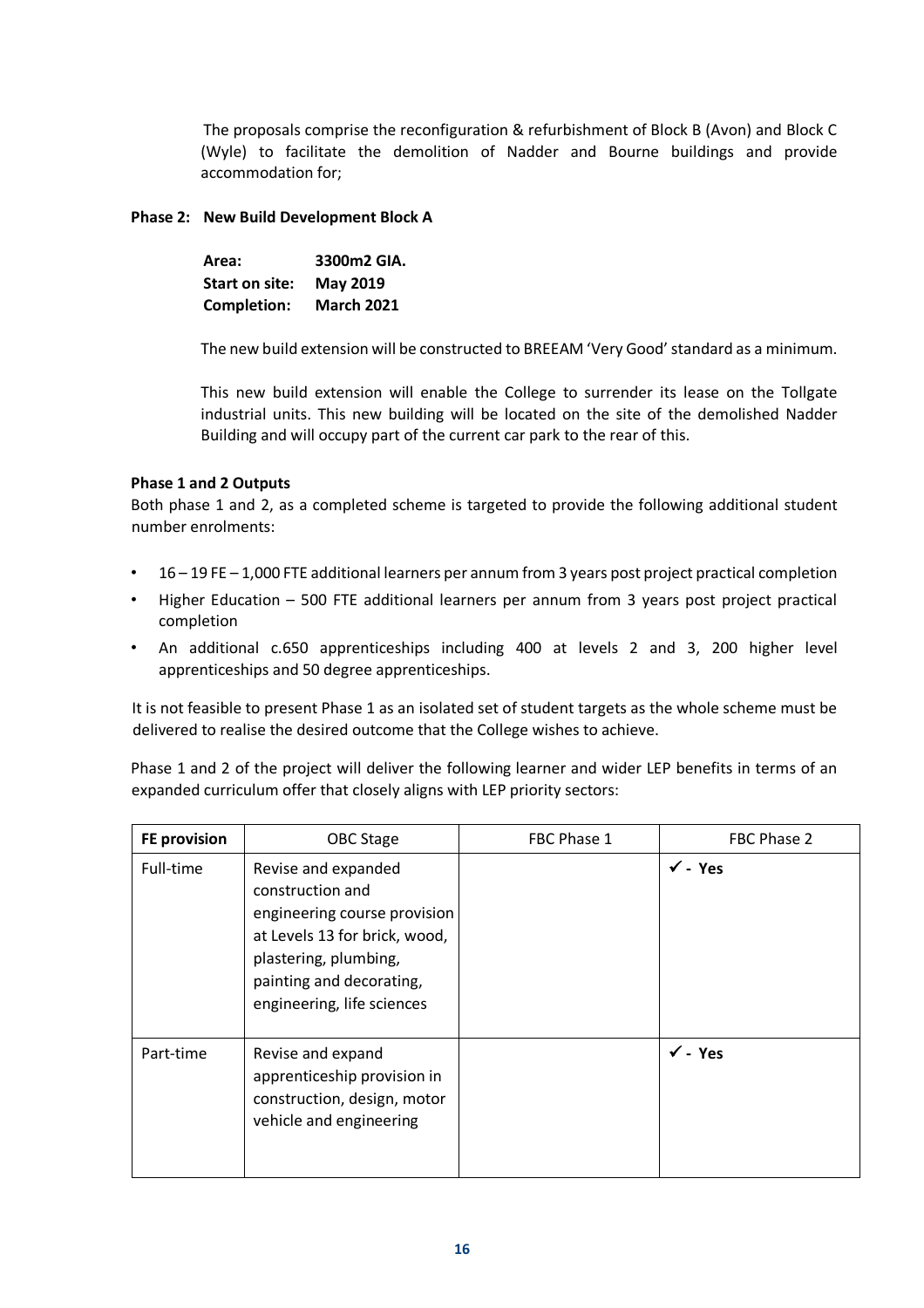The proposals comprise the reconfiguration & refurbishment of Block B (Avon) and Block C (Wyle) to facilitate the demolition of Nadder and Bourne buildings and provide accommodation for;

**Phase 2: New Build Development Block A**

**Area:** **3300m2 GIA.**
**Start on site:** **May 2019**
**Completion:** **March 2021**

The new build extension will be constructed to BREEAM 'Very Good' standard as a minimum.

This new build extension will enable the College to surrender its lease on the Tollgate industrial units. This new building will be located on the site of the demolished Nadder Building and will occupy part of the current car park to the rear of this.

**Phase 1 and 2 Outputs**

Both phase 1 and 2, as a completed scheme is targeted to provide the following additional student number enrolments:

- 16 – 19 FE – 1,000 FTE additional learners per annum from 3 years post project practical completion
- Higher Education – 500 FTE additional learners per annum from 3 years post project practical completion
- An additional c.650 apprenticeships including 400 at levels 2 and 3, 200 higher level apprenticeships and 50 degree apprenticeships.

It is not feasible to present Phase 1 as an isolated set of student targets as the whole scheme must be delivered to realise the desired outcome that the College wishes to achieve.

Phase 1 and 2 of the project will deliver the following learner and wider LEP benefits in terms of an expanded curriculum offer that closely aligns with LEP priority sectors:

| **FE provision** | OBC Stage | FBC Phase 1 | FBC Phase 2 |
|---|---|---|---|
| Full-time | Revise and expanded construction and engineering course provision at Levels 13 for brick, wood, plastering, plumbing, painting and decorating, engineering, life sciences | | ✓ **- Yes** |
| Part-time | Revise and expand apprenticeship provision in construction, design, motor vehicle and engineering | | ✓ **- Yes** |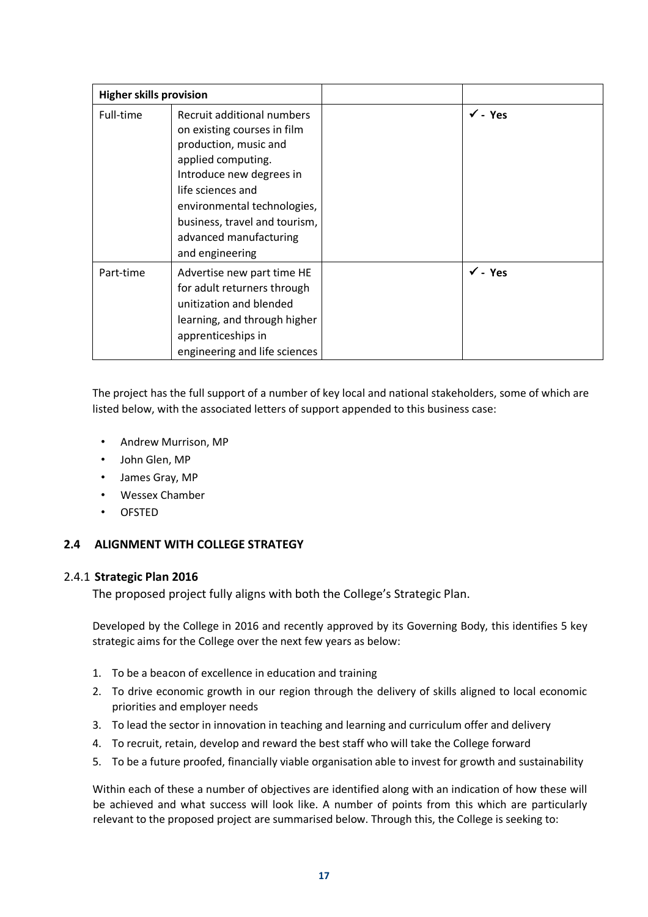| Higher skills provision | | | |
|---|---|---|---|
| Full-time | Recruit additional numbers on existing courses in film production, music and applied computing. Introduce new degrees in life sciences and environmental technologies, business, travel and tourism, advanced manufacturing and engineering | | ✓ - **Yes** |
| Part-time | Advertise new part time HE for adult returners through unitization and blended learning, and through higher apprenticeships in engineering and life sciences | | ✓ - **Yes** |

The project has the full support of a number of key local and national stakeholders, some of which are listed below, with the associated letters of support appended to this business case:

- Andrew Murrison, MP
- John Glen, MP
- James Gray, MP
- Wessex Chamber
- OFSTED

## 2.4 ALIGNMENT WITH COLLEGE STRATEGY

### 2.4.1 Strategic Plan 2016

The proposed project fully aligns with both the College's Strategic Plan.

Developed by the College in 2016 and recently approved by its Governing Body, this identifies 5 key strategic aims for the College over the next few years as below:

1. To be a beacon of excellence in education and training
2. To drive economic growth in our region through the delivery of skills aligned to local economic priorities and employer needs
3. To lead the sector in innovation in teaching and learning and curriculum offer and delivery
4. To recruit, retain, develop and reward the best staff who will take the College forward
5. To be a future proofed, financially viable organisation able to invest for growth and sustainability

Within each of these a number of objectives are identified along with an indication of how these will be achieved and what success will look like. A number of points from this which are particularly relevant to the proposed project are summarised below. Through this, the College is seeking to: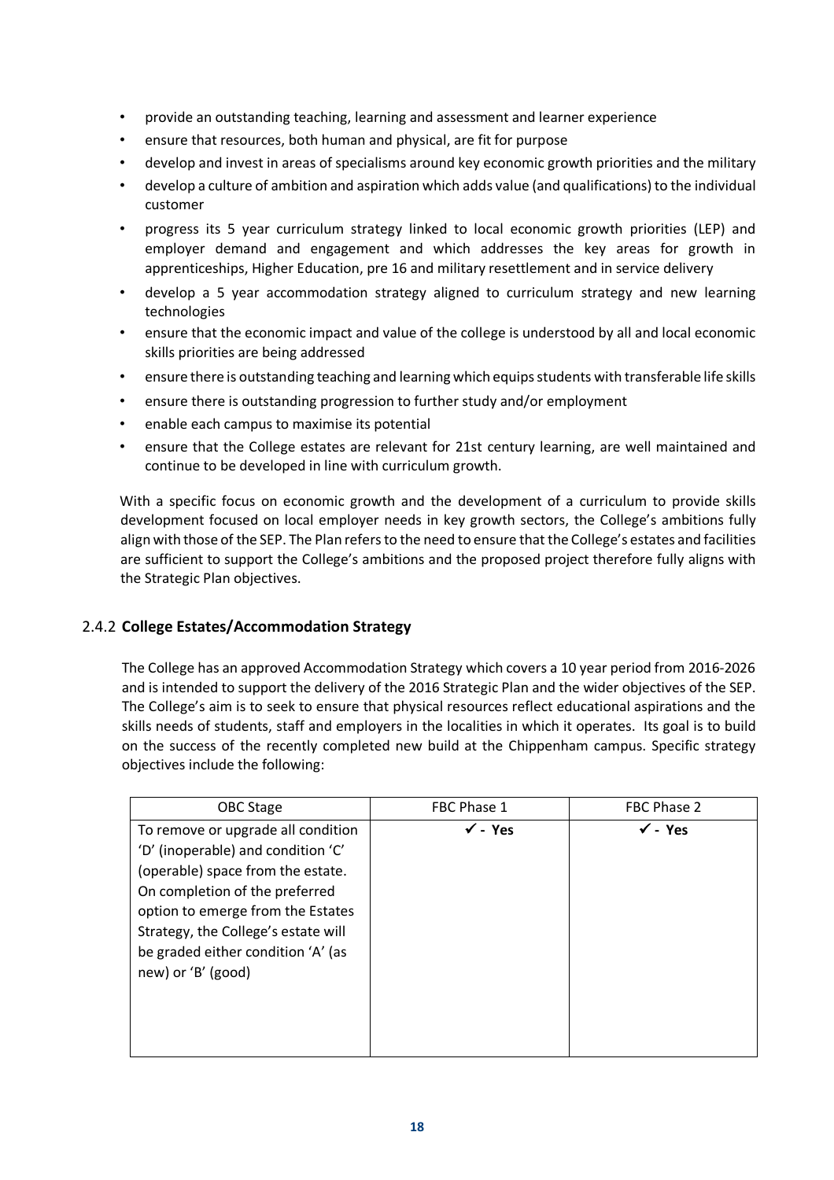- provide an outstanding teaching, learning and assessment and learner experience
- ensure that resources, both human and physical, are fit for purpose
- develop and invest in areas of specialisms around key economic growth priorities and the military
- develop a culture of ambition and aspiration which adds value (and qualifications) to the individual customer
- progress its 5 year curriculum strategy linked to local economic growth priorities (LEP) and employer demand and engagement and which addresses the key areas for growth in apprenticeships, Higher Education, pre 16 and military resettlement and in service delivery
- develop a 5 year accommodation strategy aligned to curriculum strategy and new learning technologies
- ensure that the economic impact and value of the college is understood by all and local economic skills priorities are being addressed
- ensure there is outstanding teaching and learning which equips students with transferable life skills
- ensure there is outstanding progression to further study and/or employment
- enable each campus to maximise its potential
- ensure that the College estates are relevant for 21st century learning, are well maintained and continue to be developed in line with curriculum growth.

With a specific focus on economic growth and the development of a curriculum to provide skills development focused on local employer needs in key growth sectors, the College's ambitions fully align with those of the SEP. The Plan refers to the need to ensure that the College's estates and facilities are sufficient to support the College's ambitions and the proposed project therefore fully aligns with the Strategic Plan objectives.

### 2.4.2 College Estates/Accommodation Strategy

The College has an approved Accommodation Strategy which covers a 10 year period from 2016-2026 and is intended to support the delivery of the 2016 Strategic Plan and the wider objectives of the SEP. The College's aim is to seek to ensure that physical resources reflect educational aspirations and the skills needs of students, staff and employers in the localities in which it operates. Its goal is to build on the success of the recently completed new build at the Chippenham campus. Specific strategy objectives include the following:

| OBC Stage | FBC Phase 1 | FBC Phase 2 |
|---|---|---|
| To remove or upgrade all condition 'D' (inoperable) and condition 'C' (operable) space from the estate. On completion of the preferred option to emerge from the Estates Strategy, the College's estate will be graded either condition 'A' (as new) or 'B' (good) | ✓ - **Yes** | ✓ - **Yes** |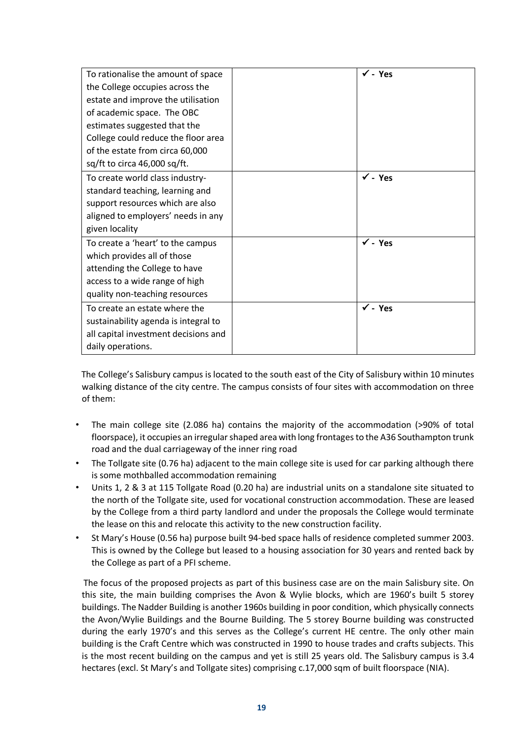| | | |
|---|---|---|
| To rationalise the amount of space the College occupies across the estate and improve the utilisation of academic space. The OBC estimates suggested that the College could reduce the floor area of the estate from circa 60,000 sq/ft to circa 46,000 sq/ft. | | ✓ - **Yes** |
| To create world class industry-standard teaching, learning and support resources which are also aligned to employers' needs in any given locality | | ✓ - **Yes** |
| To create a 'heart' to the campus which provides all of those attending the College to have access to a wide range of high quality non-teaching resources | | ✓ - **Yes** |
| To create an estate where the sustainability agenda is integral to all capital investment decisions and daily operations. | | ✓ - **Yes** |

The College's Salisbury campus is located to the south east of the City of Salisbury within 10 minutes walking distance of the city centre. The campus consists of four sites with accommodation on three of them:

- The main college site (2.086 ha) contains the majority of the accommodation (>90% of total floorspace), it occupies an irregular shaped area with long frontages to the A36 Southampton trunk road and the dual carriageway of the inner ring road
- The Tollgate site (0.76 ha) adjacent to the main college site is used for car parking although there is some mothballed accommodation remaining
- Units 1, 2 & 3 at 115 Tollgate Road (0.20 ha) are industrial units on a standalone site situated to the north of the Tollgate site, used for vocational construction accommodation. These are leased by the College from a third party landlord and under the proposals the College would terminate the lease on this and relocate this activity to the new construction facility.
- St Mary's House (0.56 ha) purpose built 94-bed space halls of residence completed summer 2003. This is owned by the College but leased to a housing association for 30 years and rented back by the College as part of a PFI scheme.

The focus of the proposed projects as part of this business case are on the main Salisbury site. On this site, the main building comprises the Avon & Wylie blocks, which are 1960's built 5 storey buildings. The Nadder Building is another 1960s building in poor condition, which physically connects the Avon/Wylie Buildings and the Bourne Building. The 5 storey Bourne building was constructed during the early 1970's and this serves as the College's current HE centre. The only other main building is the Craft Centre which was constructed in 1990 to house trades and crafts subjects. This is the most recent building on the campus and yet is still 25 years old. The Salisbury campus is 3.4 hectares (excl. St Mary's and Tollgate sites) comprising c.17,000 sqm of built floorspace (NIA).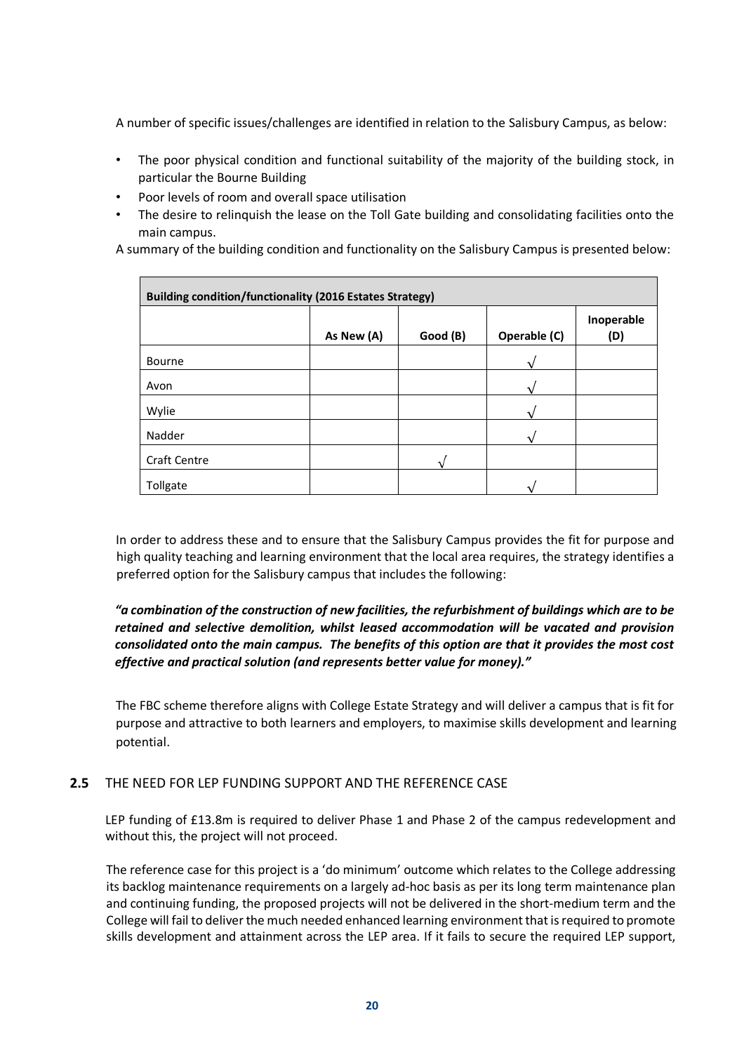A number of specific issues/challenges are identified in relation to the Salisbury Campus, as below:

- The poor physical condition and functional suitability of the majority of the building stock, in particular the Bourne Building
- Poor levels of room and overall space utilisation
- The desire to relinquish the lease on the Toll Gate building and consolidating facilities onto the main campus.

A summary of the building condition and functionality on the Salisbury Campus is presented below:

| Building condition/functionality (2016 Estates Strategy) | | | | |
|---|---|---|---|---|
| | As New (A) | Good (B) | Operable (C) | Inoperable (D) |
| Bourne | | | √ | |
| Avon | | | √ | |
| Wylie | | | √ | |
| Nadder | | | √ | |
| Craft Centre | | √ | | |
| Tollgate | | | √ | |

In order to address these and to ensure that the Salisbury Campus provides the fit for purpose and high quality teaching and learning environment that the local area requires, the strategy identifies a preferred option for the Salisbury campus that includes the following:

***"a combination of the construction of new facilities, the refurbishment of buildings which are to be retained and selective demolition, whilst leased accommodation will be vacated and provision consolidated onto the main campus. The benefits of this option are that it provides the most cost effective and practical solution (and represents better value for money)."***

The FBC scheme therefore aligns with College Estate Strategy and will deliver a campus that is fit for purpose and attractive to both learners and employers, to maximise skills development and learning potential.

## 2.5 THE NEED FOR LEP FUNDING SUPPORT AND THE REFERENCE CASE

LEP funding of £13.8m is required to deliver Phase 1 and Phase 2 of the campus redevelopment and without this, the project will not proceed.

The reference case for this project is a 'do minimum' outcome which relates to the College addressing its backlog maintenance requirements on a largely ad-hoc basis as per its long term maintenance plan and continuing funding, the proposed projects will not be delivered in the short-medium term and the College will fail to deliver the much needed enhanced learning environment that is required to promote skills development and attainment across the LEP area. If it fails to secure the required LEP support,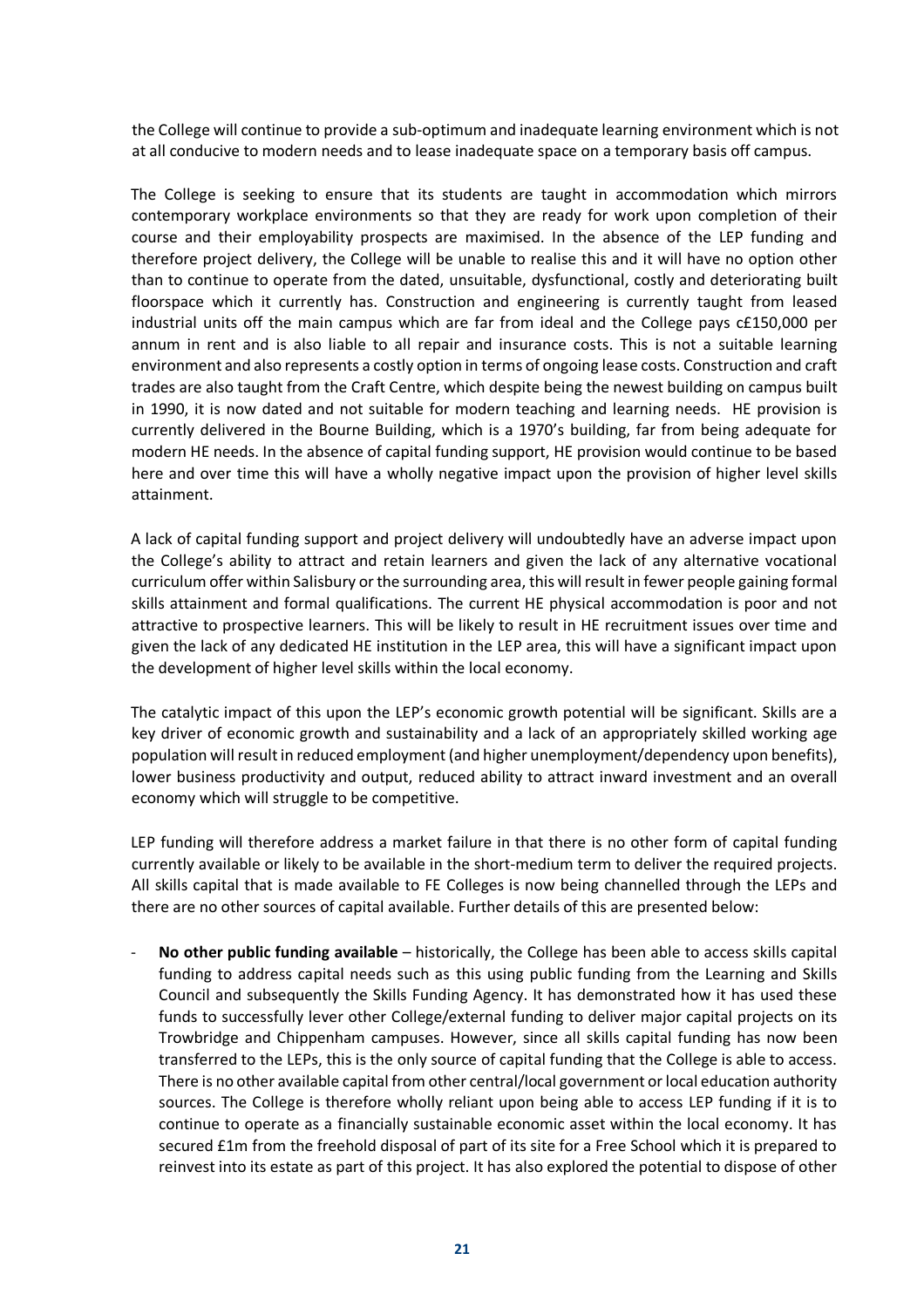the College will continue to provide a sub-optimum and inadequate learning environment which is not at all conducive to modern needs and to lease inadequate space on a temporary basis off campus.

The College is seeking to ensure that its students are taught in accommodation which mirrors contemporary workplace environments so that they are ready for work upon completion of their course and their employability prospects are maximised. In the absence of the LEP funding and therefore project delivery, the College will be unable to realise this and it will have no option other than to continue to operate from the dated, unsuitable, dysfunctional, costly and deteriorating built floorspace which it currently has. Construction and engineering is currently taught from leased industrial units off the main campus which are far from ideal and the College pays c£150,000 per annum in rent and is also liable to all repair and insurance costs. This is not a suitable learning environment and also represents a costly option in terms of ongoing lease costs. Construction and craft trades are also taught from the Craft Centre, which despite being the newest building on campus built in 1990, it is now dated and not suitable for modern teaching and learning needs. HE provision is currently delivered in the Bourne Building, which is a 1970's building, far from being adequate for modern HE needs. In the absence of capital funding support, HE provision would continue to be based here and over time this will have a wholly negative impact upon the provision of higher level skills attainment.

A lack of capital funding support and project delivery will undoubtedly have an adverse impact upon the College's ability to attract and retain learners and given the lack of any alternative vocational curriculum offer within Salisbury or the surrounding area, this will result in fewer people gaining formal skills attainment and formal qualifications. The current HE physical accommodation is poor and not attractive to prospective learners. This will be likely to result in HE recruitment issues over time and given the lack of any dedicated HE institution in the LEP area, this will have a significant impact upon the development of higher level skills within the local economy.

The catalytic impact of this upon the LEP's economic growth potential will be significant. Skills are a key driver of economic growth and sustainability and a lack of an appropriately skilled working age population will result in reduced employment (and higher unemployment/dependency upon benefits), lower business productivity and output, reduced ability to attract inward investment and an overall economy which will struggle to be competitive.

LEP funding will therefore address a market failure in that there is no other form of capital funding currently available or likely to be available in the short-medium term to deliver the required projects. All skills capital that is made available to FE Colleges is now being channelled through the LEPs and there are no other sources of capital available. Further details of this are presented below:

- **No other public funding available** – historically, the College has been able to access skills capital funding to address capital needs such as this using public funding from the Learning and Skills Council and subsequently the Skills Funding Agency. It has demonstrated how it has used these funds to successfully lever other College/external funding to deliver major capital projects on its Trowbridge and Chippenham campuses. However, since all skills capital funding has now been transferred to the LEPs, this is the only source of capital funding that the College is able to access. There is no other available capital from other central/local government or local education authority sources. The College is therefore wholly reliant upon being able to access LEP funding if it is to continue to operate as a financially sustainable economic asset within the local economy. It has secured £1m from the freehold disposal of part of its site for a Free School which it is prepared to reinvest into its estate as part of this project. It has also explored the potential to dispose of other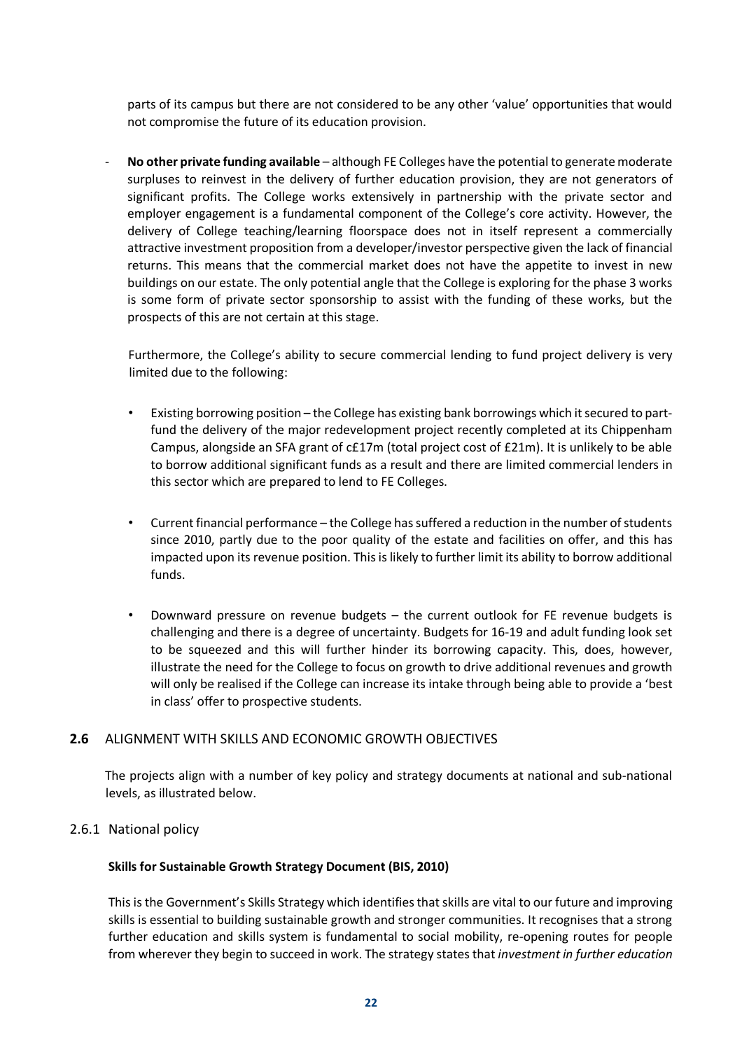parts of its campus but there are not considered to be any other 'value' opportunities that would not compromise the future of its education provision.

- **No other private funding available** – although FE Colleges have the potential to generate moderate surpluses to reinvest in the delivery of further education provision, they are not generators of significant profits. The College works extensively in partnership with the private sector and employer engagement is a fundamental component of the College's core activity. However, the delivery of College teaching/learning floorspace does not in itself represent a commercially attractive investment proposition from a developer/investor perspective given the lack of financial returns. This means that the commercial market does not have the appetite to invest in new buildings on our estate. The only potential angle that the College is exploring for the phase 3 works is some form of private sector sponsorship to assist with the funding of these works, but the prospects of this are not certain at this stage.

  Furthermore, the College's ability to secure commercial lending to fund project delivery is very limited due to the following:

  - Existing borrowing position – the College has existing bank borrowings which it secured to part-fund the delivery of the major redevelopment project recently completed at its Chippenham Campus, alongside an SFA grant of c£17m (total project cost of £21m). It is unlikely to be able to borrow additional significant funds as a result and there are limited commercial lenders in this sector which are prepared to lend to FE Colleges.

  - Current financial performance – the College has suffered a reduction in the number of students since 2010, partly due to the poor quality of the estate and facilities on offer, and this has impacted upon its revenue position. This is likely to further limit its ability to borrow additional funds.

  - Downward pressure on revenue budgets – the current outlook for FE revenue budgets is challenging and there is a degree of uncertainty. Budgets for 16-19 and adult funding look set to be squeezed and this will further hinder its borrowing capacity. This, does, however, illustrate the need for the College to focus on growth to drive additional revenues and growth will only be realised if the College can increase its intake through being able to provide a 'best in class' offer to prospective students.

## 2.6 ALIGNMENT WITH SKILLS AND ECONOMIC GROWTH OBJECTIVES

The projects align with a number of key policy and strategy documents at national and sub-national levels, as illustrated below.

### 2.6.1 National policy

**Skills for Sustainable Growth Strategy Document (BIS, 2010)**

This is the Government's Skills Strategy which identifies that skills are vital to our future and improving skills is essential to building sustainable growth and stronger communities. It recognises that a strong further education and skills system is fundamental to social mobility, re-opening routes for people from wherever they begin to succeed in work. The strategy states that *investment in further education*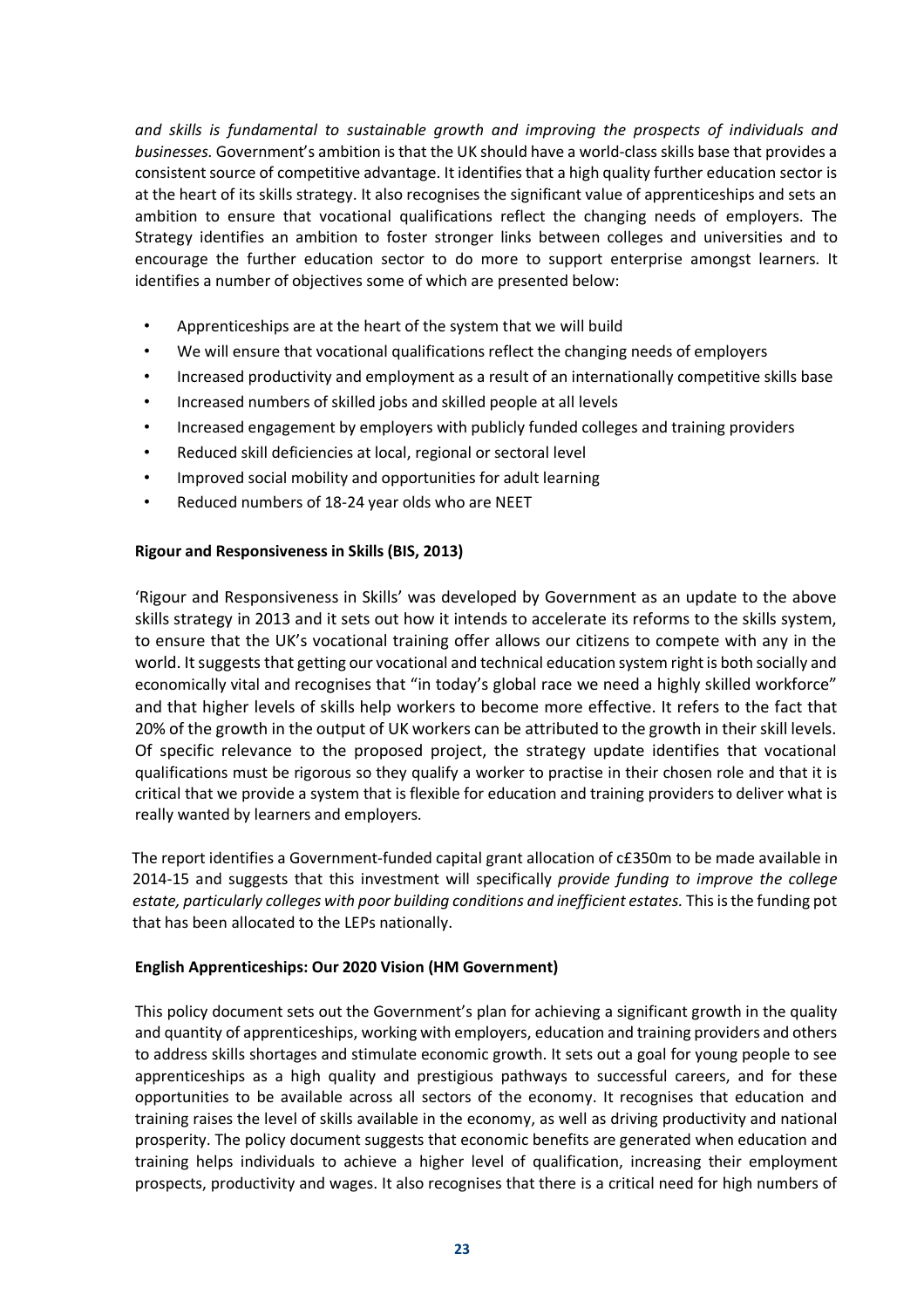*and skills is fundamental to sustainable growth and improving the prospects of individuals and businesses.* Government's ambition is that the UK should have a world-class skills base that provides a consistent source of competitive advantage. It identifies that a high quality further education sector is at the heart of its skills strategy. It also recognises the significant value of apprenticeships and sets an ambition to ensure that vocational qualifications reflect the changing needs of employers. The Strategy identifies an ambition to foster stronger links between colleges and universities and to encourage the further education sector to do more to support enterprise amongst learners. It identifies a number of objectives some of which are presented below:

- Apprenticeships are at the heart of the system that we will build
- We will ensure that vocational qualifications reflect the changing needs of employers
- Increased productivity and employment as a result of an internationally competitive skills base
- Increased numbers of skilled jobs and skilled people at all levels
- Increased engagement by employers with publicly funded colleges and training providers
- Reduced skill deficiencies at local, regional or sectoral level
- Improved social mobility and opportunities for adult learning
- Reduced numbers of 18-24 year olds who are NEET

**Rigour and Responsiveness in Skills (BIS, 2013)**

'Rigour and Responsiveness in Skills' was developed by Government as an update to the above skills strategy in 2013 and it sets out how it intends to accelerate its reforms to the skills system, to ensure that the UK's vocational training offer allows our citizens to compete with any in the world. It suggests that getting our vocational and technical education system right is both socially and economically vital and recognises that "in today's global race we need a highly skilled workforce" and that higher levels of skills help workers to become more effective. It refers to the fact that 20% of the growth in the output of UK workers can be attributed to the growth in their skill levels. Of specific relevance to the proposed project, the strategy update identifies that vocational qualifications must be rigorous so they qualify a worker to practise in their chosen role and that it is critical that we provide a system that is flexible for education and training providers to deliver what is really wanted by learners and employers.

The report identifies a Government-funded capital grant allocation of c£350m to be made available in 2014-15 and suggests that this investment will specifically *provide funding to improve the college estate, particularly colleges with poor building conditions and inefficient estates.* This is the funding pot that has been allocated to the LEPs nationally.

**English Apprenticeships: Our 2020 Vision (HM Government)**

This policy document sets out the Government's plan for achieving a significant growth in the quality and quantity of apprenticeships, working with employers, education and training providers and others to address skills shortages and stimulate economic growth. It sets out a goal for young people to see apprenticeships as a high quality and prestigious pathways to successful careers, and for these opportunities to be available across all sectors of the economy. It recognises that education and training raises the level of skills available in the economy, as well as driving productivity and national prosperity. The policy document suggests that economic benefits are generated when education and training helps individuals to achieve a higher level of qualification, increasing their employment prospects, productivity and wages. It also recognises that there is a critical need for high numbers of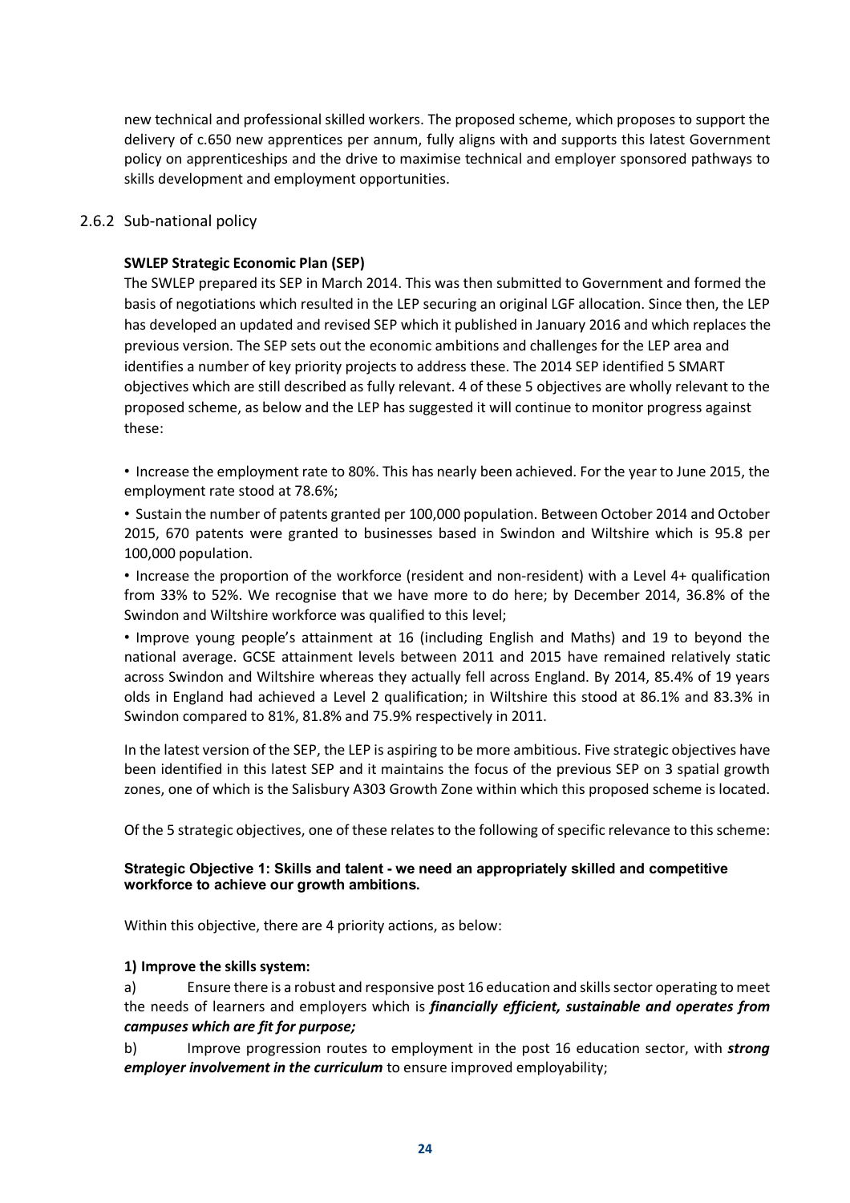new technical and professional skilled workers. The proposed scheme, which proposes to support the delivery of c.650 new apprentices per annum, fully aligns with and supports this latest Government policy on apprenticeships and the drive to maximise technical and employer sponsored pathways to skills development and employment opportunities.

### 2.6.2 Sub-national policy

**SWLEP Strategic Economic Plan (SEP)**

The SWLEP prepared its SEP in March 2014. This was then submitted to Government and formed the basis of negotiations which resulted in the LEP securing an original LGF allocation. Since then, the LEP has developed an updated and revised SEP which it published in January 2016 and which replaces the previous version. The SEP sets out the economic ambitions and challenges for the LEP area and identifies a number of key priority projects to address these. The 2014 SEP identified 5 SMART objectives which are still described as fully relevant. 4 of these 5 objectives are wholly relevant to the proposed scheme, as below and the LEP has suggested it will continue to monitor progress against these:

- Increase the employment rate to 80%. This has nearly been achieved. For the year to June 2015, the employment rate stood at 78.6%;
- Sustain the number of patents granted per 100,000 population. Between October 2014 and October 2015, 670 patents were granted to businesses based in Swindon and Wiltshire which is 95.8 per 100,000 population.
- Increase the proportion of the workforce (resident and non-resident) with a Level 4+ qualification from 33% to 52%. We recognise that we have more to do here; by December 2014, 36.8% of the Swindon and Wiltshire workforce was qualified to this level;
- Improve young people's attainment at 16 (including English and Maths) and 19 to beyond the national average. GCSE attainment levels between 2011 and 2015 have remained relatively static across Swindon and Wiltshire whereas they actually fell across England. By 2014, 85.4% of 19 years olds in England had achieved a Level 2 qualification; in Wiltshire this stood at 86.1% and 83.3% in Swindon compared to 81%, 81.8% and 75.9% respectively in 2011.

In the latest version of the SEP, the LEP is aspiring to be more ambitious. Five strategic objectives have been identified in this latest SEP and it maintains the focus of the previous SEP on 3 spatial growth zones, one of which is the Salisbury A303 Growth Zone within which this proposed scheme is located.

Of the 5 strategic objectives, one of these relates to the following of specific relevance to this scheme:

**Strategic Objective 1: Skills and talent - we need an appropriately skilled and competitive workforce to achieve our growth ambitions.**

Within this objective, there are 4 priority actions, as below:

**1) Improve the skills system:**

a) Ensure there is a robust and responsive post 16 education and skills sector operating to meet the needs of learners and employers which is ***financially efficient, sustainable and operates from campuses which are fit for purpose;***

b) Improve progression routes to employment in the post 16 education sector, with ***strong employer involvement in the curriculum*** to ensure improved employability;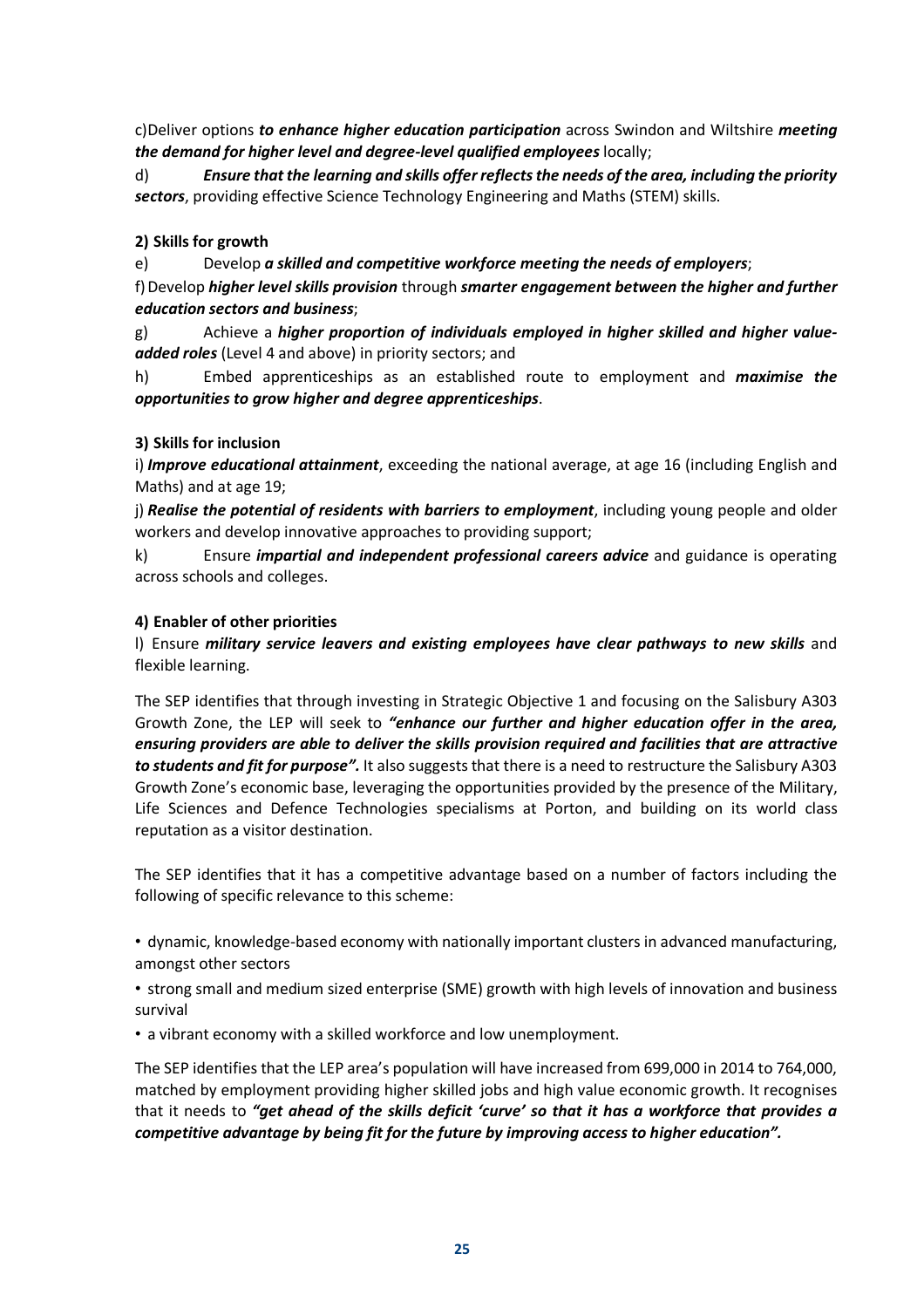c)Deliver options ***to enhance higher education participation*** across Swindon and Wiltshire ***meeting the demand for higher level and degree-level qualified employees*** locally;

d) ***Ensure that the learning and skills offer reflects the needs of the area, including the priority sectors***, providing effective Science Technology Engineering and Maths (STEM) skills.

**2) Skills for growth**

e) Develop ***a skilled and competitive workforce meeting the needs of employers***;

f) Develop ***higher level skills provision*** through ***smarter engagement between the higher and further education sectors and business***;

g) Achieve a ***higher proportion of individuals employed in higher skilled and higher value-added roles*** (Level 4 and above) in priority sectors; and

h) Embed apprenticeships as an established route to employment and ***maximise the opportunities to grow higher and degree apprenticeships***.

**3) Skills for inclusion**

i) ***Improve educational attainment***, exceeding the national average, at age 16 (including English and Maths) and at age 19;

j) ***Realise the potential of residents with barriers to employment***, including young people and older workers and develop innovative approaches to providing support;

k) Ensure ***impartial and independent professional careers advice*** and guidance is operating across schools and colleges.

**4) Enabler of other priorities**

l) Ensure ***military service leavers and existing employees have clear pathways to new skills*** and flexible learning.

The SEP identifies that through investing in Strategic Objective 1 and focusing on the Salisbury A303 Growth Zone, the LEP will seek to ***"enhance our further and higher education offer in the area, ensuring providers are able to deliver the skills provision required and facilities that are attractive to students and fit for purpose".*** It also suggests that there is a need to restructure the Salisbury A303 Growth Zone's economic base, leveraging the opportunities provided by the presence of the Military, Life Sciences and Defence Technologies specialisms at Porton, and building on its world class reputation as a visitor destination.

The SEP identifies that it has a competitive advantage based on a number of factors including the following of specific relevance to this scheme:

- dynamic, knowledge-based economy with nationally important clusters in advanced manufacturing, amongst other sectors
- strong small and medium sized enterprise (SME) growth with high levels of innovation and business survival
- a vibrant economy with a skilled workforce and low unemployment.

The SEP identifies that the LEP area's population will have increased from 699,000 in 2014 to 764,000, matched by employment providing higher skilled jobs and high value economic growth. It recognises that it needs to ***"get ahead of the skills deficit 'curve' so that it has a workforce that provides a competitive advantage by being fit for the future by improving access to higher education".***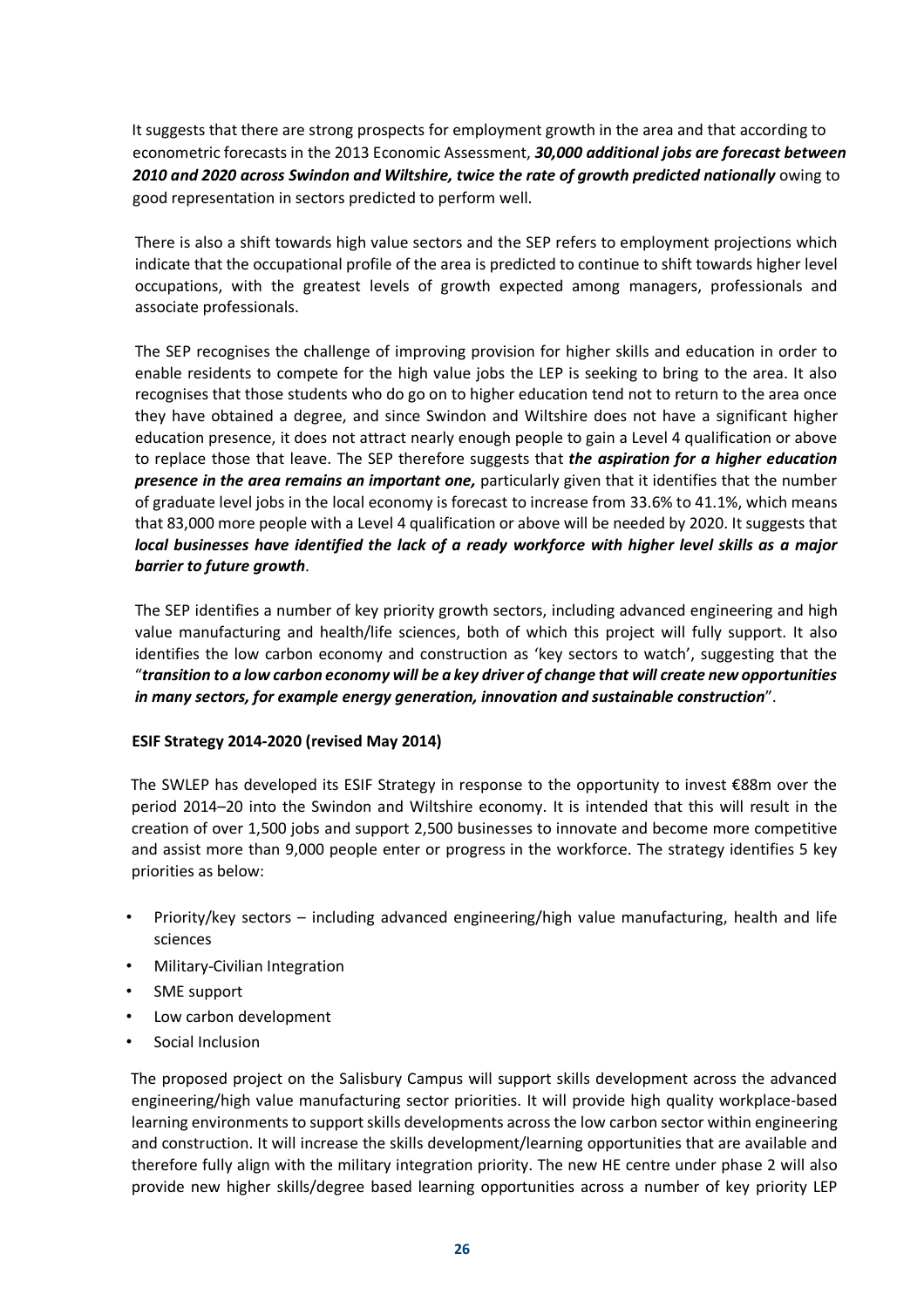It suggests that there are strong prospects for employment growth in the area and that according to econometric forecasts in the 2013 Economic Assessment, ***30,000 additional jobs are forecast between 2010 and 2020 across Swindon and Wiltshire, twice the rate of growth predicted nationally*** owing to good representation in sectors predicted to perform well.

There is also a shift towards high value sectors and the SEP refers to employment projections which indicate that the occupational profile of the area is predicted to continue to shift towards higher level occupations, with the greatest levels of growth expected among managers, professionals and associate professionals.

The SEP recognises the challenge of improving provision for higher skills and education in order to enable residents to compete for the high value jobs the LEP is seeking to bring to the area. It also recognises that those students who do go on to higher education tend not to return to the area once they have obtained a degree, and since Swindon and Wiltshire does not have a significant higher education presence, it does not attract nearly enough people to gain a Level 4 qualification or above to replace those that leave. The SEP therefore suggests that ***the aspiration for a higher education presence in the area remains an important one,*** particularly given that it identifies that the number of graduate level jobs in the local economy is forecast to increase from 33.6% to 41.1%, which means that 83,000 more people with a Level 4 qualification or above will be needed by 2020. It suggests that ***local businesses have identified the lack of a ready workforce with higher level skills as a major barrier to future growth***.

The SEP identifies a number of key priority growth sectors, including advanced engineering and high value manufacturing and health/life sciences, both of which this project will fully support. It also identifies the low carbon economy and construction as 'key sectors to watch', suggesting that the "***transition to a low carbon economy will be a key driver of change that will create new opportunities in many sectors, for example energy generation, innovation and sustainable construction***".

**ESIF Strategy 2014-2020 (revised May 2014)**

The SWLEP has developed its ESIF Strategy in response to the opportunity to invest €88m over the period 2014–20 into the Swindon and Wiltshire economy. It is intended that this will result in the creation of over 1,500 jobs and support 2,500 businesses to innovate and become more competitive and assist more than 9,000 people enter or progress in the workforce. The strategy identifies 5 key priorities as below:

- Priority/key sectors – including advanced engineering/high value manufacturing, health and life sciences
- Military-Civilian Integration
- SME support
- Low carbon development
- Social Inclusion

The proposed project on the Salisbury Campus will support skills development across the advanced engineering/high value manufacturing sector priorities. It will provide high quality workplace-based learning environments to support skills developments across the low carbon sector within engineering and construction. It will increase the skills development/learning opportunities that are available and therefore fully align with the military integration priority. The new HE centre under phase 2 will also provide new higher skills/degree based learning opportunities across a number of key priority LEP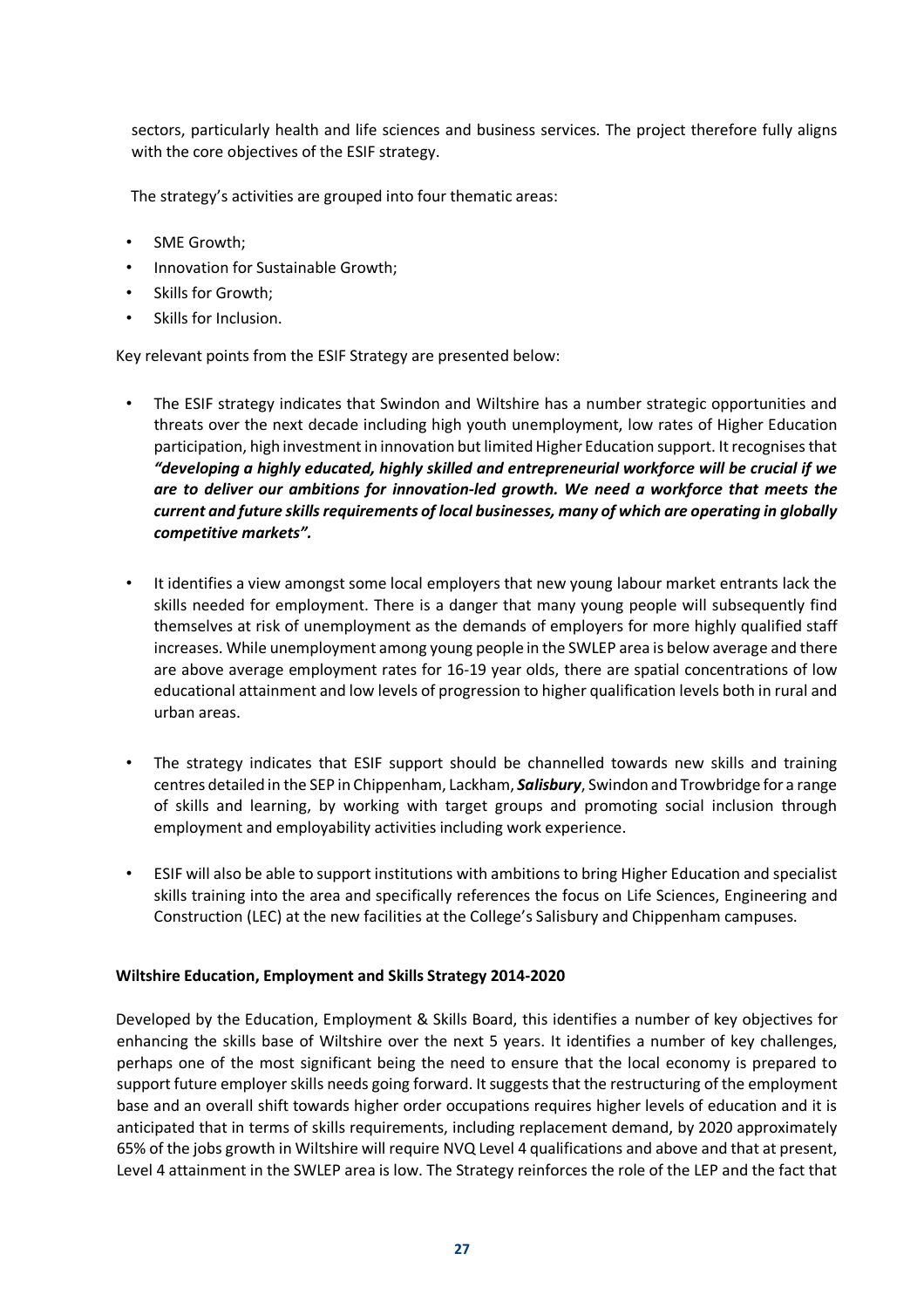sectors, particularly health and life sciences and business services. The project therefore fully aligns with the core objectives of the ESIF strategy.

The strategy's activities are grouped into four thematic areas:

- SME Growth;
- Innovation for Sustainable Growth;
- Skills for Growth;
- Skills for Inclusion.

Key relevant points from the ESIF Strategy are presented below:

- The ESIF strategy indicates that Swindon and Wiltshire has a number strategic opportunities and threats over the next decade including high youth unemployment, low rates of Higher Education participation, high investment in innovation but limited Higher Education support. It recognises that ***"developing a highly educated, highly skilled and entrepreneurial workforce will be crucial if we are to deliver our ambitions for innovation-led growth. We need a workforce that meets the current and future skills requirements of local businesses, many of which are operating in globally competitive markets".***

- It identifies a view amongst some local employers that new young labour market entrants lack the skills needed for employment. There is a danger that many young people will subsequently find themselves at risk of unemployment as the demands of employers for more highly qualified staff increases. While unemployment among young people in the SWLEP area is below average and there are above average employment rates for 16-19 year olds, there are spatial concentrations of low educational attainment and low levels of progression to higher qualification levels both in rural and urban areas.

- The strategy indicates that ESIF support should be channelled towards new skills and training centres detailed in the SEP in Chippenham, Lackham, ***Salisbury***, Swindon and Trowbridge for a range of skills and learning, by working with target groups and promoting social inclusion through employment and employability activities including work experience.

- ESIF will also be able to support institutions with ambitions to bring Higher Education and specialist skills training into the area and specifically references the focus on Life Sciences, Engineering and Construction (LEC) at the new facilities at the College's Salisbury and Chippenham campuses.

**Wiltshire Education, Employment and Skills Strategy 2014-2020**

Developed by the Education, Employment & Skills Board, this identifies a number of key objectives for enhancing the skills base of Wiltshire over the next 5 years. It identifies a number of key challenges, perhaps one of the most significant being the need to ensure that the local economy is prepared to support future employer skills needs going forward. It suggests that the restructuring of the employment base and an overall shift towards higher order occupations requires higher levels of education and it is anticipated that in terms of skills requirements, including replacement demand, by 2020 approximately 65% of the jobs growth in Wiltshire will require NVQ Level 4 qualifications and above and that at present, Level 4 attainment in the SWLEP area is low. The Strategy reinforces the role of the LEP and the fact that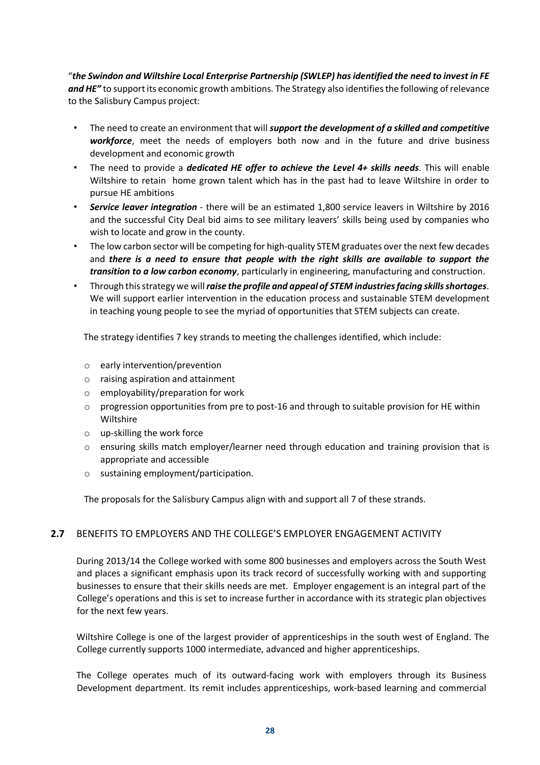"***the Swindon and Wiltshire Local Enterprise Partnership (SWLEP) has identified the need to invest in FE and HE"*** to support its economic growth ambitions. The Strategy also identifies the following of relevance to the Salisbury Campus project:

- The need to create an environment that will ***support the development of a skilled and competitive workforce***, meet the needs of employers both now and in the future and drive business development and economic growth
- The need to provide a ***dedicated HE offer to achieve the Level 4+ skills needs***. This will enable Wiltshire to retain home grown talent which has in the past had to leave Wiltshire in order to pursue HE ambitions
- ***Service leaver integration*** - there will be an estimated 1,800 service leavers in Wiltshire by 2016 and the successful City Deal bid aims to see military leavers' skills being used by companies who wish to locate and grow in the county.
- The low carbon sector will be competing for high-quality STEM graduates over the next few decades and ***there is a need to ensure that people with the right skills are available to support the transition to a low carbon economy***, particularly in engineering, manufacturing and construction.
- Through this strategy we will ***raise the profile and appeal of STEM industries facing skills shortages***. We will support earlier intervention in the education process and sustainable STEM development in teaching young people to see the myriad of opportunities that STEM subjects can create.

The strategy identifies 7 key strands to meeting the challenges identified, which include:

- early intervention/prevention
- raising aspiration and attainment
- employability/preparation for work
- progression opportunities from pre to post-16 and through to suitable provision for HE within Wiltshire
- up-skilling the work force
- ensuring skills match employer/learner need through education and training provision that is appropriate and accessible
- sustaining employment/participation.

The proposals for the Salisbury Campus align with and support all 7 of these strands.

## 2.7 BENEFITS TO EMPLOYERS AND THE COLLEGE'S EMPLOYER ENGAGEMENT ACTIVITY

During 2013/14 the College worked with some 800 businesses and employers across the South West and places a significant emphasis upon its track record of successfully working with and supporting businesses to ensure that their skills needs are met. Employer engagement is an integral part of the College's operations and this is set to increase further in accordance with its strategic plan objectives for the next few years.

Wiltshire College is one of the largest provider of apprenticeships in the south west of England. The College currently supports 1000 intermediate, advanced and higher apprenticeships.

The College operates much of its outward-facing work with employers through its Business Development department. Its remit includes apprenticeships, work-based learning and commercial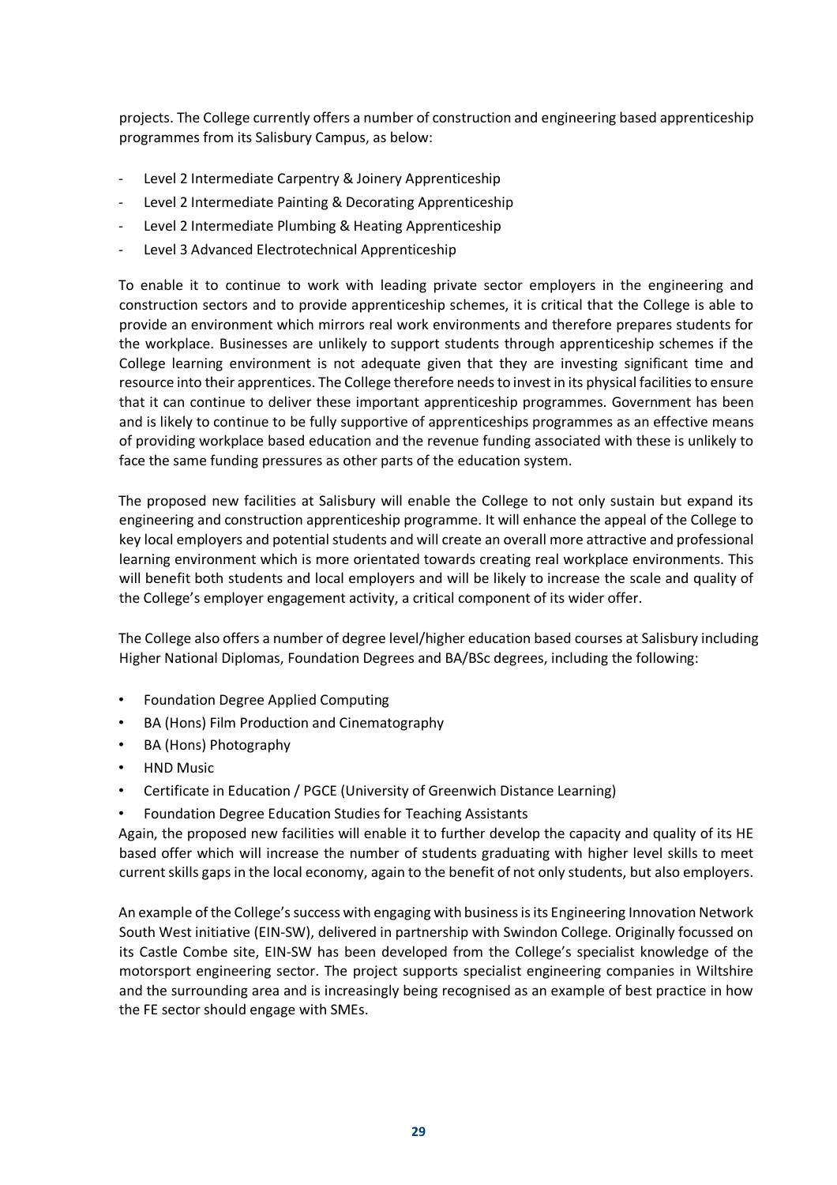projects. The College currently offers a number of construction and engineering based apprenticeship programmes from its Salisbury Campus, as below:

- Level 2 Intermediate Carpentry & Joinery Apprenticeship
- Level 2 Intermediate Painting & Decorating Apprenticeship
- Level 2 Intermediate Plumbing & Heating Apprenticeship
- Level 3 Advanced Electrotechnical Apprenticeship

To enable it to continue to work with leading private sector employers in the engineering and construction sectors and to provide apprenticeship schemes, it is critical that the College is able to provide an environment which mirrors real work environments and therefore prepares students for the workplace. Businesses are unlikely to support students through apprenticeship schemes if the College learning environment is not adequate given that they are investing significant time and resource into their apprentices. The College therefore needs to invest in its physical facilities to ensure that it can continue to deliver these important apprenticeship programmes. Government has been and is likely to continue to be fully supportive of apprenticeships programmes as an effective means of providing workplace based education and the revenue funding associated with these is unlikely to face the same funding pressures as other parts of the education system.

The proposed new facilities at Salisbury will enable the College to not only sustain but expand its engineering and construction apprenticeship programme. It will enhance the appeal of the College to key local employers and potential students and will create an overall more attractive and professional learning environment which is more orientated towards creating real workplace environments. This will benefit both students and local employers and will be likely to increase the scale and quality of the College's employer engagement activity, a critical component of its wider offer.

The College also offers a number of degree level/higher education based courses at Salisbury including Higher National Diplomas, Foundation Degrees and BA/BSc degrees, including the following:

- Foundation Degree Applied Computing
- BA (Hons) Film Production and Cinematography
- BA (Hons) Photography
- HND Music
- Certificate in Education / PGCE (University of Greenwich Distance Learning)
- Foundation Degree Education Studies for Teaching Assistants

Again, the proposed new facilities will enable it to further develop the capacity and quality of its HE based offer which will increase the number of students graduating with higher level skills to meet current skills gaps in the local economy, again to the benefit of not only students, but also employers.

An example of the College's success with engaging with business is its Engineering Innovation Network South West initiative (EIN-SW), delivered in partnership with Swindon College. Originally focussed on its Castle Combe site, EIN-SW has been developed from the College's specialist knowledge of the motorsport engineering sector. The project supports specialist engineering companies in Wiltshire and the surrounding area and is increasingly being recognised as an example of best practice in how the FE sector should engage with SMEs.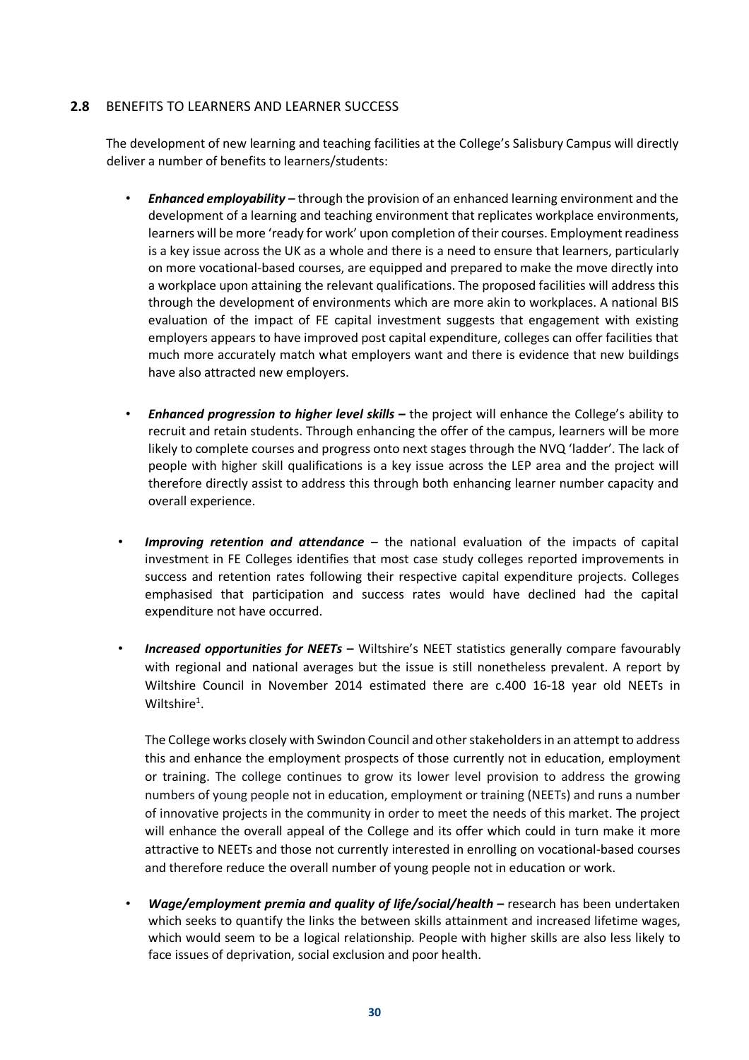## 2.8 BENEFITS TO LEARNERS AND LEARNER SUCCESS

The development of new learning and teaching facilities at the College's Salisbury Campus will directly deliver a number of benefits to learners/students:

- ***Enhanced employability –*** through the provision of an enhanced learning environment and the development of a learning and teaching environment that replicates workplace environments, learners will be more 'ready for work' upon completion of their courses. Employment readiness is a key issue across the UK as a whole and there is a need to ensure that learners, particularly on more vocational-based courses, are equipped and prepared to make the move directly into a workplace upon attaining the relevant qualifications. The proposed facilities will address this through the development of environments which are more akin to workplaces. A national BIS evaluation of the impact of FE capital investment suggests that engagement with existing employers appears to have improved post capital expenditure, colleges can offer facilities that much more accurately match what employers want and there is evidence that new buildings have also attracted new employers.

- ***Enhanced progression to higher level skills –*** the project will enhance the College's ability to recruit and retain students. Through enhancing the offer of the campus, learners will be more likely to complete courses and progress onto next stages through the NVQ 'ladder'. The lack of people with higher skill qualifications is a key issue across the LEP area and the project will therefore directly assist to address this through both enhancing learner number capacity and overall experience.

- ***Improving retention and attendance*** – the national evaluation of the impacts of capital investment in FE Colleges identifies that most case study colleges reported improvements in success and retention rates following their respective capital expenditure projects. Colleges emphasised that participation and success rates would have declined had the capital expenditure not have occurred.

- ***Increased opportunities for NEETs –*** Wiltshire's NEET statistics generally compare favourably with regional and national averages but the issue is still nonetheless prevalent. A report by Wiltshire Council in November 2014 estimated there are c.400 16-18 year old NEETs in Wiltshire[1].

  The College works closely with Swindon Council and other stakeholders in an attempt to address this and enhance the employment prospects of those currently not in education, employment or training. The college continues to grow its lower level provision to address the growing numbers of young people not in education, employment or training (NEETs) and runs a number of innovative projects in the community in order to meet the needs of this market. The project will enhance the overall appeal of the College and its offer which could in turn make it more attractive to NEETs and those not currently interested in enrolling on vocational-based courses and therefore reduce the overall number of young people not in education or work.

- ***Wage/employment premia and quality of life/social/health –*** research has been undertaken which seeks to quantify the links the between skills attainment and increased lifetime wages, which would seem to be a logical relationship. People with higher skills are also less likely to face issues of deprivation, social exclusion and poor health.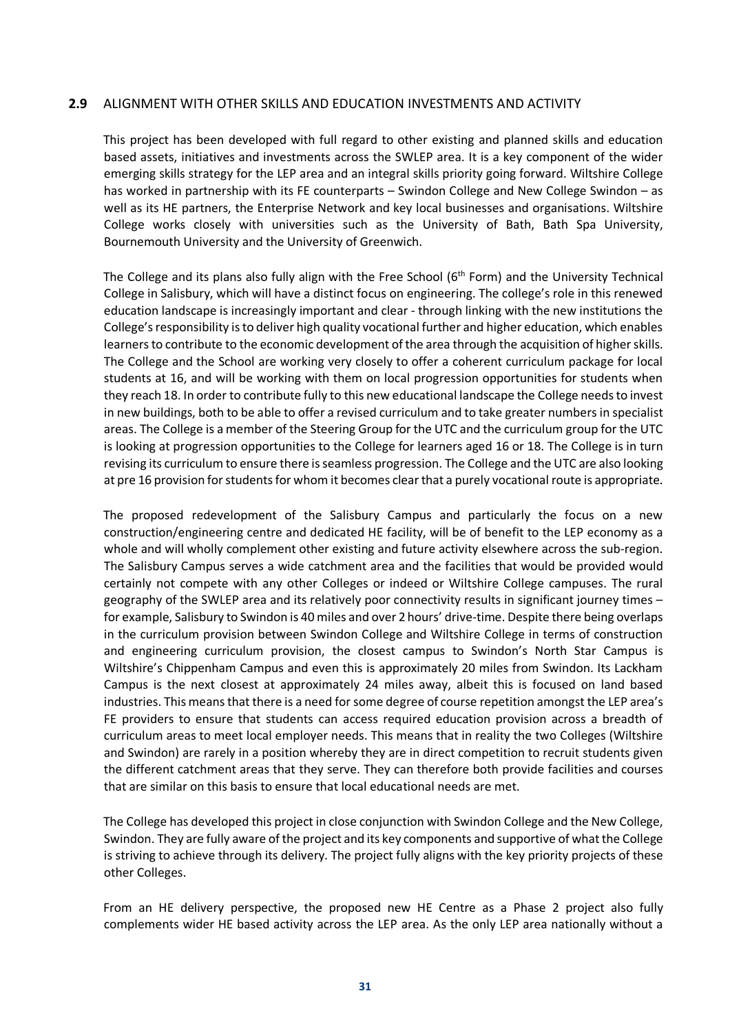## 2.9 ALIGNMENT WITH OTHER SKILLS AND EDUCATION INVESTMENTS AND ACTIVITY

This project has been developed with full regard to other existing and planned skills and education based assets, initiatives and investments across the SWLEP area. It is a key component of the wider emerging skills strategy for the LEP area and an integral skills priority going forward. Wiltshire College has worked in partnership with its FE counterparts – Swindon College and New College Swindon – as well as its HE partners, the Enterprise Network and key local businesses and organisations. Wiltshire College works closely with universities such as the University of Bath, Bath Spa University, Bournemouth University and the University of Greenwich.

The College and its plans also fully align with the Free School (6th Form) and the University Technical College in Salisbury, which will have a distinct focus on engineering. The college's role in this renewed education landscape is increasingly important and clear - through linking with the new institutions the College's responsibility is to deliver high quality vocational further and higher education, which enables learners to contribute to the economic development of the area through the acquisition of higher skills. The College and the School are working very closely to offer a coherent curriculum package for local students at 16, and will be working with them on local progression opportunities for students when they reach 18. In order to contribute fully to this new educational landscape the College needs to invest in new buildings, both to be able to offer a revised curriculum and to take greater numbers in specialist areas. The College is a member of the Steering Group for the UTC and the curriculum group for the UTC is looking at progression opportunities to the College for learners aged 16 or 18. The College is in turn revising its curriculum to ensure there is seamless progression. The College and the UTC are also looking at pre 16 provision for students for whom it becomes clear that a purely vocational route is appropriate.

The proposed redevelopment of the Salisbury Campus and particularly the focus on a new construction/engineering centre and dedicated HE facility, will be of benefit to the LEP economy as a whole and will wholly complement other existing and future activity elsewhere across the sub-region. The Salisbury Campus serves a wide catchment area and the facilities that would be provided would certainly not compete with any other Colleges or indeed or Wiltshire College campuses. The rural geography of the SWLEP area and its relatively poor connectivity results in significant journey times – for example, Salisbury to Swindon is 40 miles and over 2 hours' drive-time. Despite there being overlaps in the curriculum provision between Swindon College and Wiltshire College in terms of construction and engineering curriculum provision, the closest campus to Swindon's North Star Campus is Wiltshire's Chippenham Campus and even this is approximately 20 miles from Swindon. Its Lackham Campus is the next closest at approximately 24 miles away, albeit this is focused on land based industries. This means that there is a need for some degree of course repetition amongst the LEP area's FE providers to ensure that students can access required education provision across a breadth of curriculum areas to meet local employer needs. This means that in reality the two Colleges (Wiltshire and Swindon) are rarely in a position whereby they are in direct competition to recruit students given the different catchment areas that they serve. They can therefore both provide facilities and courses that are similar on this basis to ensure that local educational needs are met.

The College has developed this project in close conjunction with Swindon College and the New College, Swindon. They are fully aware of the project and its key components and supportive of what the College is striving to achieve through its delivery. The project fully aligns with the key priority projects of these other Colleges.

From an HE delivery perspective, the proposed new HE Centre as a Phase 2 project also fully complements wider HE based activity across the LEP area. As the only LEP area nationally without a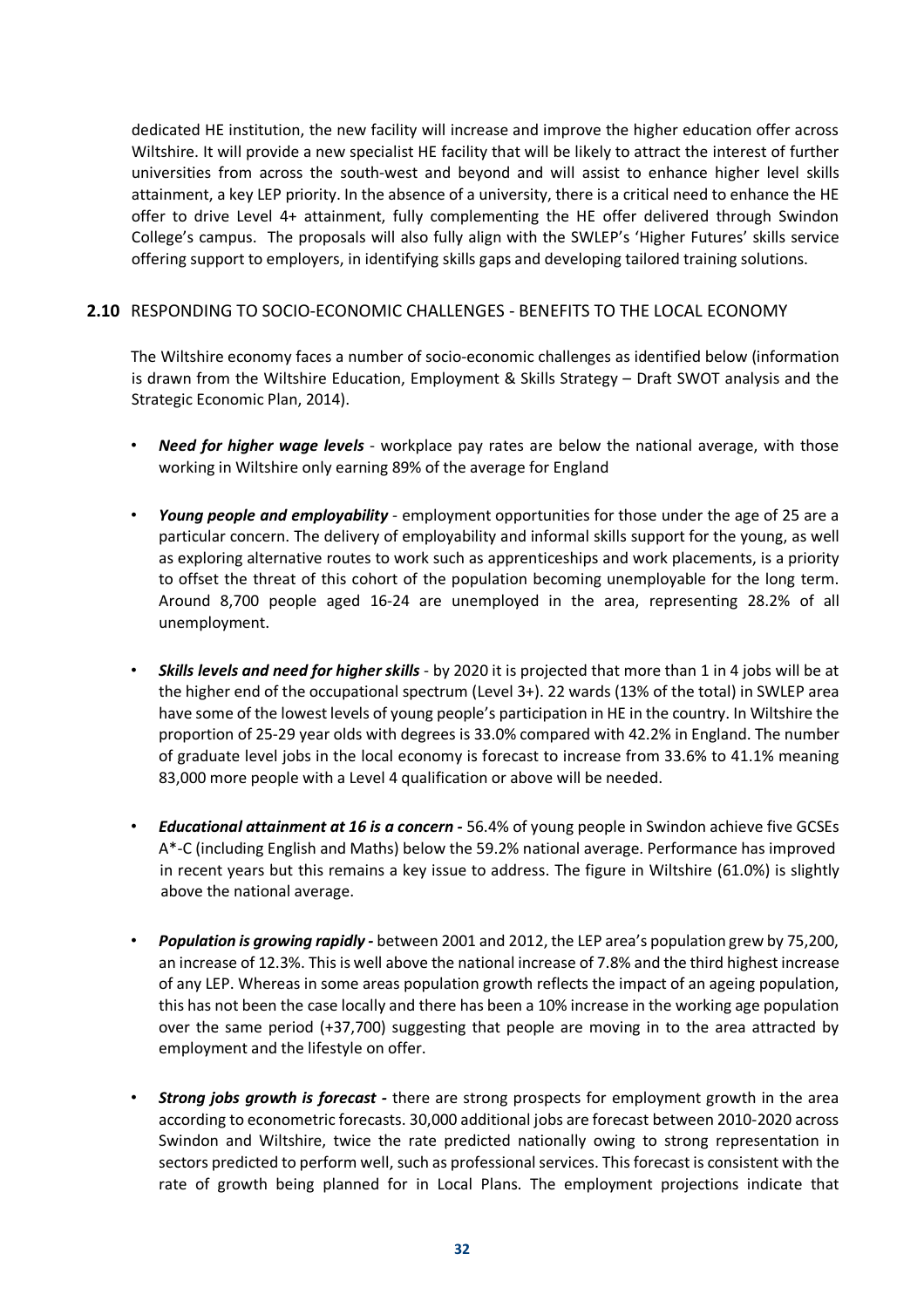dedicated HE institution, the new facility will increase and improve the higher education offer across Wiltshire. It will provide a new specialist HE facility that will be likely to attract the interest of further universities from across the south-west and beyond and will assist to enhance higher level skills attainment, a key LEP priority. In the absence of a university, there is a critical need to enhance the HE offer to drive Level 4+ attainment, fully complementing the HE offer delivered through Swindon College's campus. The proposals will also fully align with the SWLEP's 'Higher Futures' skills service offering support to employers, in identifying skills gaps and developing tailored training solutions.

## 2.10 RESPONDING TO SOCIO-ECONOMIC CHALLENGES - BENEFITS TO THE LOCAL ECONOMY

The Wiltshire economy faces a number of socio-economic challenges as identified below (information is drawn from the Wiltshire Education, Employment & Skills Strategy – Draft SWOT analysis and the Strategic Economic Plan, 2014).

- ***Need for higher wage levels*** - workplace pay rates are below the national average, with those working in Wiltshire only earning 89% of the average for England

- ***Young people and employability*** - employment opportunities for those under the age of 25 are a particular concern. The delivery of employability and informal skills support for the young, as well as exploring alternative routes to work such as apprenticeships and work placements, is a priority to offset the threat of this cohort of the population becoming unemployable for the long term. Around 8,700 people aged 16-24 are unemployed in the area, representing 28.2% of all unemployment.

- ***Skills levels and need for higher skills*** - by 2020 it is projected that more than 1 in 4 jobs will be at the higher end of the occupational spectrum (Level 3+). 22 wards (13% of the total) in SWLEP area have some of the lowest levels of young people's participation in HE in the country. In Wiltshire the proportion of 25-29 year olds with degrees is 33.0% compared with 42.2% in England. The number of graduate level jobs in the local economy is forecast to increase from 33.6% to 41.1% meaning 83,000 more people with a Level 4 qualification or above will be needed.

- ***Educational attainment at 16 is a concern*** **-** 56.4% of young people in Swindon achieve five GCSEs A*-C (including English and Maths) below the 59.2% national average. Performance has improved in recent years but this remains a key issue to address. The figure in Wiltshire (61.0%) is slightly above the national average.

- ***Population is growing rapidly*** **-** between 2001 and 2012, the LEP area's population grew by 75,200, an increase of 12.3%. This is well above the national increase of 7.8% and the third highest increase of any LEP. Whereas in some areas population growth reflects the impact of an ageing population, this has not been the case locally and there has been a 10% increase in the working age population over the same period (+37,700) suggesting that people are moving in to the area attracted by employment and the lifestyle on offer.

- ***Strong jobs growth is forecast*** **-** there are strong prospects for employment growth in the area according to econometric forecasts. 30,000 additional jobs are forecast between 2010-2020 across Swindon and Wiltshire, twice the rate predicted nationally owing to strong representation in sectors predicted to perform well, such as professional services. This forecast is consistent with the rate of growth being planned for in Local Plans. The employment projections indicate that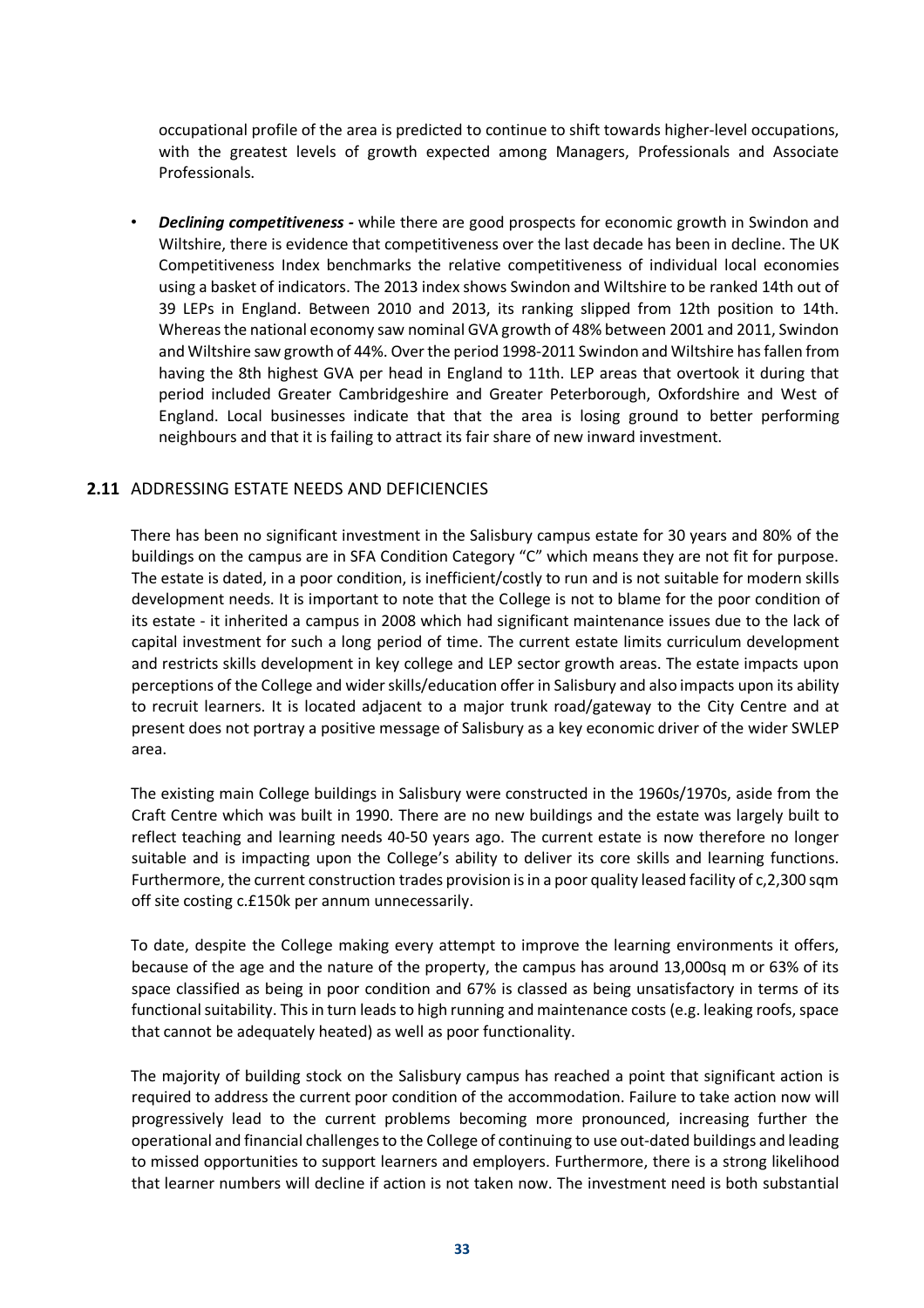occupational profile of the area is predicted to continue to shift towards higher-level occupations, with the greatest levels of growth expected among Managers, Professionals and Associate Professionals.

- ***Declining competitiveness -*** while there are good prospects for economic growth in Swindon and Wiltshire, there is evidence that competitiveness over the last decade has been in decline. The UK Competitiveness Index benchmarks the relative competitiveness of individual local economies using a basket of indicators. The 2013 index shows Swindon and Wiltshire to be ranked 14th out of 39 LEPs in England. Between 2010 and 2013, its ranking slipped from 12th position to 14th. Whereas the national economy saw nominal GVA growth of 48% between 2001 and 2011, Swindon and Wiltshire saw growth of 44%. Over the period 1998-2011 Swindon and Wiltshire has fallen from having the 8th highest GVA per head in England to 11th. LEP areas that overtook it during that period included Greater Cambridgeshire and Greater Peterborough, Oxfordshire and West of England. Local businesses indicate that that the area is losing ground to better performing neighbours and that it is failing to attract its fair share of new inward investment.

## 2.11 ADDRESSING ESTATE NEEDS AND DEFICIENCIES

There has been no significant investment in the Salisbury campus estate for 30 years and 80% of the buildings on the campus are in SFA Condition Category "C" which means they are not fit for purpose. The estate is dated, in a poor condition, is inefficient/costly to run and is not suitable for modern skills development needs. It is important to note that the College is not to blame for the poor condition of its estate - it inherited a campus in 2008 which had significant maintenance issues due to the lack of capital investment for such a long period of time. The current estate limits curriculum development and restricts skills development in key college and LEP sector growth areas. The estate impacts upon perceptions of the College and wider skills/education offer in Salisbury and also impacts upon its ability to recruit learners. It is located adjacent to a major trunk road/gateway to the City Centre and at present does not portray a positive message of Salisbury as a key economic driver of the wider SWLEP area.

The existing main College buildings in Salisbury were constructed in the 1960s/1970s, aside from the Craft Centre which was built in 1990. There are no new buildings and the estate was largely built to reflect teaching and learning needs 40-50 years ago. The current estate is now therefore no longer suitable and is impacting upon the College's ability to deliver its core skills and learning functions. Furthermore, the current construction trades provision is in a poor quality leased facility of c,2,300 sqm off site costing c.£150k per annum unnecessarily.

To date, despite the College making every attempt to improve the learning environments it offers, because of the age and the nature of the property, the campus has around 13,000sq m or 63% of its space classified as being in poor condition and 67% is classed as being unsatisfactory in terms of its functional suitability. This in turn leads to high running and maintenance costs (e.g. leaking roofs, space that cannot be adequately heated) as well as poor functionality.

The majority of building stock on the Salisbury campus has reached a point that significant action is required to address the current poor condition of the accommodation. Failure to take action now will progressively lead to the current problems becoming more pronounced, increasing further the operational and financial challenges to the College of continuing to use out-dated buildings and leading to missed opportunities to support learners and employers. Furthermore, there is a strong likelihood that learner numbers will decline if action is not taken now. The investment need is both substantial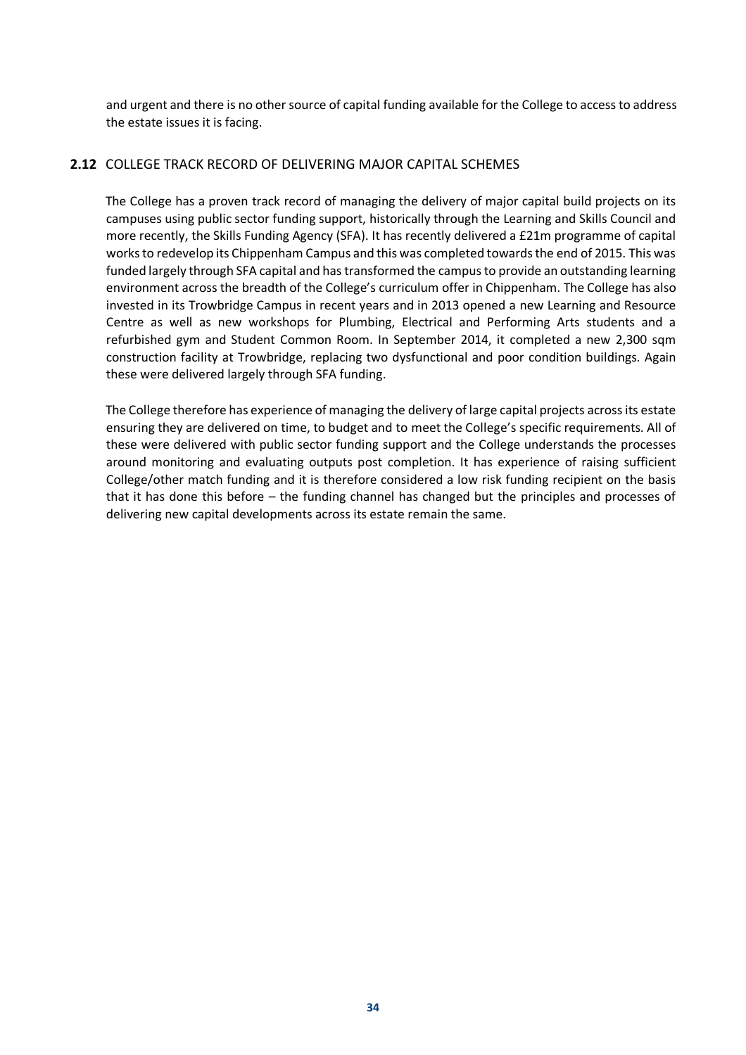and urgent and there is no other source of capital funding available for the College to access to address the estate issues it is facing.

## 2.12 COLLEGE TRACK RECORD OF DELIVERING MAJOR CAPITAL SCHEMES

The College has a proven track record of managing the delivery of major capital build projects on its campuses using public sector funding support, historically through the Learning and Skills Council and more recently, the Skills Funding Agency (SFA). It has recently delivered a £21m programme of capital works to redevelop its Chippenham Campus and this was completed towards the end of 2015. This was funded largely through SFA capital and has transformed the campus to provide an outstanding learning environment across the breadth of the College's curriculum offer in Chippenham. The College has also invested in its Trowbridge Campus in recent years and in 2013 opened a new Learning and Resource Centre as well as new workshops for Plumbing, Electrical and Performing Arts students and a refurbished gym and Student Common Room. In September 2014, it completed a new 2,300 sqm construction facility at Trowbridge, replacing two dysfunctional and poor condition buildings. Again these were delivered largely through SFA funding.

The College therefore has experience of managing the delivery of large capital projects across its estate ensuring they are delivered on time, to budget and to meet the College's specific requirements. All of these were delivered with public sector funding support and the College understands the processes around monitoring and evaluating outputs post completion. It has experience of raising sufficient College/other match funding and it is therefore considered a low risk funding recipient on the basis that it has done this before – the funding channel has changed but the principles and processes of delivering new capital developments across its estate remain the same.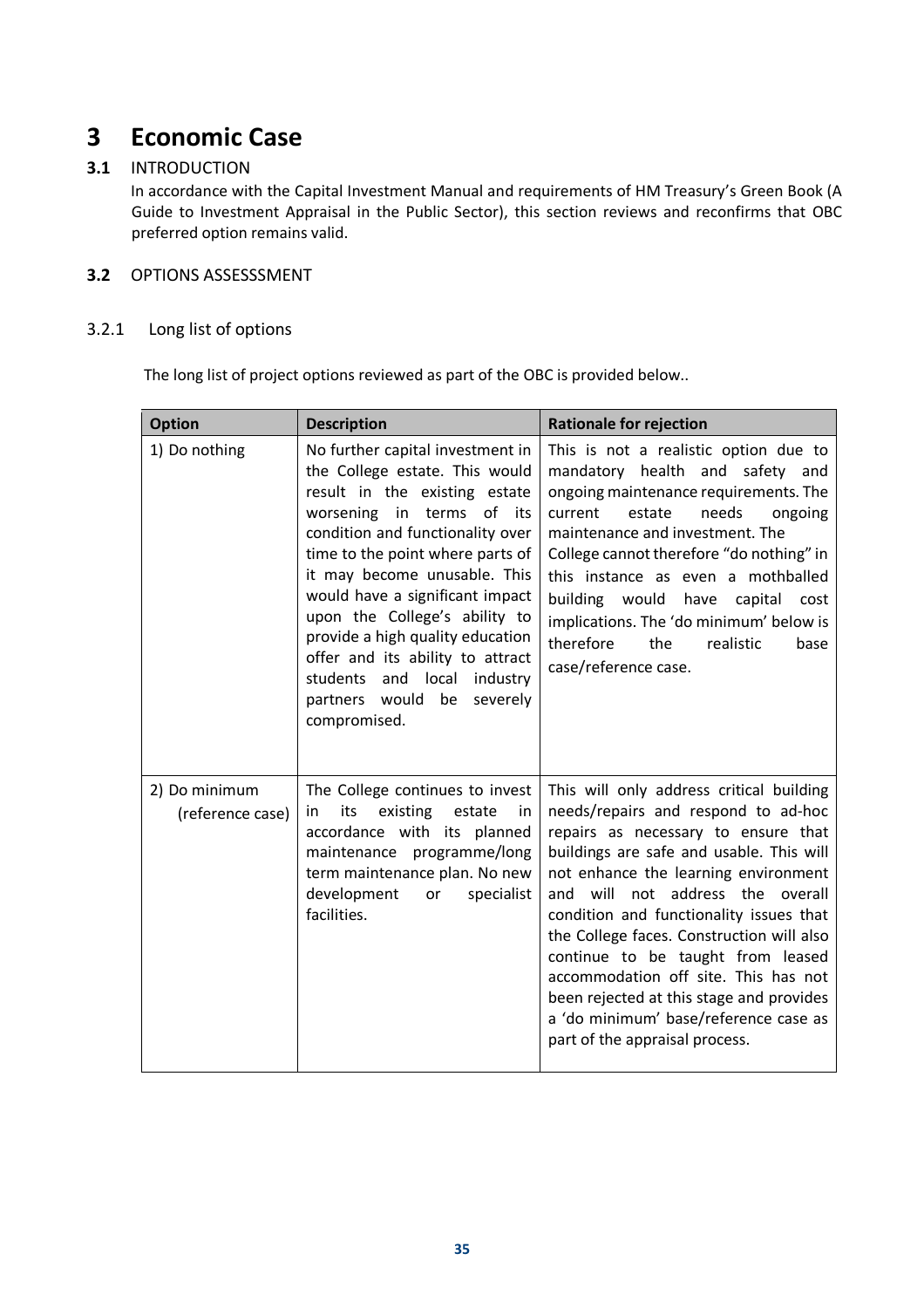# 3 Economic Case

## 3.1 INTRODUCTION

In accordance with the Capital Investment Manual and requirements of HM Treasury's Green Book (A Guide to Investment Appraisal in the Public Sector), this section reviews and reconfirms that OBC preferred option remains valid.

## 3.2 OPTIONS ASSESSSMENT

### 3.2.1 Long list of options

The long list of project options reviewed as part of the OBC is provided below..

| Option | Description | Rationale for rejection |
| --- | --- | --- |
| 1) Do nothing | No further capital investment in the College estate. This would result in the existing estate worsening in terms of its condition and functionality over time to the point where parts of it may become unusable. This would have a significant impact upon the College's ability to provide a high quality education offer and its ability to attract students and local industry partners would be severely compromised. | This is not a realistic option due to mandatory health and safety and ongoing maintenance requirements. The current estate needs ongoing maintenance and investment. The College cannot therefore "do nothing" in this instance as even a mothballed building would have capital cost implications. The 'do minimum' below is therefore the realistic base case/reference case. |
| 2) Do minimum (reference case) | The College continues to invest in its existing estate in accordance with its planned maintenance programme/long term maintenance plan. No new development or specialist facilities. | This will only address critical building needs/repairs and respond to ad-hoc repairs as necessary to ensure that buildings are safe and usable. This will not enhance the learning environment and will not address the overall condition and functionality issues that the College faces. Construction will also continue to be taught from leased accommodation off site. This has not been rejected at this stage and provides a 'do minimum' base/reference case as part of the appraisal process. |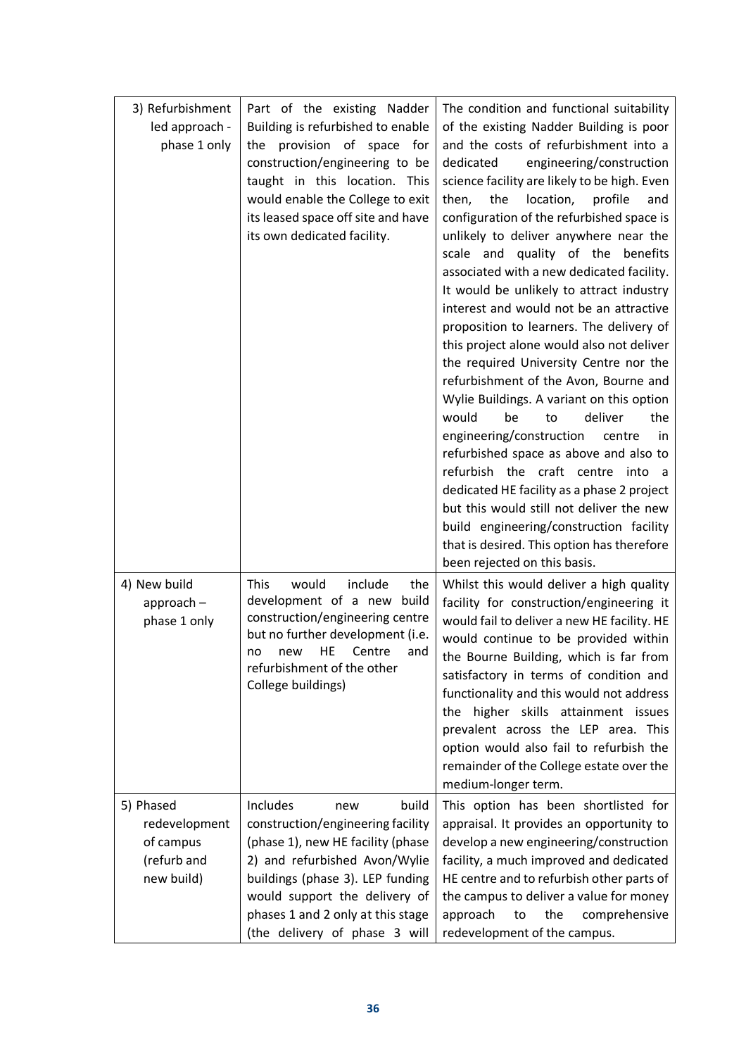| | | |
|---|---|---|
| 3) Refurbishment led approach - phase 1 only | Part of the existing Nadder Building is refurbished to enable the provision of space for construction/engineering to be taught in this location. This would enable the College to exit its leased space off site and have its own dedicated facility. | The condition and functional suitability of the existing Nadder Building is poor and the costs of refurbishment into a dedicated engineering/construction science facility are likely to be high. Even then, the location, profile and configuration of the refurbished space is unlikely to deliver anywhere near the scale and quality of the benefits associated with a new dedicated facility. It would be unlikely to attract industry interest and would not be an attractive proposition to learners. The delivery of this project alone would also not deliver the required University Centre nor the refurbishment of the Avon, Bourne and Wylie Buildings. A variant on this option would be to deliver the engineering/construction centre in refurbished space as above and also to refurbish the craft centre into a dedicated HE facility as a phase 2 project but this would still not deliver the new build engineering/construction facility that is desired. This option has therefore been rejected on this basis. |
| 4) New build approach – phase 1 only | This would include the development of a new build construction/engineering centre but no further development (i.e. no new HE Centre and refurbishment of the other College buildings) | Whilst this would deliver a high quality facility for construction/engineering it would fail to deliver a new HE facility. HE would continue to be provided within the Bourne Building, which is far from satisfactory in terms of condition and functionality and this would not address the higher skills attainment issues prevalent across the LEP area. This option would also fail to refurbish the remainder of the College estate over the medium-longer term. |
| 5) Phased redevelopment of campus (refurb and new build) | Includes new build construction/engineering facility (phase 1), new HE facility (phase 2) and refurbished Avon/Wylie buildings (phase 3). LEP funding would support the delivery of phases 1 and 2 only at this stage (the delivery of phase 3 will | This option has been shortlisted for appraisal. It provides an opportunity to develop a new engineering/construction facility, a much improved and dedicated HE centre and to refurbish other parts of the campus to deliver a value for money approach to the comprehensive redevelopment of the campus. |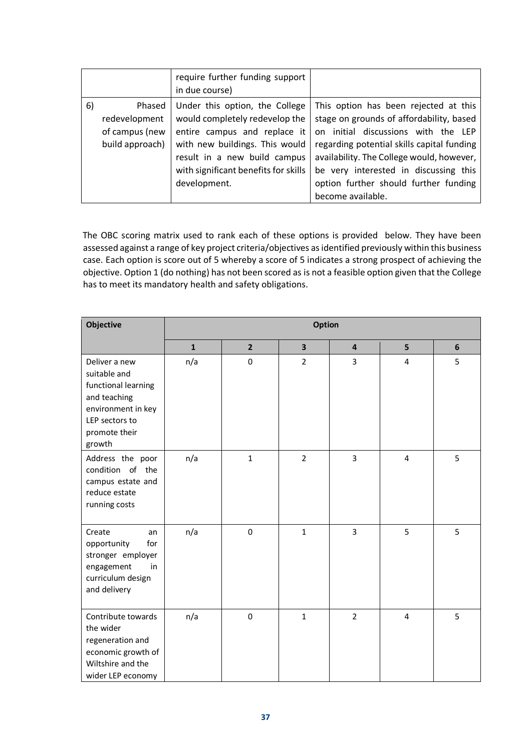| | | |
|---|---|---|
| | require further funding support in due course) | |
| 6) Phased redevelopment of campus (new build approach) | Under this option, the College would completely redevelop the entire campus and replace it with new buildings. This would result in a new build campus with significant benefits for skills development. | This option has been rejected at this stage on grounds of affordability, based on initial discussions with the LEP regarding potential skills capital funding availability. The College would, however, be very interested in discussing this option further should further funding become available. |

The OBC scoring matrix used to rank each of these options is provided below. They have been assessed against a range of key project criteria/objectives as identified previously within this business case. Each option is score out of 5 whereby a score of 5 indicates a strong prospect of achieving the objective. Option 1 (do nothing) has not been scored as is not a feasible option given that the College has to meet its mandatory health and safety obligations.

| **Objective** | **Option** | | | | | |
|---|---|---|---|---|---|---|
| | **1** | **2** | **3** | **4** | **5** | **6** |
| Deliver a new suitable and functional learning and teaching environment in key LEP sectors to promote their growth | n/a | 0 | 2 | 3 | 4 | 5 |
| Address the poor condition of the campus estate and reduce estate running costs | n/a | 1 | 2 | 3 | 4 | 5 |
| Create an opportunity for stronger employer engagement in curriculum design and delivery | n/a | 0 | 1 | 3 | 5 | 5 |
| Contribute towards the wider regeneration and economic growth of Wiltshire and the wider LEP economy | n/a | 0 | 1 | 2 | 4 | 5 |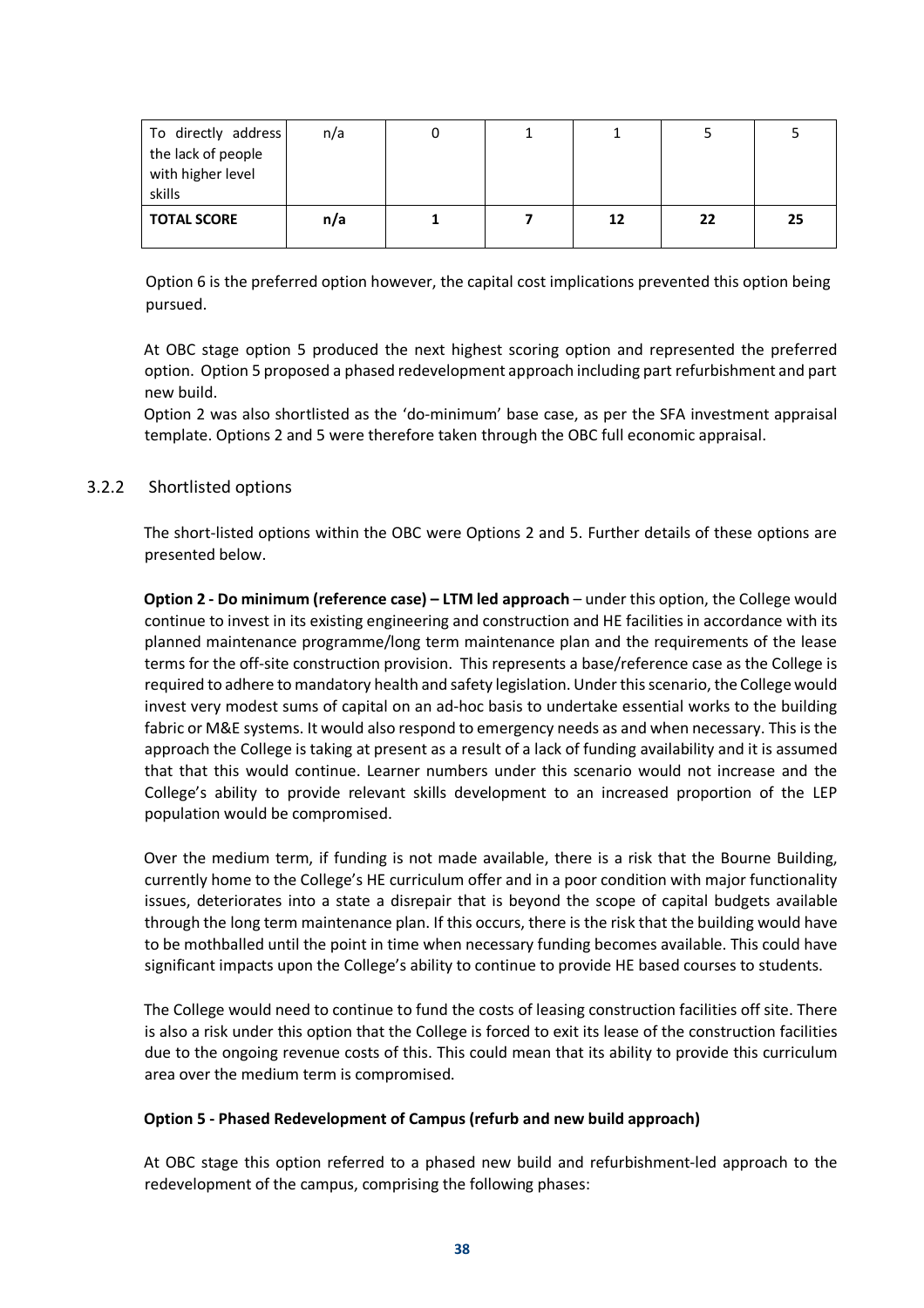| To directly address the lack of people with higher level skills | n/a | 0 | 1 | 1 | 5 | 5 |
|---|---|---|---|---|---|---|
| **TOTAL SCORE** | **n/a** | **1** | **7** | **12** | **22** | **25** |

Option 6 is the preferred option however, the capital cost implications prevented this option being pursued.

At OBC stage option 5 produced the next highest scoring option and represented the preferred option. Option 5 proposed a phased redevelopment approach including part refurbishment and part new build.

Option 2 was also shortlisted as the 'do-minimum' base case, as per the SFA investment appraisal template. Options 2 and 5 were therefore taken through the OBC full economic appraisal.

### 3.2.2 Shortlisted options

The short-listed options within the OBC were Options 2 and 5. Further details of these options are presented below.

**Option 2 - Do minimum (reference case) – LTM led approach** – under this option, the College would continue to invest in its existing engineering and construction and HE facilities in accordance with its planned maintenance programme/long term maintenance plan and the requirements of the lease terms for the off-site construction provision. This represents a base/reference case as the College is required to adhere to mandatory health and safety legislation. Under this scenario, the College would invest very modest sums of capital on an ad-hoc basis to undertake essential works to the building fabric or M&E systems. It would also respond to emergency needs as and when necessary. This is the approach the College is taking at present as a result of a lack of funding availability and it is assumed that that this would continue. Learner numbers under this scenario would not increase and the College's ability to provide relevant skills development to an increased proportion of the LEP population would be compromised.

Over the medium term, if funding is not made available, there is a risk that the Bourne Building, currently home to the College's HE curriculum offer and in a poor condition with major functionality issues, deteriorates into a state a disrepair that is beyond the scope of capital budgets available through the long term maintenance plan. If this occurs, there is the risk that the building would have to be mothballed until the point in time when necessary funding becomes available. This could have significant impacts upon the College's ability to continue to provide HE based courses to students.

The College would need to continue to fund the costs of leasing construction facilities off site. There is also a risk under this option that the College is forced to exit its lease of the construction facilities due to the ongoing revenue costs of this. This could mean that its ability to provide this curriculum area over the medium term is compromised.

**Option 5 - Phased Redevelopment of Campus (refurb and new build approach)**

At OBC stage this option referred to a phased new build and refurbishment-led approach to the redevelopment of the campus, comprising the following phases: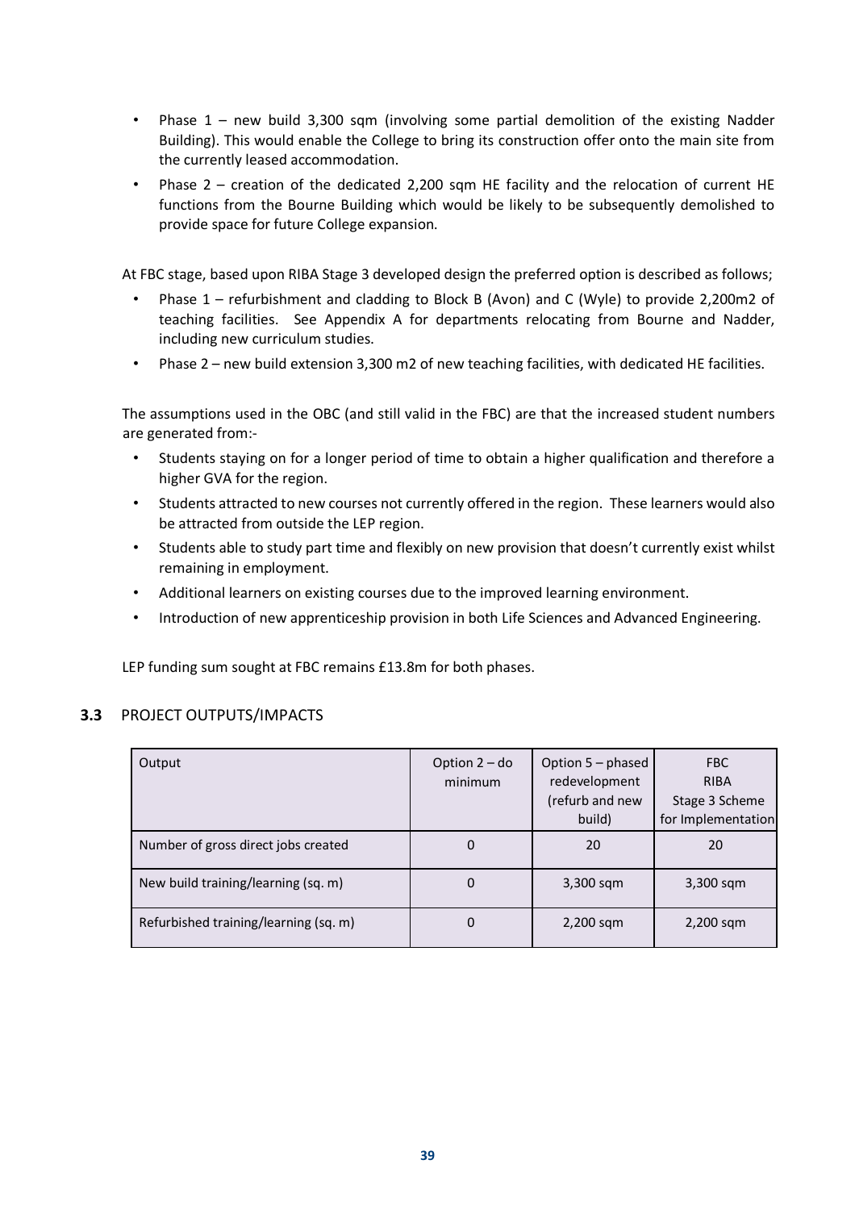- Phase 1 – new build 3,300 sqm (involving some partial demolition of the existing Nadder Building). This would enable the College to bring its construction offer onto the main site from the currently leased accommodation.
- Phase 2 – creation of the dedicated 2,200 sqm HE facility and the relocation of current HE functions from the Bourne Building which would be likely to be subsequently demolished to provide space for future College expansion.

At FBC stage, based upon RIBA Stage 3 developed design the preferred option is described as follows;

- Phase 1 – refurbishment and cladding to Block B (Avon) and C (Wyle) to provide 2,200m2 of teaching facilities. See Appendix A for departments relocating from Bourne and Nadder, including new curriculum studies.
- Phase 2 – new build extension 3,300 m2 of new teaching facilities, with dedicated HE facilities.

The assumptions used in the OBC (and still valid in the FBC) are that the increased student numbers are generated from:-

- Students staying on for a longer period of time to obtain a higher qualification and therefore a higher GVA for the region.
- Students attracted to new courses not currently offered in the region. These learners would also be attracted from outside the LEP region.
- Students able to study part time and flexibly on new provision that doesn't currently exist whilst remaining in employment.
- Additional learners on existing courses due to the improved learning environment.
- Introduction of new apprenticeship provision in both Life Sciences and Advanced Engineering.

LEP funding sum sought at FBC remains £13.8m for both phases.

## 3.3 PROJECT OUTPUTS/IMPACTS

| Output | Option 2 – do minimum | Option 5 – phased redevelopment (refurb and new build) | FBC RIBA Stage 3 Scheme for Implementation |
|---|---|---|---|
| Number of gross direct jobs created | 0 | 20 | 20 |
| New build training/learning (sq. m) | 0 | 3,300 sqm | 3,300 sqm |
| Refurbished training/learning (sq. m) | 0 | 2,200 sqm | 2,200 sqm |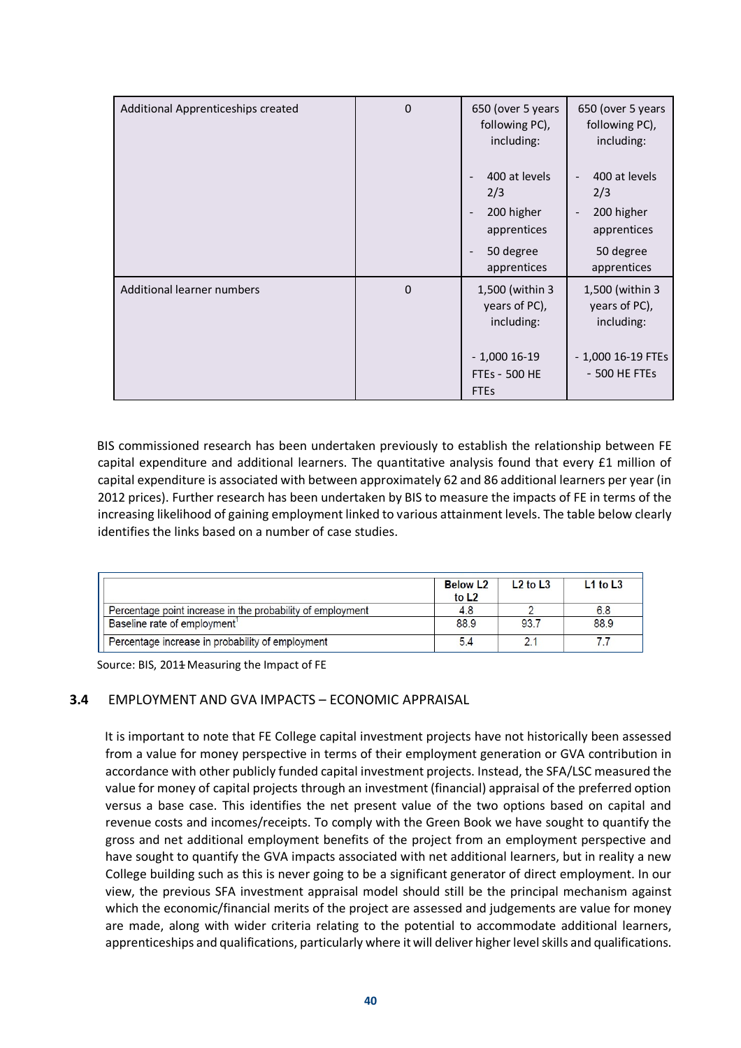| Additional Apprenticeships created | 0 | 650 (over 5 years following PC), including:<br><br>- 400 at levels 2/3<br>- 200 higher apprentices<br>- 50 degree apprentices | 650 (over 5 years following PC), including:<br><br>- 400 at levels 2/3<br>- 200 higher apprentices<br>50 degree apprentices |
|---|---|---|---|
| Additional learner numbers | 0 | 1,500 (within 3 years of PC), including:<br><br>- 1,000 16-19 FTEs - 500 HE FTEs | 1,500 (within 3 years of PC), including:<br><br>- 1,000 16-19 FTEs<br>- 500 HE FTEs |

BIS commissioned research has been undertaken previously to establish the relationship between FE capital expenditure and additional learners. The quantitative analysis found that every £1 million of capital expenditure is associated with between approximately 62 and 86 additional learners per year (in 2012 prices). Further research has been undertaken by BIS to measure the impacts of FE in terms of the increasing likelihood of gaining employment linked to various attainment levels. The table below clearly identifies the links based on a number of case studies.

| | Below L2 to L2 | L2 to L3 | L1 to L3 |
|---|---|---|---|
| Percentage point increase in the probability of employment | 4.8 | 2 | 6.8 |
| Baseline rate of employment[1] | 88.9 | 93.7 | 88.9 |
| Percentage increase in probability of employment | 5.4 | 2.1 | 7.7 |

Source: BIS, 2011 Measuring the Impact of FE

### 3.4 EMPLOYMENT AND GVA IMPACTS – ECONOMIC APPRAISAL

It is important to note that FE College capital investment projects have not historically been assessed from a value for money perspective in terms of their employment generation or GVA contribution in accordance with other publicly funded capital investment projects. Instead, the SFA/LSC measured the value for money of capital projects through an investment (financial) appraisal of the preferred option versus a base case. This identifies the net present value of the two options based on capital and revenue costs and incomes/receipts. To comply with the Green Book we have sought to quantify the gross and net additional employment benefits of the project from an employment perspective and have sought to quantify the GVA impacts associated with net additional learners, but in reality a new College building such as this is never going to be a significant generator of direct employment. In our view, the previous SFA investment appraisal model should still be the principal mechanism against which the economic/financial merits of the project are assessed and judgements are value for money are made, along with wider criteria relating to the potential to accommodate additional learners, apprenticeships and qualifications, particularly where it will deliver higher level skills and qualifications.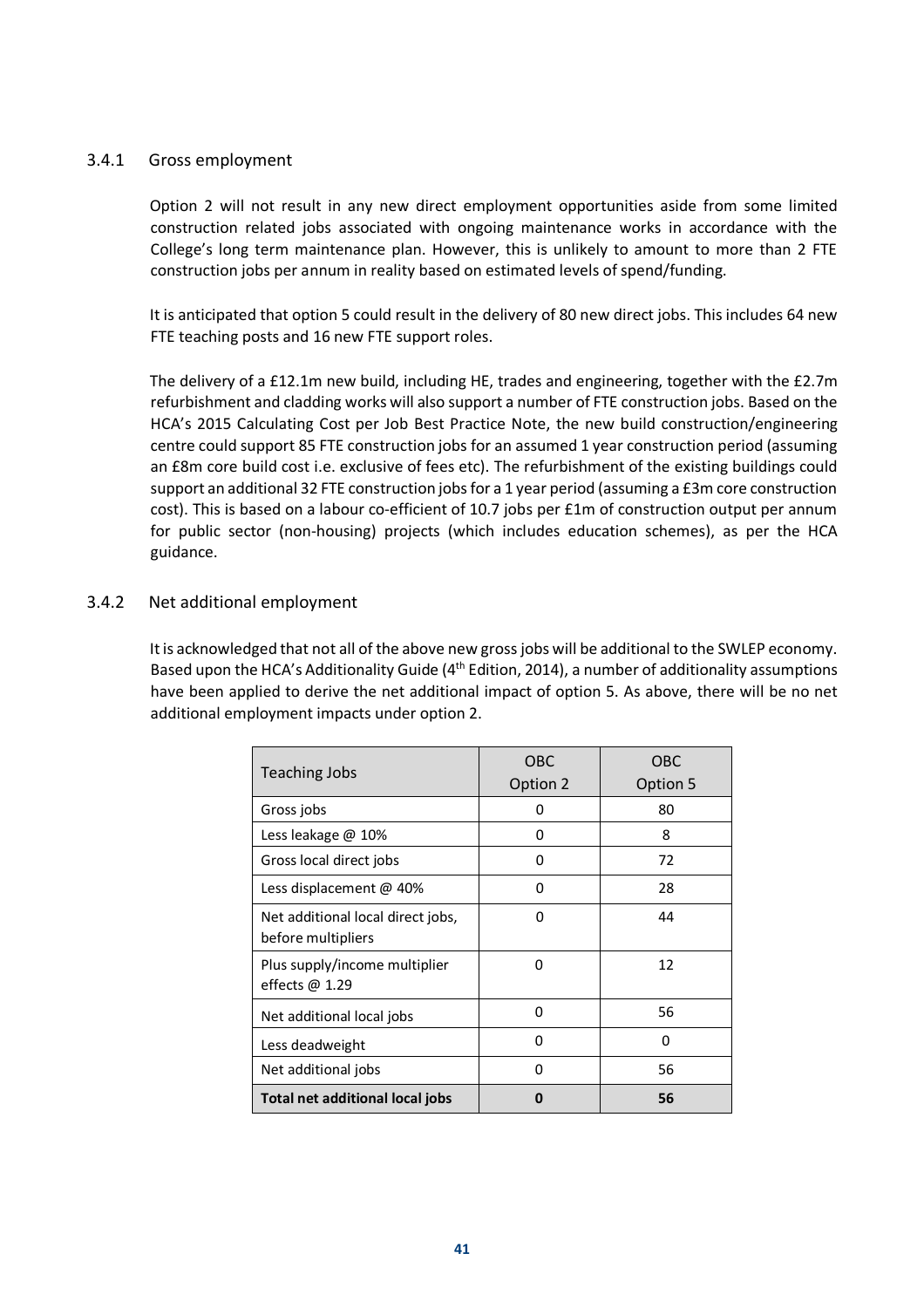### 3.4.1 Gross employment

Option 2 will not result in any new direct employment opportunities aside from some limited construction related jobs associated with ongoing maintenance works in accordance with the College's long term maintenance plan. However, this is unlikely to amount to more than 2 FTE construction jobs per annum in reality based on estimated levels of spend/funding.

It is anticipated that option 5 could result in the delivery of 80 new direct jobs. This includes 64 new FTE teaching posts and 16 new FTE support roles.

The delivery of a £12.1m new build, including HE, trades and engineering, together with the £2.7m refurbishment and cladding works will also support a number of FTE construction jobs. Based on the HCA's 2015 Calculating Cost per Job Best Practice Note, the new build construction/engineering centre could support 85 FTE construction jobs for an assumed 1 year construction period (assuming an £8m core build cost i.e. exclusive of fees etc). The refurbishment of the existing buildings could support an additional 32 FTE construction jobs for a 1 year period (assuming a £3m core construction cost). This is based on a labour co-efficient of 10.7 jobs per £1m of construction output per annum for public sector (non-housing) projects (which includes education schemes), as per the HCA guidance.

### 3.4.2 Net additional employment

It is acknowledged that not all of the above new gross jobs will be additional to the SWLEP economy. Based upon the HCA's Additionality Guide (4th Edition, 2014), a number of additionality assumptions have been applied to derive the net additional impact of option 5. As above, there will be no net additional employment impacts under option 2.

| Teaching Jobs | OBC Option 2 | OBC Option 5 |
|---|---|---|
| Gross jobs | 0 | 80 |
| Less leakage @ 10% | 0 | 8 |
| Gross local direct jobs | 0 | 72 |
| Less displacement @ 40% | 0 | 28 |
| Net additional local direct jobs, before multipliers | 0 | 44 |
| Plus supply/income multiplier effects @ 1.29 | 0 | 12 |
| Net additional local jobs | 0 | 56 |
| Less deadweight | 0 | 0 |
| Net additional jobs | 0 | 56 |
| **Total net additional local jobs** | **0** | **56** |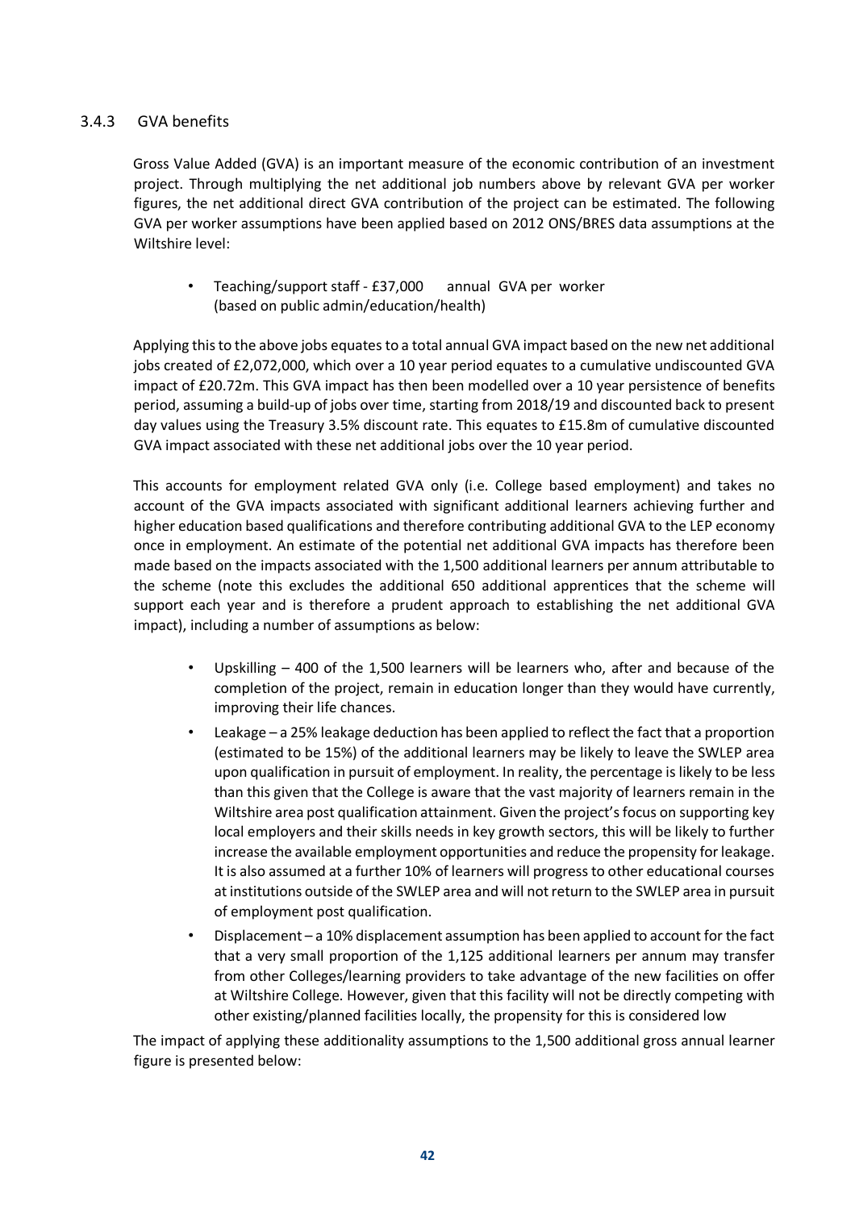### 3.4.3 GVA benefits

Gross Value Added (GVA) is an important measure of the economic contribution of an investment project. Through multiplying the net additional job numbers above by relevant GVA per worker figures, the net additional direct GVA contribution of the project can be estimated. The following GVA per worker assumptions have been applied based on 2012 ONS/BRES data assumptions at the Wiltshire level:

- Teaching/support staff - £37,000 annual GVA per worker (based on public admin/education/health)

Applying this to the above jobs equates to a total annual GVA impact based on the new net additional jobs created of £2,072,000, which over a 10 year period equates to a cumulative undiscounted GVA impact of £20.72m. This GVA impact has then been modelled over a 10 year persistence of benefits period, assuming a build-up of jobs over time, starting from 2018/19 and discounted back to present day values using the Treasury 3.5% discount rate. This equates to £15.8m of cumulative discounted GVA impact associated with these net additional jobs over the 10 year period.

This accounts for employment related GVA only (i.e. College based employment) and takes no account of the GVA impacts associated with significant additional learners achieving further and higher education based qualifications and therefore contributing additional GVA to the LEP economy once in employment. An estimate of the potential net additional GVA impacts has therefore been made based on the impacts associated with the 1,500 additional learners per annum attributable to the scheme (note this excludes the additional 650 additional apprentices that the scheme will support each year and is therefore a prudent approach to establishing the net additional GVA impact), including a number of assumptions as below:

- Upskilling – 400 of the 1,500 learners will be learners who, after and because of the completion of the project, remain in education longer than they would have currently, improving their life chances.
- Leakage – a 25% leakage deduction has been applied to reflect the fact that a proportion (estimated to be 15%) of the additional learners may be likely to leave the SWLEP area upon qualification in pursuit of employment. In reality, the percentage is likely to be less than this given that the College is aware that the vast majority of learners remain in the Wiltshire area post qualification attainment. Given the project's focus on supporting key local employers and their skills needs in key growth sectors, this will be likely to further increase the available employment opportunities and reduce the propensity for leakage. It is also assumed at a further 10% of learners will progress to other educational courses at institutions outside of the SWLEP area and will not return to the SWLEP area in pursuit of employment post qualification.
- Displacement – a 10% displacement assumption has been applied to account for the fact that a very small proportion of the 1,125 additional learners per annum may transfer from other Colleges/learning providers to take advantage of the new facilities on offer at Wiltshire College. However, given that this facility will not be directly competing with other existing/planned facilities locally, the propensity for this is considered low

The impact of applying these additionality assumptions to the 1,500 additional gross annual learner figure is presented below: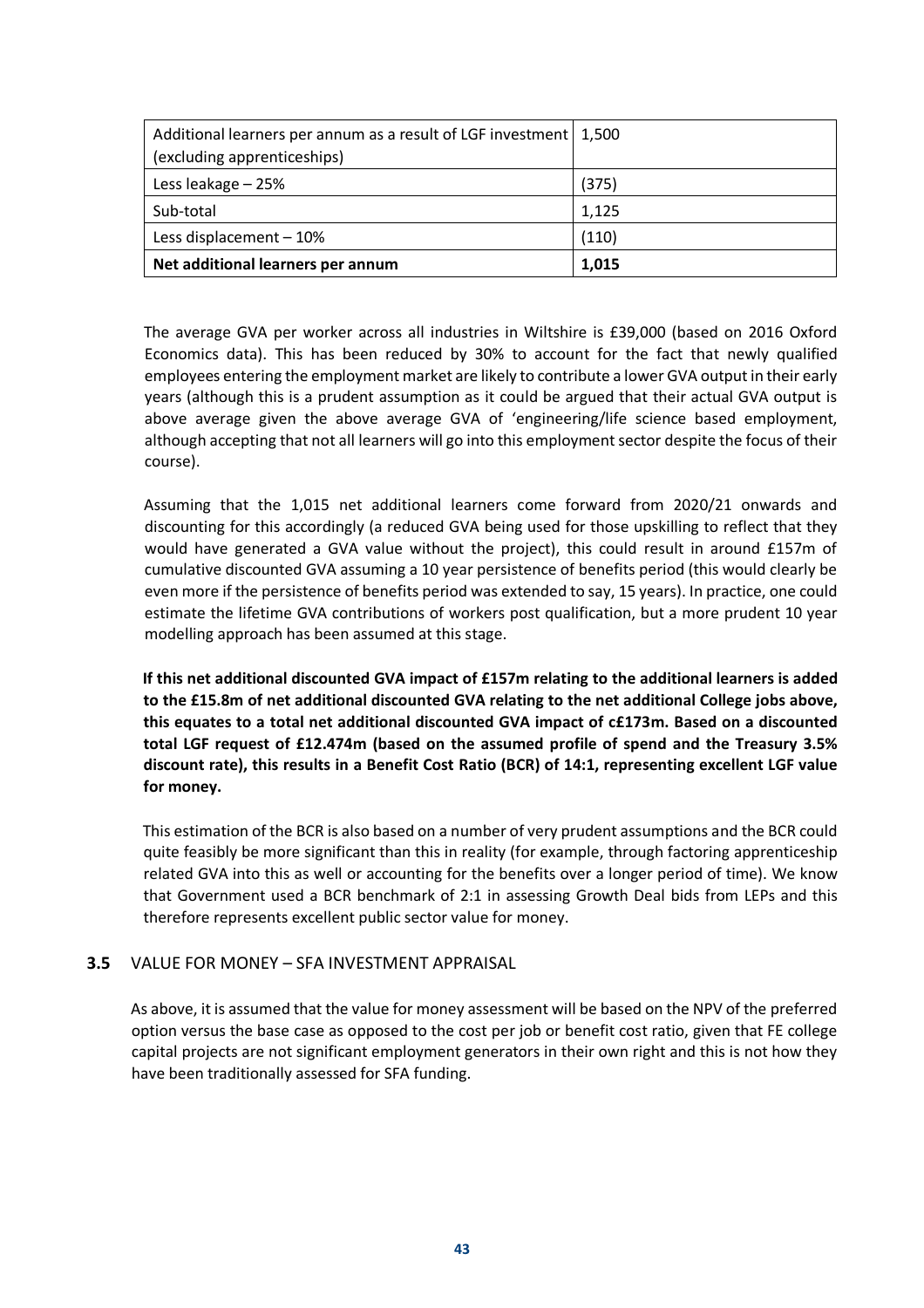| Additional learners per annum as a result of LGF investment (excluding apprenticeships) | 1,500 |
| --- | --- |
| Less leakage – 25% | (375) |
| Sub-total | 1,125 |
| Less displacement – 10% | (110) |
| **Net additional learners per annum** | **1,015** |

The average GVA per worker across all industries in Wiltshire is £39,000 (based on 2016 Oxford Economics data). This has been reduced by 30% to account for the fact that newly qualified employees entering the employment market are likely to contribute a lower GVA output in their early years (although this is a prudent assumption as it could be argued that their actual GVA output is above average given the above average GVA of 'engineering/life science based employment, although accepting that not all learners will go into this employment sector despite the focus of their course).

Assuming that the 1,015 net additional learners come forward from 2020/21 onwards and discounting for this accordingly (a reduced GVA being used for those upskilling to reflect that they would have generated a GVA value without the project), this could result in around £157m of cumulative discounted GVA assuming a 10 year persistence of benefits period (this would clearly be even more if the persistence of benefits period was extended to say, 15 years). In practice, one could estimate the lifetime GVA contributions of workers post qualification, but a more prudent 10 year modelling approach has been assumed at this stage.

**If this net additional discounted GVA impact of £157m relating to the additional learners is added to the £15.8m of net additional discounted GVA relating to the net additional College jobs above, this equates to a total net additional discounted GVA impact of c£173m. Based on a discounted total LGF request of £12.474m (based on the assumed profile of spend and the Treasury 3.5% discount rate), this results in a Benefit Cost Ratio (BCR) of 14:1, representing excellent LGF value for money.**

This estimation of the BCR is also based on a number of very prudent assumptions and the BCR could quite feasibly be more significant than this in reality (for example, through factoring apprenticeship related GVA into this as well or accounting for the benefits over a longer period of time). We know that Government used a BCR benchmark of 2:1 in assessing Growth Deal bids from LEPs and this therefore represents excellent public sector value for money.

### 3.5 VALUE FOR MONEY – SFA INVESTMENT APPRAISAL

As above, it is assumed that the value for money assessment will be based on the NPV of the preferred option versus the base case as opposed to the cost per job or benefit cost ratio, given that FE college capital projects are not significant employment generators in their own right and this is not how they have been traditionally assessed for SFA funding.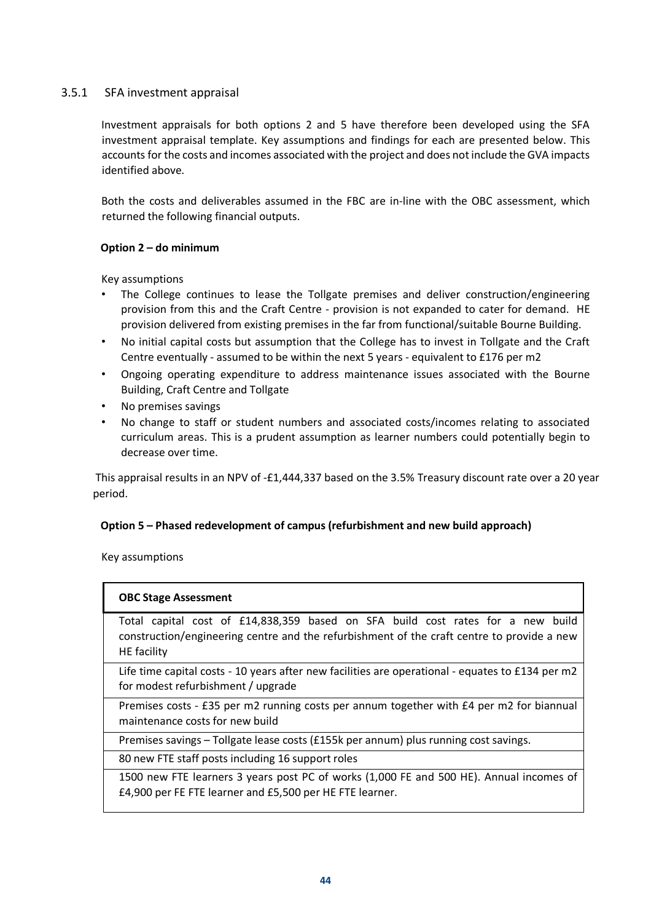### 3.5.1 SFA investment appraisal

Investment appraisals for both options 2 and 5 have therefore been developed using the SFA investment appraisal template. Key assumptions and findings for each are presented below. This accounts for the costs and incomes associated with the project and does not include the GVA impacts identified above.

Both the costs and deliverables assumed in the FBC are in-line with the OBC assessment, which returned the following financial outputs.

**Option 2 – do minimum**

Key assumptions

- The College continues to lease the Tollgate premises and deliver construction/engineering provision from this and the Craft Centre - provision is not expanded to cater for demand. HE provision delivered from existing premises in the far from functional/suitable Bourne Building.
- No initial capital costs but assumption that the College has to invest in Tollgate and the Craft Centre eventually - assumed to be within the next 5 years - equivalent to £176 per m2
- Ongoing operating expenditure to address maintenance issues associated with the Bourne Building, Craft Centre and Tollgate
- No premises savings
- No change to staff or student numbers and associated costs/incomes relating to associated curriculum areas. This is a prudent assumption as learner numbers could potentially begin to decrease over time.

This appraisal results in an NPV of -£1,444,337 based on the 3.5% Treasury discount rate over a 20 year period.

**Option 5 – Phased redevelopment of campus (refurbishment and new build approach)**

Key assumptions

| **OBC Stage Assessment** |
|---|
| Total capital cost of £14,838,359 based on SFA build cost rates for a new build construction/engineering centre and the refurbishment of the craft centre to provide a new HE facility |
| Life time capital costs - 10 years after new facilities are operational - equates to £134 per m2 for modest refurbishment / upgrade |
| Premises costs - £35 per m2 running costs per annum together with £4 per m2 for biannual maintenance costs for new build |
| Premises savings – Tollgate lease costs (£155k per annum) plus running cost savings. |
| 80 new FTE staff posts including 16 support roles |
| 1500 new FTE learners 3 years post PC of works (1,000 FE and 500 HE). Annual incomes of £4,900 per FE FTE learner and £5,500 per HE FTE learner. |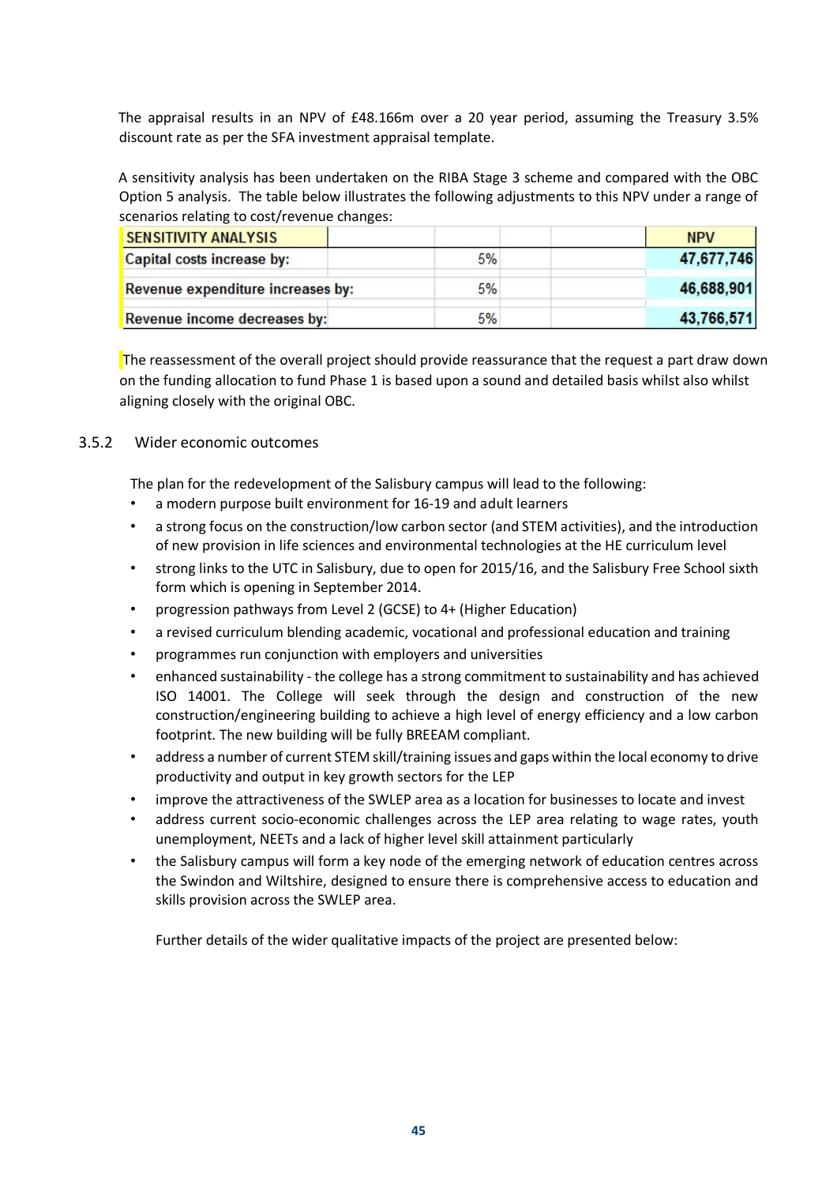The appraisal results in an NPV of £48.166m over a 20 year period, assuming the Treasury 3.5% discount rate as per the SFA investment appraisal template.

A sensitivity analysis has been undertaken on the RIBA Stage 3 scheme and compared with the OBC Option 5 analysis. The table below illustrates the following adjustments to this NPV under a range of scenarios relating to cost/revenue changes:

| SENSITIVITY ANALYSIS | | | NPV |
|---|---|---|---|
| Capital costs increase by: | 5% | | 47,677,746 |
| Revenue expenditure increases by: | 5% | | 46,688,901 |
| Revenue income decreases by: | 5% | | 43,766,571 |

The reassessment of the overall project should provide reassurance that the request a part draw down on the funding allocation to fund Phase 1 is based upon a sound and detailed basis whilst also whilst aligning closely with the original OBC.

### 3.5.2 Wider economic outcomes

The plan for the redevelopment of the Salisbury campus will lead to the following:

- a modern purpose built environment for 16-19 and adult learners
- a strong focus on the construction/low carbon sector (and STEM activities), and the introduction of new provision in life sciences and environmental technologies at the HE curriculum level
- strong links to the UTC in Salisbury, due to open for 2015/16, and the Salisbury Free School sixth form which is opening in September 2014.
- progression pathways from Level 2 (GCSE) to 4+ (Higher Education)
- a revised curriculum blending academic, vocational and professional education and training
- programmes run conjunction with employers and universities
- enhanced sustainability - the college has a strong commitment to sustainability and has achieved ISO 14001. The College will seek through the design and construction of the new construction/engineering building to achieve a high level of energy efficiency and a low carbon footprint. The new building will be fully BREEAM compliant.
- address a number of current STEM skill/training issues and gaps within the local economy to drive productivity and output in key growth sectors for the LEP
- improve the attractiveness of the SWLEP area as a location for businesses to locate and invest
- address current socio-economic challenges across the LEP area relating to wage rates, youth unemployment, NEETs and a lack of higher level skill attainment particularly
- the Salisbury campus will form a key node of the emerging network of education centres across the Swindon and Wiltshire, designed to ensure there is comprehensive access to education and skills provision across the SWLEP area.

Further details of the wider qualitative impacts of the project are presented below: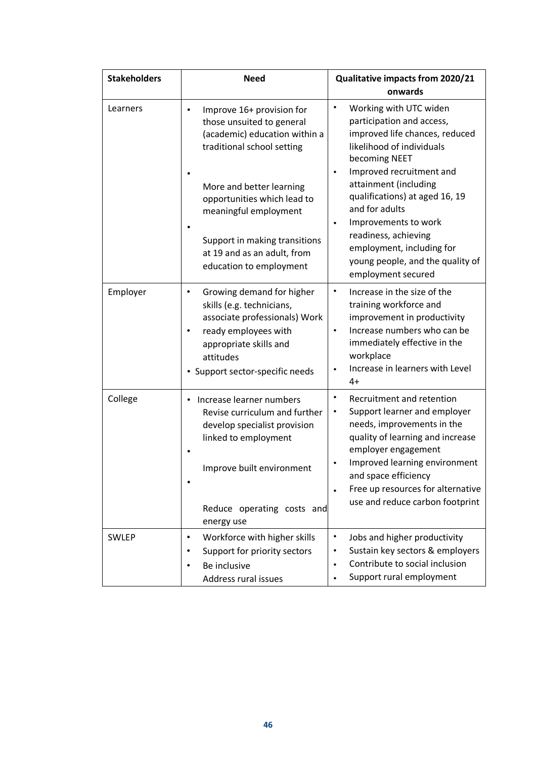| Stakeholders | Need | Qualitative impacts from 2020/21 onwards |
|---|---|---|
| Learners | • Improve 16+ provision for those unsuited to general (academic) education within a traditional school setting<br>• More and better learning opportunities which lead to meaningful employment<br>• Support in making transitions at 19 and as an adult, from education to employment | • Working with UTC widen participation and access, improved life chances, reduced likelihood of individuals becoming NEET<br>• Improved recruitment and attainment (including qualifications) at aged 16, 19 and for adults<br>• Improvements to work readiness, achieving employment, including for young people, and the quality of employment secured |
| Employer | • Growing demand for higher skills (e.g. technicians, associate professionals) Work<br>• ready employees with appropriate skills and attitudes<br>• Support sector-specific needs | • Increase in the size of the training workforce and improvement in productivity<br>• Increase numbers who can be immediately effective in the workplace<br>• Increase in learners with Level 4+ |
| College | • Increase learner numbers Revise curriculum and further develop specialist provision linked to employment<br>• Improve built environment<br>• Reduce operating costs and energy use | • Recruitment and retention<br>• Support learner and employer needs, improvements in the quality of learning and increase employer engagement<br>• Improved learning environment and space efficiency<br>• Free up resources for alternative use and reduce carbon footprint |
| SWLEP | • Workforce with higher skills<br>• Support for priority sectors<br>• Be inclusive Address rural issues | • Jobs and higher productivity<br>• Sustain key sectors & employers<br>• Contribute to social inclusion<br>• Support rural employment |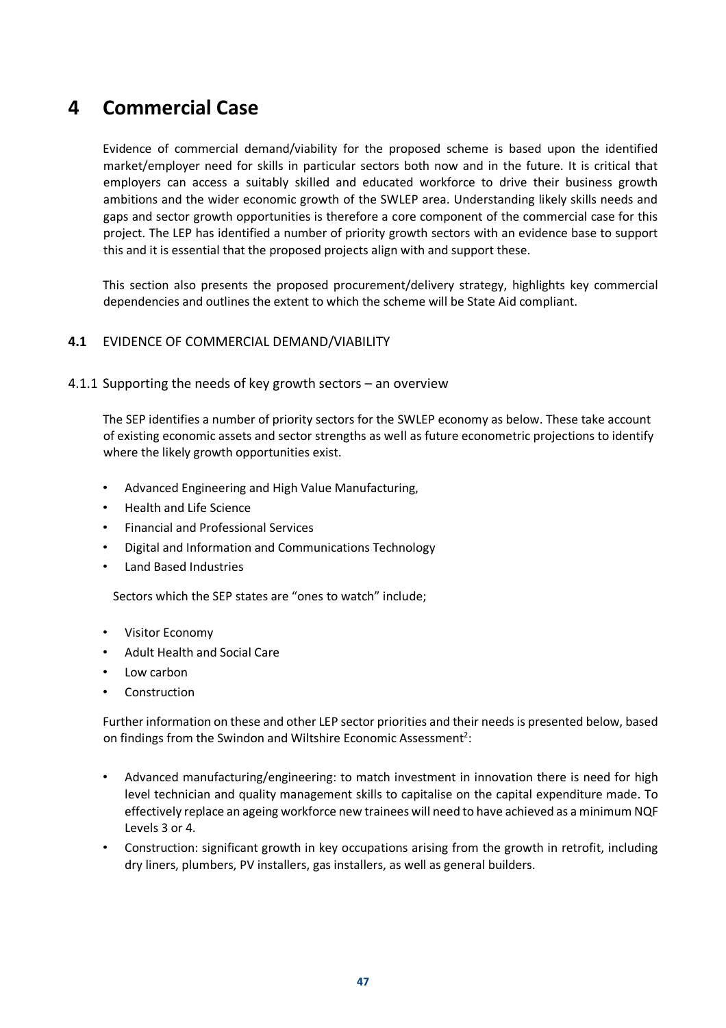# 4 Commercial Case

Evidence of commercial demand/viability for the proposed scheme is based upon the identified market/employer need for skills in particular sectors both now and in the future. It is critical that employers can access a suitably skilled and educated workforce to drive their business growth ambitions and the wider economic growth of the SWLEP area. Understanding likely skills needs and gaps and sector growth opportunities is therefore a core component of the commercial case for this project. The LEP has identified a number of priority growth sectors with an evidence base to support this and it is essential that the proposed projects align with and support these.

This section also presents the proposed procurement/delivery strategy, highlights key commercial dependencies and outlines the extent to which the scheme will be State Aid compliant.

## 4.1 EVIDENCE OF COMMERCIAL DEMAND/VIABILITY

### 4.1.1 Supporting the needs of key growth sectors – an overview

The SEP identifies a number of priority sectors for the SWLEP economy as below. These take account of existing economic assets and sector strengths as well as future econometric projections to identify where the likely growth opportunities exist.

- Advanced Engineering and High Value Manufacturing,
- Health and Life Science
- Financial and Professional Services
- Digital and Information and Communications Technology
- Land Based Industries

Sectors which the SEP states are "ones to watch" include;

- Visitor Economy
- Adult Health and Social Care
- Low carbon
- Construction

Further information on these and other LEP sector priorities and their needs is presented below, based on findings from the Swindon and Wiltshire Economic Assessment[2]:

- Advanced manufacturing/engineering: to match investment in innovation there is need for high level technician and quality management skills to capitalise on the capital expenditure made. To effectively replace an ageing workforce new trainees will need to have achieved as a minimum NQF Levels 3 or 4.
- Construction: significant growth in key occupations arising from the growth in retrofit, including dry liners, plumbers, PV installers, gas installers, as well as general builders.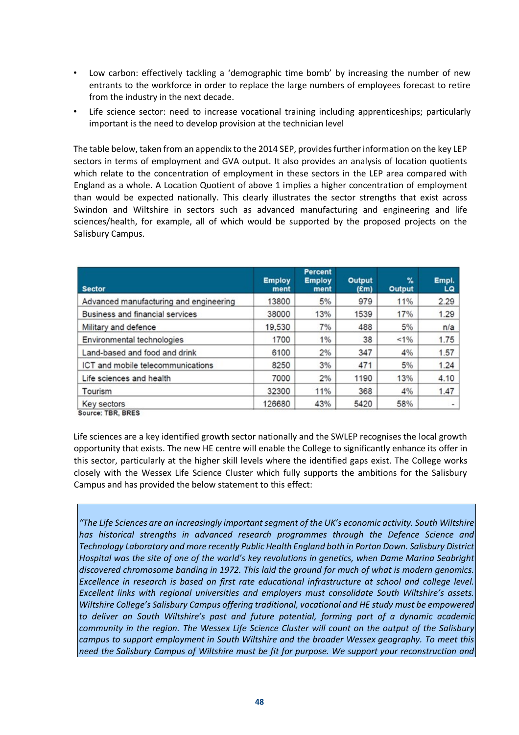- Low carbon: effectively tackling a 'demographic time bomb' by increasing the number of new entrants to the workforce in order to replace the large numbers of employees forecast to retire from the industry in the next decade.
- Life science sector: need to increase vocational training including apprenticeships; particularly important is the need to develop provision at the technician level

The table below, taken from an appendix to the 2014 SEP, provides further information on the key LEP sectors in terms of employment and GVA output. It also provides an analysis of location quotients which relate to the concentration of employment in these sectors in the LEP area compared with England as a whole. A Location Quotient of above 1 implies a higher concentration of employment than would be expected nationally. This clearly illustrates the sector strengths that exist across Swindon and Wiltshire in sectors such as advanced manufacturing and engineering and life sciences/health, for example, all of which would be supported by the proposed projects on the Salisbury Campus.

| Sector | Employment | Percent Employment | Output (£m) | % Output | Empl. LQ |
|---|---|---|---|---|---|
| Advanced manufacturing and engineering | 13800 | 5% | 979 | 11% | 2.29 |
| Business and financial services | 38000 | 13% | 1539 | 17% | 1.29 |
| Military and defence | 19,530 | 7% | 488 | 5% | n/a |
| Environmental technologies | 1700 | 1% | 38 | <1% | 1.75 |
| Land-based and food and drink | 6100 | 2% | 347 | 4% | 1.57 |
| ICT and mobile telecommunications | 8250 | 3% | 471 | 5% | 1.24 |
| Life sciences and health | 7000 | 2% | 1190 | 13% | 4.10 |
| Tourism | 32300 | 11% | 368 | 4% | 1.47 |
| Key sectors | 126680 | 43% | 5420 | 58% | - |

**Source: TBR, BRES**

Life sciences are a key identified growth sector nationally and the SWLEP recognises the local growth opportunity that exists. The new HE centre will enable the College to significantly enhance its offer in this sector, particularly at the higher skill levels where the identified gaps exist. The College works closely with the Wessex Life Science Cluster which fully supports the ambitions for the Salisbury Campus and has provided the below statement to this effect:

> *"The Life Sciences are an increasingly important segment of the UK's economic activity. South Wiltshire has historical strengths in advanced research programmes through the Defence Science and Technology Laboratory and more recently Public Health England both in Porton Down. Salisbury District Hospital was the site of one of the world's key revolutions in genetics, when Dame Marina Seabright discovered chromosome banding in 1972. This laid the ground for much of what is modern genomics. Excellence in research is based on first rate educational infrastructure at school and college level. Excellent links with regional universities and employers must consolidate South Wiltshire's assets. Wiltshire College's Salisbury Campus offering traditional, vocational and HE study must be empowered to deliver on South Wiltshire's past and future potential, forming part of a dynamic academic community in the region. The Wessex Life Science Cluster will count on the output of the Salisbury campus to support employment in South Wiltshire and the broader Wessex geography. To meet this need the Salisbury Campus of Wiltshire must be fit for purpose. We support your reconstruction and*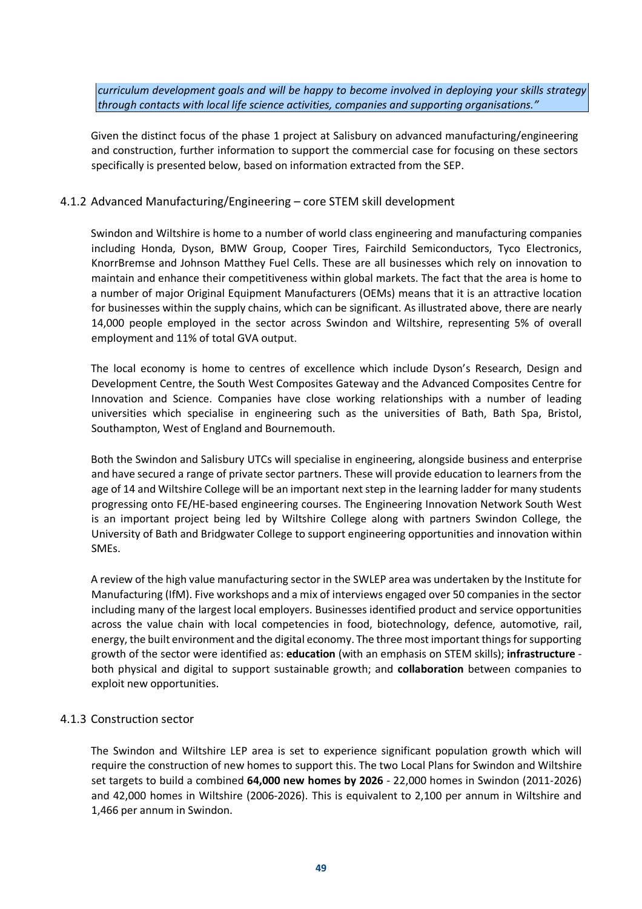*curriculum development goals and will be happy to become involved in deploying your skills strategy through contacts with local life science activities, companies and supporting organisations."*

Given the distinct focus of the phase 1 project at Salisbury on advanced manufacturing/engineering and construction, further information to support the commercial case for focusing on these sectors specifically is presented below, based on information extracted from the SEP.

### 4.1.2 Advanced Manufacturing/Engineering – core STEM skill development

Swindon and Wiltshire is home to a number of world class engineering and manufacturing companies including Honda, Dyson, BMW Group, Cooper Tires, Fairchild Semiconductors, Tyco Electronics, KnorrBremse and Johnson Matthey Fuel Cells. These are all businesses which rely on innovation to maintain and enhance their competitiveness within global markets. The fact that the area is home to a number of major Original Equipment Manufacturers (OEMs) means that it is an attractive location for businesses within the supply chains, which can be significant. As illustrated above, there are nearly 14,000 people employed in the sector across Swindon and Wiltshire, representing 5% of overall employment and 11% of total GVA output.

The local economy is home to centres of excellence which include Dyson's Research, Design and Development Centre, the South West Composites Gateway and the Advanced Composites Centre for Innovation and Science. Companies have close working relationships with a number of leading universities which specialise in engineering such as the universities of Bath, Bath Spa, Bristol, Southampton, West of England and Bournemouth.

Both the Swindon and Salisbury UTCs will specialise in engineering, alongside business and enterprise and have secured a range of private sector partners. These will provide education to learners from the age of 14 and Wiltshire College will be an important next step in the learning ladder for many students progressing onto FE/HE-based engineering courses. The Engineering Innovation Network South West is an important project being led by Wiltshire College along with partners Swindon College, the University of Bath and Bridgwater College to support engineering opportunities and innovation within SMEs.

A review of the high value manufacturing sector in the SWLEP area was undertaken by the Institute for Manufacturing (IfM). Five workshops and a mix of interviews engaged over 50 companies in the sector including many of the largest local employers. Businesses identified product and service opportunities across the value chain with local competencies in food, biotechnology, defence, automotive, rail, energy, the built environment and the digital economy. The three most important things for supporting growth of the sector were identified as: **education** (with an emphasis on STEM skills); **infrastructure** - both physical and digital to support sustainable growth; and **collaboration** between companies to exploit new opportunities.

### 4.1.3 Construction sector

The Swindon and Wiltshire LEP area is set to experience significant population growth which will require the construction of new homes to support this. The two Local Plans for Swindon and Wiltshire set targets to build a combined **64,000 new homes by 2026** - 22,000 homes in Swindon (2011-2026) and 42,000 homes in Wiltshire (2006-2026). This is equivalent to 2,100 per annum in Wiltshire and 1,466 per annum in Swindon.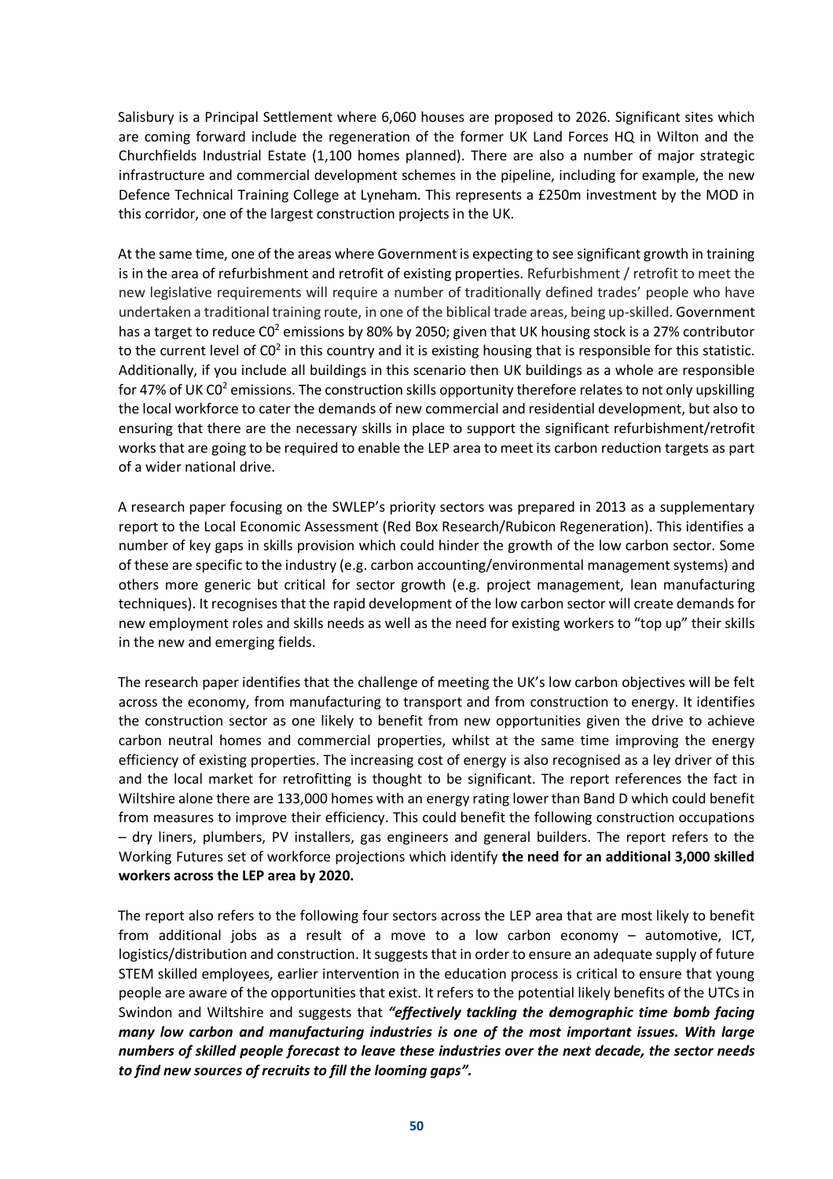Salisbury is a Principal Settlement where 6,060 houses are proposed to 2026. Significant sites which are coming forward include the regeneration of the former UK Land Forces HQ in Wilton and the Churchfields Industrial Estate (1,100 homes planned). There are also a number of major strategic infrastructure and commercial development schemes in the pipeline, including for example, the new Defence Technical Training College at Lyneham. This represents a £250m investment by the MOD in this corridor, one of the largest construction projects in the UK.

At the same time, one of the areas where Government is expecting to see significant growth in training is in the area of refurbishment and retrofit of existing properties. Refurbishment / retrofit to meet the new legislative requirements will require a number of traditionally defined trades' people who have undertaken a traditional training route, in one of the biblical trade areas, being up-skilled. Government has a target to reduce $C0^2$ emissions by 80% by 2050; given that UK housing stock is a 27% contributor to the current level of $C0^2$ in this country and it is existing housing that is responsible for this statistic. Additionally, if you include all buildings in this scenario then UK buildings as a whole are responsible for 47% of UK $C0^2$ emissions. The construction skills opportunity therefore relates to not only upskilling the local workforce to cater the demands of new commercial and residential development, but also to ensuring that there are the necessary skills in place to support the significant refurbishment/retrofit works that are going to be required to enable the LEP area to meet its carbon reduction targets as part of a wider national drive.

A research paper focusing on the SWLEP's priority sectors was prepared in 2013 as a supplementary report to the Local Economic Assessment (Red Box Research/Rubicon Regeneration). This identifies a number of key gaps in skills provision which could hinder the growth of the low carbon sector. Some of these are specific to the industry (e.g. carbon accounting/environmental management systems) and others more generic but critical for sector growth (e.g. project management, lean manufacturing techniques). It recognises that the rapid development of the low carbon sector will create demands for new employment roles and skills needs as well as the need for existing workers to "top up" their skills in the new and emerging fields.

The research paper identifies that the challenge of meeting the UK's low carbon objectives will be felt across the economy, from manufacturing to transport and from construction to energy. It identifies the construction sector as one likely to benefit from new opportunities given the drive to achieve carbon neutral homes and commercial properties, whilst at the same time improving the energy efficiency of existing properties. The increasing cost of energy is also recognised as a ley driver of this and the local market for retrofitting is thought to be significant. The report references the fact in Wiltshire alone there are 133,000 homes with an energy rating lower than Band D which could benefit from measures to improve their efficiency. This could benefit the following construction occupations – dry liners, plumbers, PV installers, gas engineers and general builders. The report refers to the Working Futures set of workforce projections which identify **the need for an additional 3,000 skilled workers across the LEP area by 2020.**

The report also refers to the following four sectors across the LEP area that are most likely to benefit from additional jobs as a result of a move to a low carbon economy – automotive, ICT, logistics/distribution and construction. It suggests that in order to ensure an adequate supply of future STEM skilled employees, earlier intervention in the education process is critical to ensure that young people are aware of the opportunities that exist. It refers to the potential likely benefits of the UTCs in Swindon and Wiltshire and suggests that ***"effectively tackling the demographic time bomb facing many low carbon and manufacturing industries is one of the most important issues. With large numbers of skilled people forecast to leave these industries over the next decade, the sector needs to find new sources of recruits to fill the looming gaps".***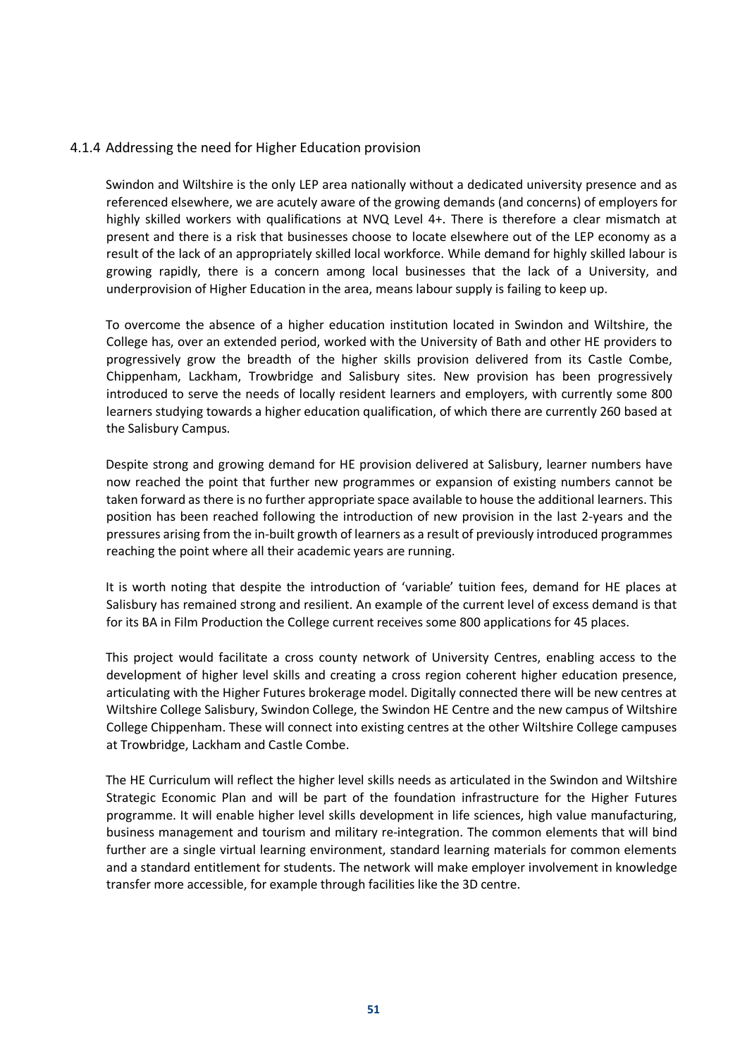### 4.1.4 Addressing the need for Higher Education provision

Swindon and Wiltshire is the only LEP area nationally without a dedicated university presence and as referenced elsewhere, we are acutely aware of the growing demands (and concerns) of employers for highly skilled workers with qualifications at NVQ Level 4+. There is therefore a clear mismatch at present and there is a risk that businesses choose to locate elsewhere out of the LEP economy as a result of the lack of an appropriately skilled local workforce. While demand for highly skilled labour is growing rapidly, there is a concern among local businesses that the lack of a University, and underprovision of Higher Education in the area, means labour supply is failing to keep up.

To overcome the absence of a higher education institution located in Swindon and Wiltshire, the College has, over an extended period, worked with the University of Bath and other HE providers to progressively grow the breadth of the higher skills provision delivered from its Castle Combe, Chippenham, Lackham, Trowbridge and Salisbury sites. New provision has been progressively introduced to serve the needs of locally resident learners and employers, with currently some 800 learners studying towards a higher education qualification, of which there are currently 260 based at the Salisbury Campus.

Despite strong and growing demand for HE provision delivered at Salisbury, learner numbers have now reached the point that further new programmes or expansion of existing numbers cannot be taken forward as there is no further appropriate space available to house the additional learners. This position has been reached following the introduction of new provision in the last 2-years and the pressures arising from the in-built growth of learners as a result of previously introduced programmes reaching the point where all their academic years are running.

It is worth noting that despite the introduction of 'variable' tuition fees, demand for HE places at Salisbury has remained strong and resilient. An example of the current level of excess demand is that for its BA in Film Production the College current receives some 800 applications for 45 places.

This project would facilitate a cross county network of University Centres, enabling access to the development of higher level skills and creating a cross region coherent higher education presence, articulating with the Higher Futures brokerage model. Digitally connected there will be new centres at Wiltshire College Salisbury, Swindon College, the Swindon HE Centre and the new campus of Wiltshire College Chippenham. These will connect into existing centres at the other Wiltshire College campuses at Trowbridge, Lackham and Castle Combe.

The HE Curriculum will reflect the higher level skills needs as articulated in the Swindon and Wiltshire Strategic Economic Plan and will be part of the foundation infrastructure for the Higher Futures programme. It will enable higher level skills development in life sciences, high value manufacturing, business management and tourism and military re-integration. The common elements that will bind further are a single virtual learning environment, standard learning materials for common elements and a standard entitlement for students. The network will make employer involvement in knowledge transfer more accessible, for example through facilities like the 3D centre.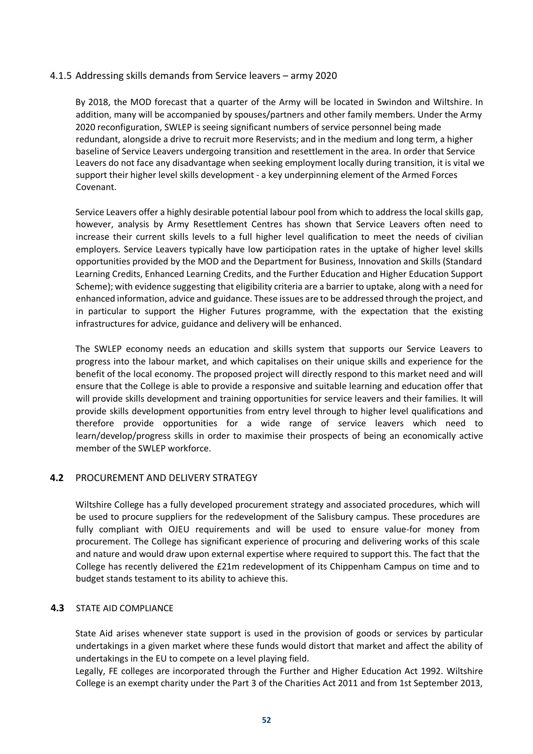### 4.1.5 Addressing skills demands from Service leavers – army 2020

By 2018, the MOD forecast that a quarter of the Army will be located in Swindon and Wiltshire. In addition, many will be accompanied by spouses/partners and other family members. Under the Army 2020 reconfiguration, SWLEP is seeing significant numbers of service personnel being made redundant, alongside a drive to recruit more Reservists; and in the medium and long term, a higher baseline of Service Leavers undergoing transition and resettlement in the area. In order that Service Leavers do not face any disadvantage when seeking employment locally during transition, it is vital we support their higher level skills development - a key underpinning element of the Armed Forces Covenant.

Service Leavers offer a highly desirable potential labour pool from which to address the local skills gap, however, analysis by Army Resettlement Centres has shown that Service Leavers often need to increase their current skills levels to a full higher level qualification to meet the needs of civilian employers. Service Leavers typically have low participation rates in the uptake of higher level skills opportunities provided by the MOD and the Department for Business, Innovation and Skills (Standard Learning Credits, Enhanced Learning Credits, and the Further Education and Higher Education Support Scheme); with evidence suggesting that eligibility criteria are a barrier to uptake, along with a need for enhanced information, advice and guidance. These issues are to be addressed through the project, and in particular to support the Higher Futures programme, with the expectation that the existing infrastructures for advice, guidance and delivery will be enhanced.

The SWLEP economy needs an education and skills system that supports our Service Leavers to progress into the labour market, and which capitalises on their unique skills and experience for the benefit of the local economy. The proposed project will directly respond to this market need and will ensure that the College is able to provide a responsive and suitable learning and education offer that will provide skills development and training opportunities for service leavers and their families. It will provide skills development opportunities from entry level through to higher level qualifications and therefore provide opportunities for a wide range of service leavers which need to learn/develop/progress skills in order to maximise their prospects of being an economically active member of the SWLEP workforce.

## 4.2 PROCUREMENT AND DELIVERY STRATEGY

Wiltshire College has a fully developed procurement strategy and associated procedures, which will be used to procure suppliers for the redevelopment of the Salisbury campus. These procedures are fully compliant with OJEU requirements and will be used to ensure value-for money from procurement. The College has significant experience of procuring and delivering works of this scale and nature and would draw upon external expertise where required to support this. The fact that the College has recently delivered the £21m redevelopment of its Chippenham Campus on time and to budget stands testament to its ability to achieve this.

## 4.3 STATE AID COMPLIANCE

State Aid arises whenever state support is used in the provision of goods or services by particular undertakings in a given market where these funds would distort that market and affect the ability of undertakings in the EU to compete on a level playing field.

Legally, FE colleges are incorporated through the Further and Higher Education Act 1992. Wiltshire College is an exempt charity under the Part 3 of the Charities Act 2011 and from 1st September 2013,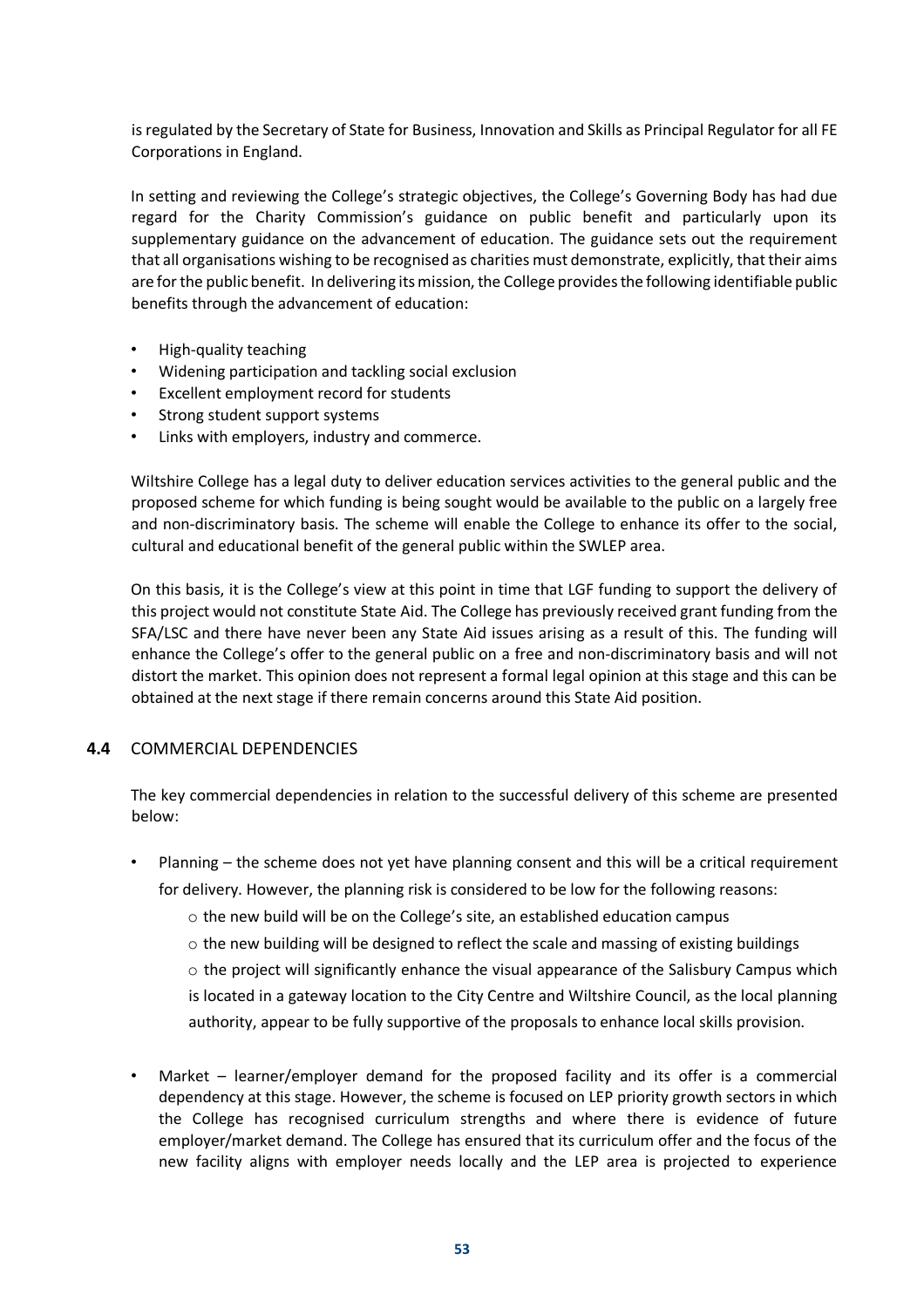is regulated by the Secretary of State for Business, Innovation and Skills as Principal Regulator for all FE Corporations in England.

In setting and reviewing the College's strategic objectives, the College's Governing Body has had due regard for the Charity Commission's guidance on public benefit and particularly upon its supplementary guidance on the advancement of education. The guidance sets out the requirement that all organisations wishing to be recognised as charities must demonstrate, explicitly, that their aims are for the public benefit. In delivering its mission, the College provides the following identifiable public benefits through the advancement of education:

- High-quality teaching
- Widening participation and tackling social exclusion
- Excellent employment record for students
- Strong student support systems
- Links with employers, industry and commerce.

Wiltshire College has a legal duty to deliver education services activities to the general public and the proposed scheme for which funding is being sought would be available to the public on a largely free and non-discriminatory basis. The scheme will enable the College to enhance its offer to the social, cultural and educational benefit of the general public within the SWLEP area.

On this basis, it is the College's view at this point in time that LGF funding to support the delivery of this project would not constitute State Aid. The College has previously received grant funding from the SFA/LSC and there have never been any State Aid issues arising as a result of this. The funding will enhance the College's offer to the general public on a free and non-discriminatory basis and will not distort the market. This opinion does not represent a formal legal opinion at this stage and this can be obtained at the next stage if there remain concerns around this State Aid position.

### 4.4 COMMERCIAL DEPENDENCIES

The key commercial dependencies in relation to the successful delivery of this scheme are presented below:

- Planning – the scheme does not yet have planning consent and this will be a critical requirement for delivery. However, the planning risk is considered to be low for the following reasons:
  - the new build will be on the College's site, an established education campus
  - the new building will be designed to reflect the scale and massing of existing buildings
  - the project will significantly enhance the visual appearance of the Salisbury Campus which is located in a gateway location to the City Centre and Wiltshire Council, as the local planning authority, appear to be fully supportive of the proposals to enhance local skills provision.
- Market – learner/employer demand for the proposed facility and its offer is a commercial dependency at this stage. However, the scheme is focused on LEP priority growth sectors in which the College has recognised curriculum strengths and where there is evidence of future employer/market demand. The College has ensured that its curriculum offer and the focus of the new facility aligns with employer needs locally and the LEP area is projected to experience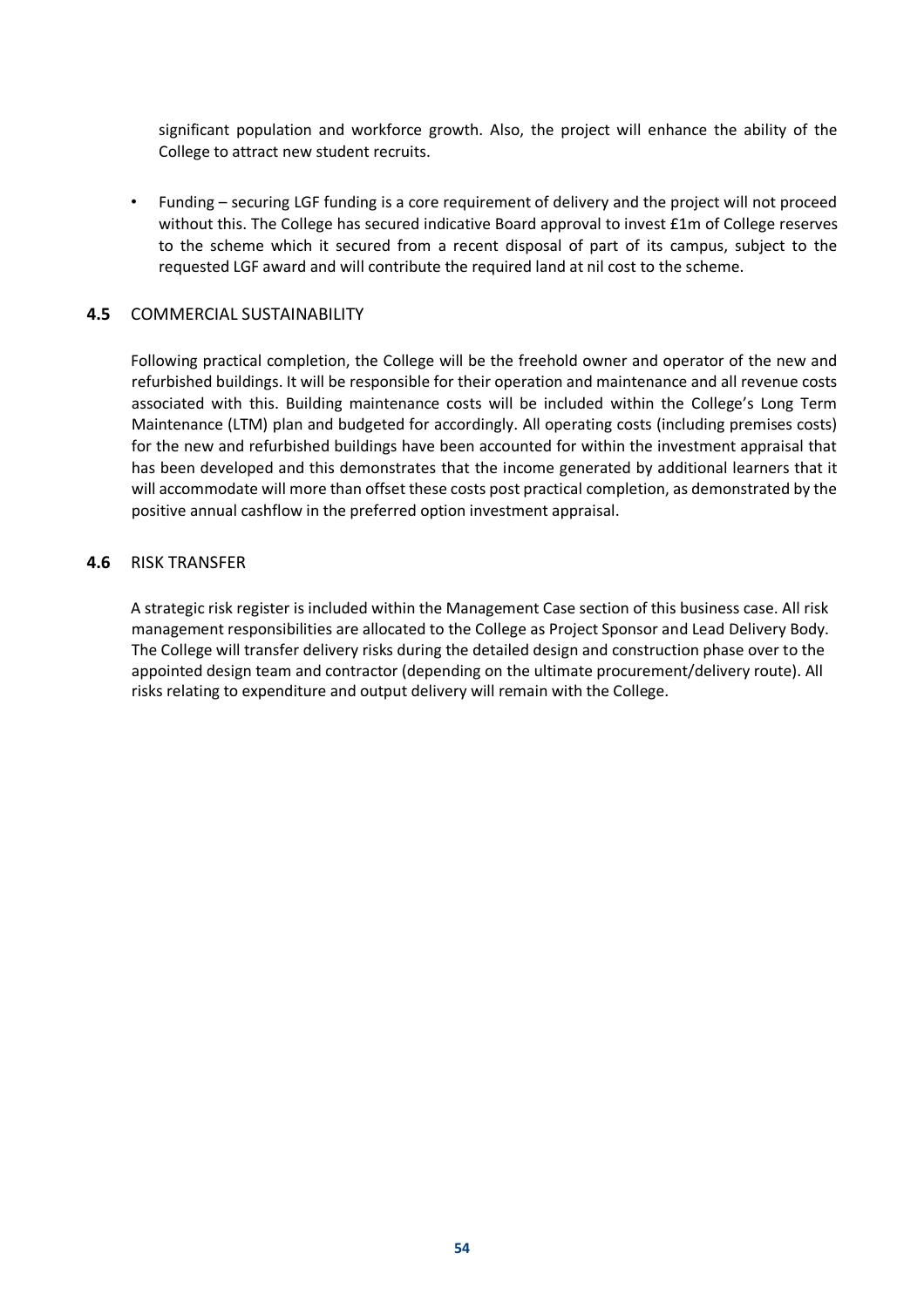significant population and workforce growth. Also, the project will enhance the ability of the College to attract new student recruits.

- Funding – securing LGF funding is a core requirement of delivery and the project will not proceed without this. The College has secured indicative Board approval to invest £1m of College reserves to the scheme which it secured from a recent disposal of part of its campus, subject to the requested LGF award and will contribute the required land at nil cost to the scheme.

### 4.5 COMMERCIAL SUSTAINABILITY

Following practical completion, the College will be the freehold owner and operator of the new and refurbished buildings. It will be responsible for their operation and maintenance and all revenue costs associated with this. Building maintenance costs will be included within the College's Long Term Maintenance (LTM) plan and budgeted for accordingly. All operating costs (including premises costs) for the new and refurbished buildings have been accounted for within the investment appraisal that has been developed and this demonstrates that the income generated by additional learners that it will accommodate will more than offset these costs post practical completion, as demonstrated by the positive annual cashflow in the preferred option investment appraisal.

### 4.6 RISK TRANSFER

A strategic risk register is included within the Management Case section of this business case. All risk management responsibilities are allocated to the College as Project Sponsor and Lead Delivery Body. The College will transfer delivery risks during the detailed design and construction phase over to the appointed design team and contractor (depending on the ultimate procurement/delivery route). All risks relating to expenditure and output delivery will remain with the College.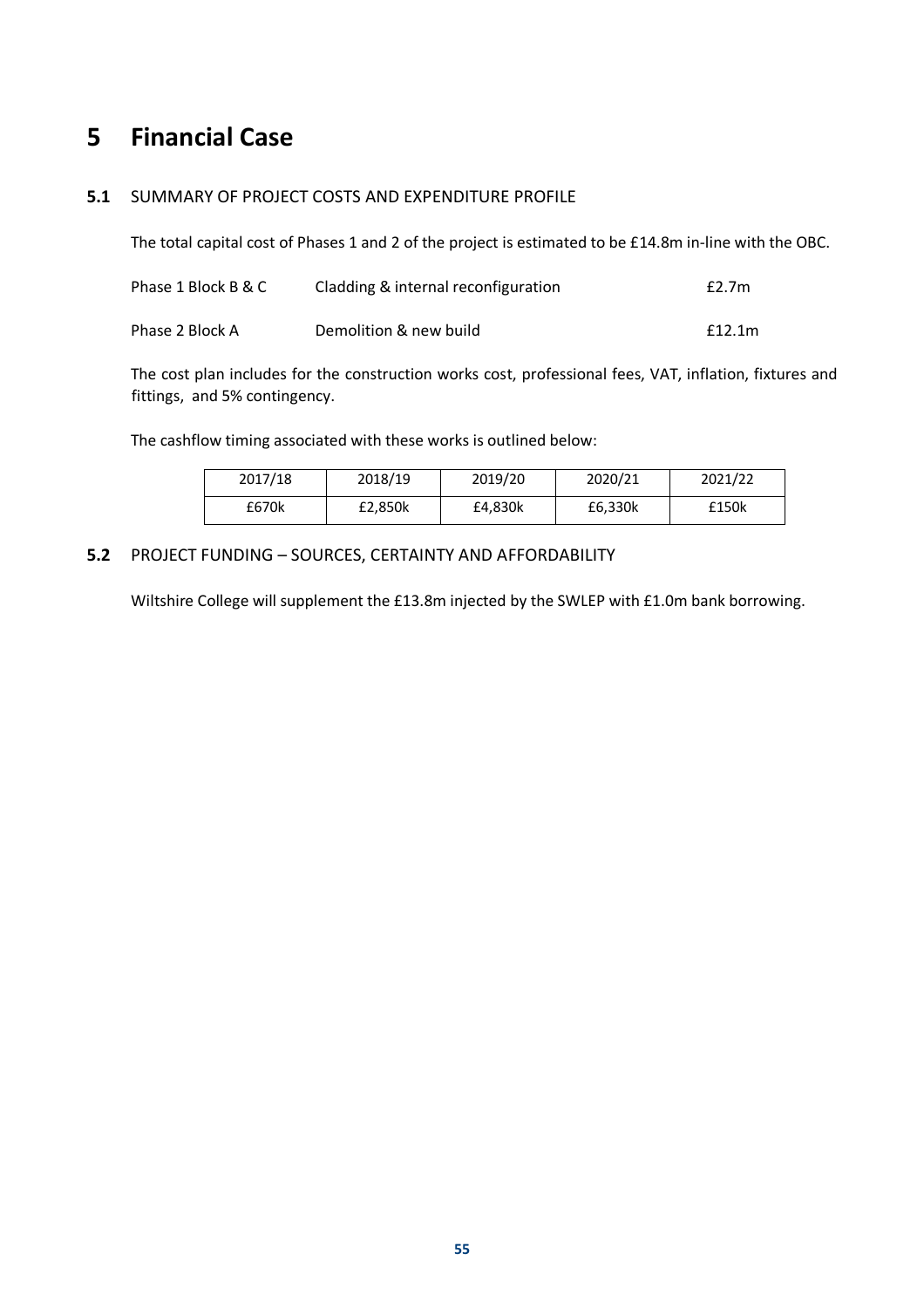# 5 Financial Case

## 5.1 SUMMARY OF PROJECT COSTS AND EXPENDITURE PROFILE

The total capital cost of Phases 1 and 2 of the project is estimated to be £14.8m in-line with the OBC.

| | | |
|---|---|---|
| Phase 1 Block B & C | Cladding & internal reconfiguration | £2.7m |
| Phase 2 Block A | Demolition & new build | £12.1m |

The cost plan includes for the construction works cost, professional fees, VAT, inflation, fixtures and fittings, and 5% contingency.

The cashflow timing associated with these works is outlined below:

| 2017/18 | 2018/19 | 2019/20 | 2020/21 | 2021/22 |
|---|---|---|---|---|
| £670k | £2,850k | £4,830k | £6,330k | £150k |

## 5.2 PROJECT FUNDING – SOURCES, CERTAINTY AND AFFORDABILITY

Wiltshire College will supplement the £13.8m injected by the SWLEP with £1.0m bank borrowing.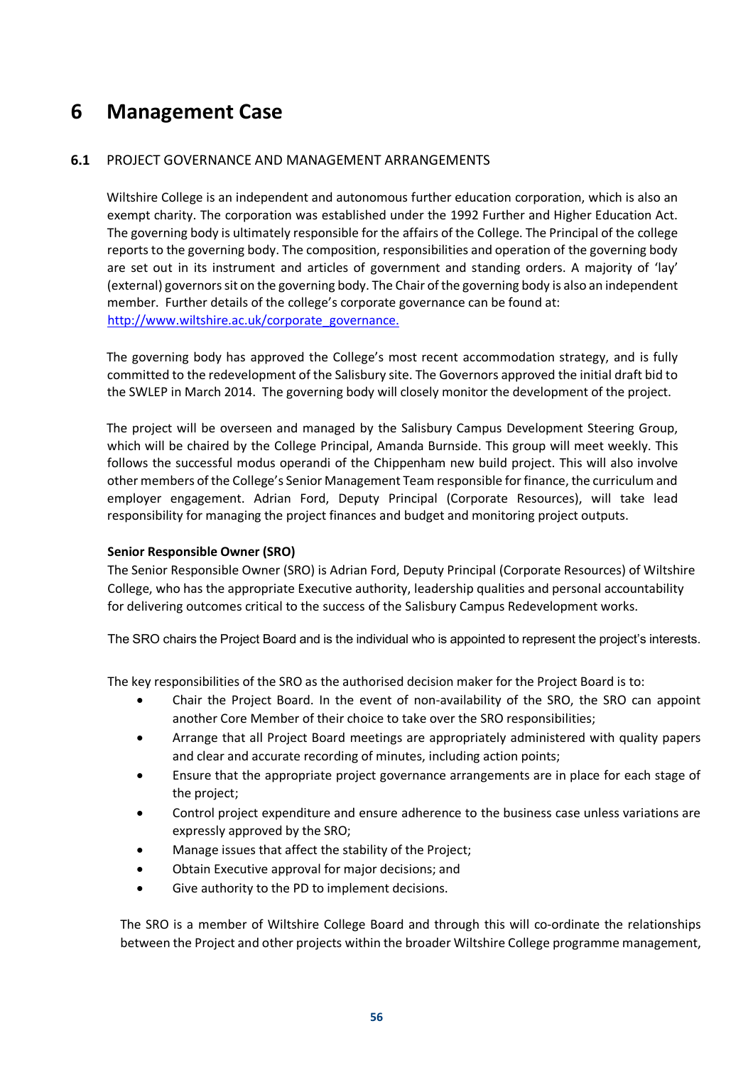# 6 Management Case

## 6.1 PROJECT GOVERNANCE AND MANAGEMENT ARRANGEMENTS

Wiltshire College is an independent and autonomous further education corporation, which is also an exempt charity. The corporation was established under the 1992 Further and Higher Education Act. The governing body is ultimately responsible for the affairs of the College. The Principal of the college reports to the governing body. The composition, responsibilities and operation of the governing body are set out in its instrument and articles of government and standing orders. A majority of 'lay' (external) governors sit on the governing body. The Chair of the governing body is also an independent member. Further details of the college's corporate governance can be found at: http://www.wiltshire.ac.uk/corporate_governance.

The governing body has approved the College's most recent accommodation strategy, and is fully committed to the redevelopment of the Salisbury site. The Governors approved the initial draft bid to the SWLEP in March 2014. The governing body will closely monitor the development of the project.

The project will be overseen and managed by the Salisbury Campus Development Steering Group, which will be chaired by the College Principal, Amanda Burnside. This group will meet weekly. This follows the successful modus operandi of the Chippenham new build project. This will also involve other members of the College's Senior Management Team responsible for finance, the curriculum and employer engagement. Adrian Ford, Deputy Principal (Corporate Resources), will take lead responsibility for managing the project finances and budget and monitoring project outputs.

**Senior Responsible Owner (SRO)**

The Senior Responsible Owner (SRO) is Adrian Ford, Deputy Principal (Corporate Resources) of Wiltshire College, who has the appropriate Executive authority, leadership qualities and personal accountability for delivering outcomes critical to the success of the Salisbury Campus Redevelopment works.

The SRO chairs the Project Board and is the individual who is appointed to represent the project's interests.

The key responsibilities of the SRO as the authorised decision maker for the Project Board is to:

- Chair the Project Board. In the event of non-availability of the SRO, the SRO can appoint another Core Member of their choice to take over the SRO responsibilities;
- Arrange that all Project Board meetings are appropriately administered with quality papers and clear and accurate recording of minutes, including action points;
- Ensure that the appropriate project governance arrangements are in place for each stage of the project;
- Control project expenditure and ensure adherence to the business case unless variations are expressly approved by the SRO;
- Manage issues that affect the stability of the Project;
- Obtain Executive approval for major decisions; and
- Give authority to the PD to implement decisions.

The SRO is a member of Wiltshire College Board and through this will co-ordinate the relationships between the Project and other projects within the broader Wiltshire College programme management,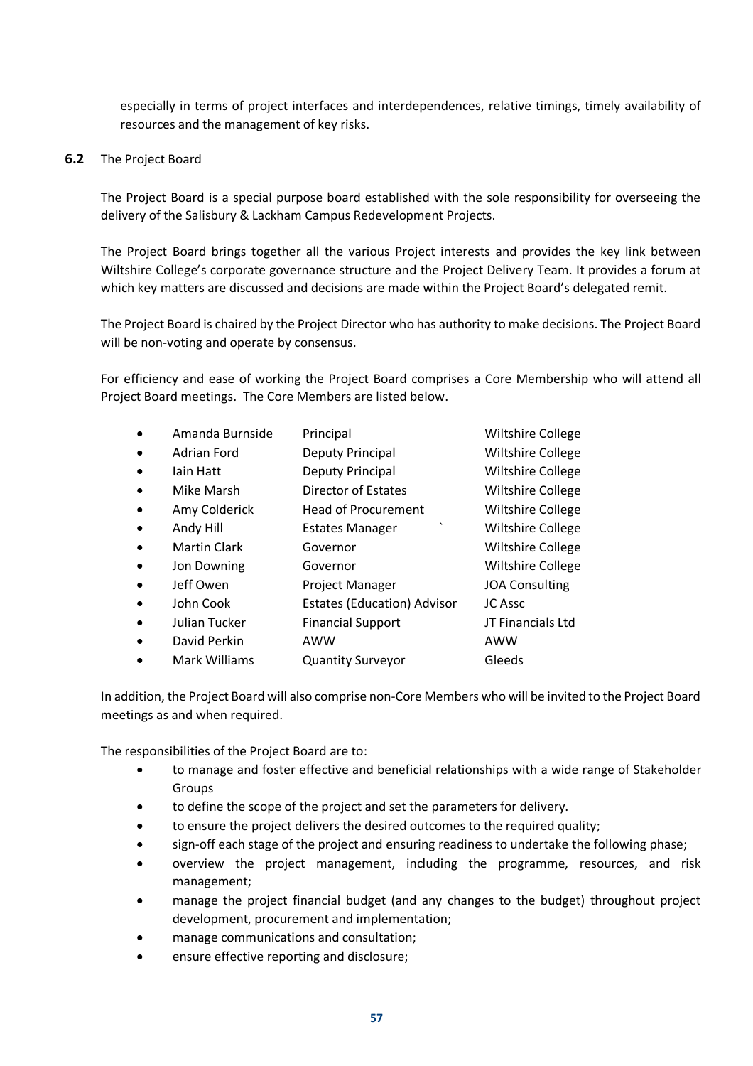especially in terms of project interfaces and interdependences, relative timings, timely availability of resources and the management of key risks.

**6.2** The Project Board

The Project Board is a special purpose board established with the sole responsibility for overseeing the delivery of the Salisbury & Lackham Campus Redevelopment Projects.

The Project Board brings together all the various Project interests and provides the key link between Wiltshire College's corporate governance structure and the Project Delivery Team. It provides a forum at which key matters are discussed and decisions are made within the Project Board's delegated remit.

The Project Board is chaired by the Project Director who has authority to make decisions. The Project Board will be non-voting and operate by consensus.

For efficiency and ease of working the Project Board comprises a Core Membership who will attend all Project Board meetings. The Core Members are listed below.

- Amanda Burnside — Principal — Wiltshire College
- Adrian Ford — Deputy Principal — Wiltshire College
- Iain Hatt — Deputy Principal — Wiltshire College
- Mike Marsh — Director of Estates — Wiltshire College
- Amy Colderick — Head of Procurement — Wiltshire College
- Andy Hill — Estates Manager — Wiltshire College
- Martin Clark — Governor — Wiltshire College
- Jon Downing — Governor — Wiltshire College
- Jeff Owen — Project Manager — JOA Consulting
- John Cook — Estates (Education) Advisor — JC Assc
- Julian Tucker — Financial Support — JT Financials Ltd
- David Perkin — AWW — AWW
- Mark Williams — Quantity Surveyor — Gleeds

In addition, the Project Board will also comprise non-Core Members who will be invited to the Project Board meetings as and when required.

The responsibilities of the Project Board are to:

- to manage and foster effective and beneficial relationships with a wide range of Stakeholder Groups
- to define the scope of the project and set the parameters for delivery.
- to ensure the project delivers the desired outcomes to the required quality;
- sign-off each stage of the project and ensuring readiness to undertake the following phase;
- overview the project management, including the programme, resources, and risk management;
- manage the project financial budget (and any changes to the budget) throughout project development, procurement and implementation;
- manage communications and consultation;
- ensure effective reporting and disclosure;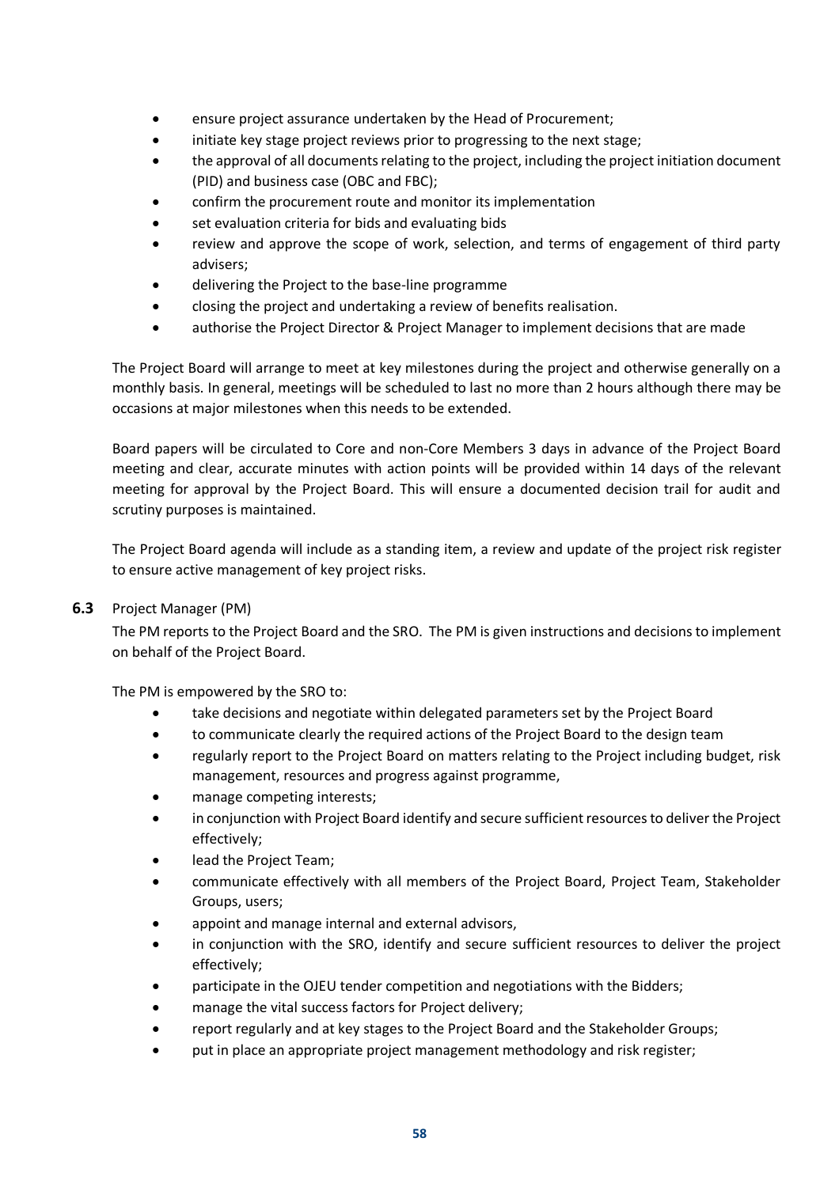- ensure project assurance undertaken by the Head of Procurement;
- initiate key stage project reviews prior to progressing to the next stage;
- the approval of all documents relating to the project, including the project initiation document (PID) and business case (OBC and FBC);
- confirm the procurement route and monitor its implementation
- set evaluation criteria for bids and evaluating bids
- review and approve the scope of work, selection, and terms of engagement of third party advisers;
- delivering the Project to the base-line programme
- closing the project and undertaking a review of benefits realisation.
- authorise the Project Director & Project Manager to implement decisions that are made

The Project Board will arrange to meet at key milestones during the project and otherwise generally on a monthly basis. In general, meetings will be scheduled to last no more than 2 hours although there may be occasions at major milestones when this needs to be extended.

Board papers will be circulated to Core and non-Core Members 3 days in advance of the Project Board meeting and clear, accurate minutes with action points will be provided within 14 days of the relevant meeting for approval by the Project Board. This will ensure a documented decision trail for audit and scrutiny purposes is maintained.

The Project Board agenda will include as a standing item, a review and update of the project risk register to ensure active management of key project risks.

**6.3** Project Manager (PM)

The PM reports to the Project Board and the SRO. The PM is given instructions and decisions to implement on behalf of the Project Board.

The PM is empowered by the SRO to:

- take decisions and negotiate within delegated parameters set by the Project Board
- to communicate clearly the required actions of the Project Board to the design team
- regularly report to the Project Board on matters relating to the Project including budget, risk management, resources and progress against programme,
- manage competing interests;
- in conjunction with Project Board identify and secure sufficient resources to deliver the Project effectively;
- lead the Project Team;
- communicate effectively with all members of the Project Board, Project Team, Stakeholder Groups, users;
- appoint and manage internal and external advisors,
- in conjunction with the SRO, identify and secure sufficient resources to deliver the project effectively;
- participate in the OJEU tender competition and negotiations with the Bidders;
- manage the vital success factors for Project delivery;
- report regularly and at key stages to the Project Board and the Stakeholder Groups;
- put in place an appropriate project management methodology and risk register;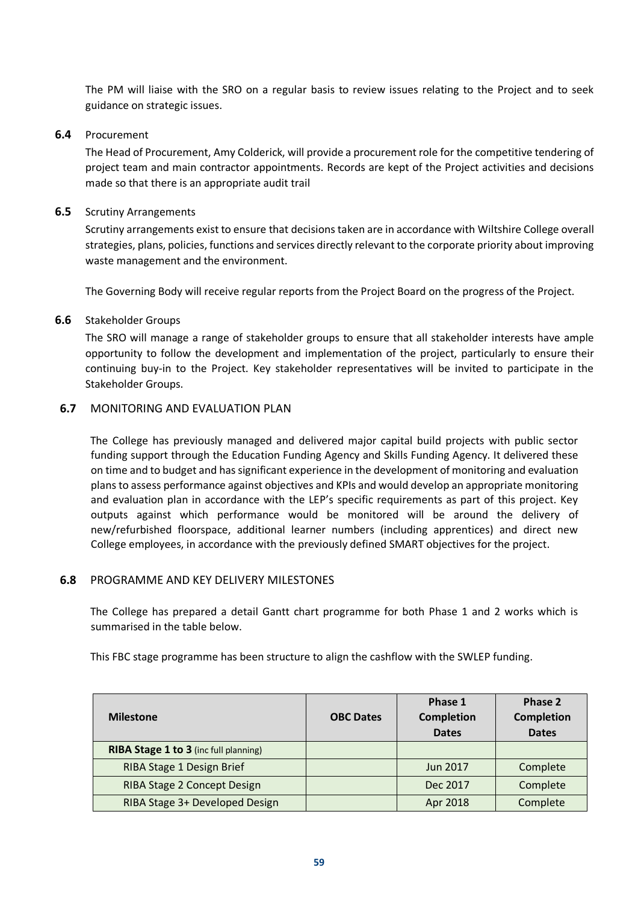The PM will liaise with the SRO on a regular basis to review issues relating to the Project and to seek guidance on strategic issues.

### 6.4 Procurement

The Head of Procurement, Amy Colderick, will provide a procurement role for the competitive tendering of project team and main contractor appointments. Records are kept of the Project activities and decisions made so that there is an appropriate audit trail

### 6.5 Scrutiny Arrangements

Scrutiny arrangements exist to ensure that decisions taken are in accordance with Wiltshire College overall strategies, plans, policies, functions and services directly relevant to the corporate priority about improving waste management and the environment.

The Governing Body will receive regular reports from the Project Board on the progress of the Project.

### 6.6 Stakeholder Groups

The SRO will manage a range of stakeholder groups to ensure that all stakeholder interests have ample opportunity to follow the development and implementation of the project, particularly to ensure their continuing buy-in to the Project. Key stakeholder representatives will be invited to participate in the Stakeholder Groups.

### 6.7 MONITORING AND EVALUATION PLAN

The College has previously managed and delivered major capital build projects with public sector funding support through the Education Funding Agency and Skills Funding Agency. It delivered these on time and to budget and has significant experience in the development of monitoring and evaluation plans to assess performance against objectives and KPIs and would develop an appropriate monitoring and evaluation plan in accordance with the LEP's specific requirements as part of this project. Key outputs against which performance would be monitored will be around the delivery of new/refurbished floorspace, additional learner numbers (including apprentices) and direct new College employees, in accordance with the previously defined SMART objectives for the project.

### 6.8 PROGRAMME AND KEY DELIVERY MILESTONES

The College has prepared a detail Gantt chart programme for both Phase 1 and 2 works which is summarised in the table below.

This FBC stage programme has been structure to align the cashflow with the SWLEP funding.

| Milestone | OBC Dates | Phase 1 Completion Dates | Phase 2 Completion Dates |
|---|---|---|---|
| **RIBA Stage 1 to 3** (inc full planning) | | | |
| RIBA Stage 1 Design Brief | | Jun 2017 | Complete |
| RIBA Stage 2 Concept Design | | Dec 2017 | Complete |
| RIBA Stage 3+ Developed Design | | Apr 2018 | Complete |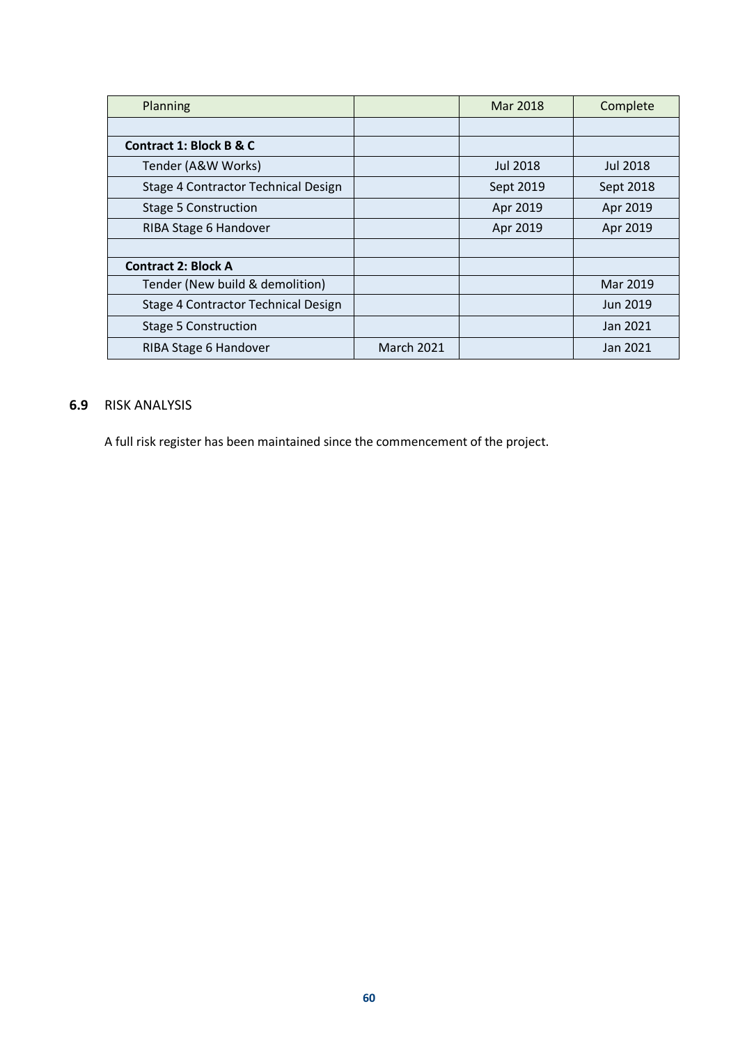| | | | |
|---|---|---|---|
| Planning | | Mar 2018 | Complete |
| | | | |
| **Contract 1: Block B & C** | | | |
| Tender (A&W Works) | | Jul 2018 | Jul 2018 |
| Stage 4 Contractor Technical Design | | Sept 2019 | Sept 2018 |
| Stage 5 Construction | | Apr 2019 | Apr 2019 |
| RIBA Stage 6 Handover | | Apr 2019 | Apr 2019 |
| | | | |
| **Contract 2: Block A** | | | |
| Tender (New build & demolition) | | | Mar 2019 |
| Stage 4 Contractor Technical Design | | | Jun 2019 |
| Stage 5 Construction | | | Jan 2021 |
| RIBA Stage 6 Handover | March 2021 | | Jan 2021 |

### **6.9** RISK ANALYSIS

A full risk register has been maintained since the commencement of the project.